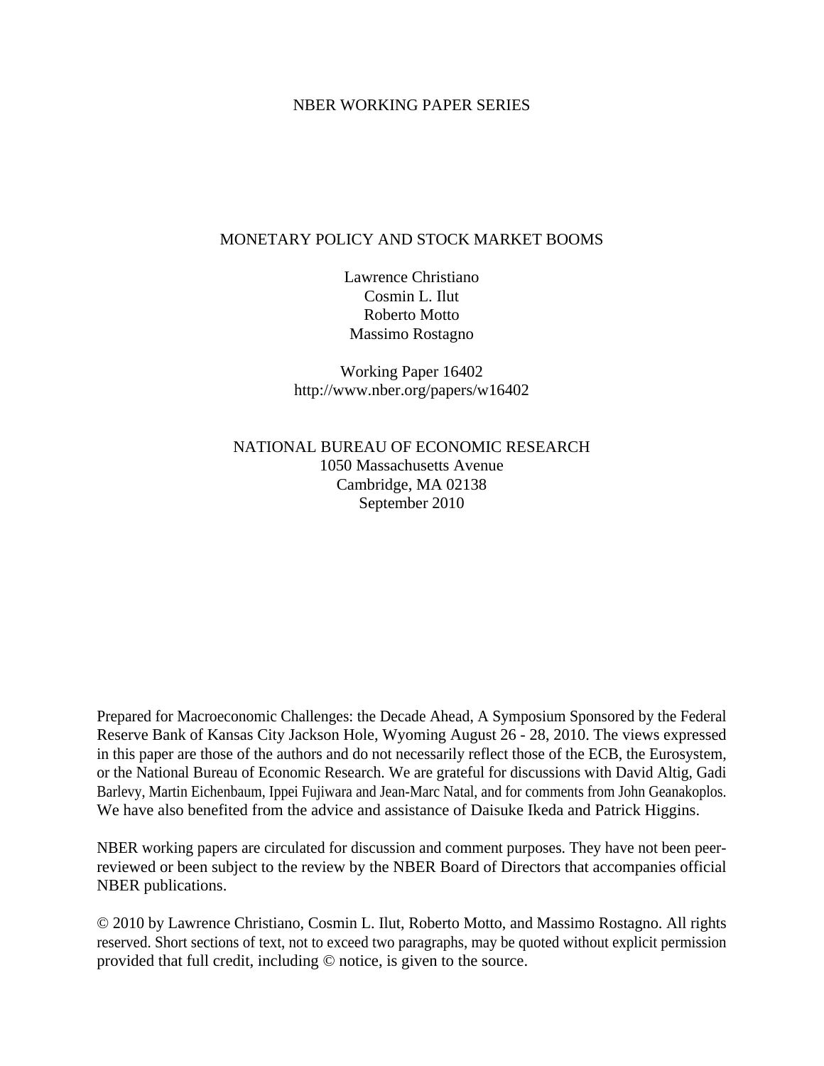NBER WORKING PAPER SERIES

# MONETARY POLICY AND STOCK MARKET BOOMS

Lawrence Christiano
Cosmin L. Ilut
Roberto Motto
Massimo Rostagno

Working Paper 16402
http://www.nber.org/papers/w16402

NATIONAL BUREAU OF ECONOMIC RESEARCH
1050 Massachusetts Avenue
Cambridge, MA 02138
September 2010

Prepared for Macroeconomic Challenges: the Decade Ahead, A Symposium Sponsored by the Federal Reserve Bank of Kansas City Jackson Hole, Wyoming August 26 - 28, 2010. The views expressed in this paper are those of the authors and do not necessarily reflect those of the ECB, the Eurosystem, or the National Bureau of Economic Research. We are grateful for discussions with David Altig, Gadi Barlevy, Martin Eichenbaum, Ippei Fujiwara and Jean-Marc Natal, and for comments from John Geanakoplos. We have also benefited from the advice and assistance of Daisuke Ikeda and Patrick Higgins.

NBER working papers are circulated for discussion and comment purposes. They have not been peer-reviewed or been subject to the review by the NBER Board of Directors that accompanies official NBER publications.

© 2010 by Lawrence Christiano, Cosmin L. Ilut, Roberto Motto, and Massimo Rostagno. All rights reserved. Short sections of text, not to exceed two paragraphs, may be quoted without explicit permission provided that full credit, including © notice, is given to the source.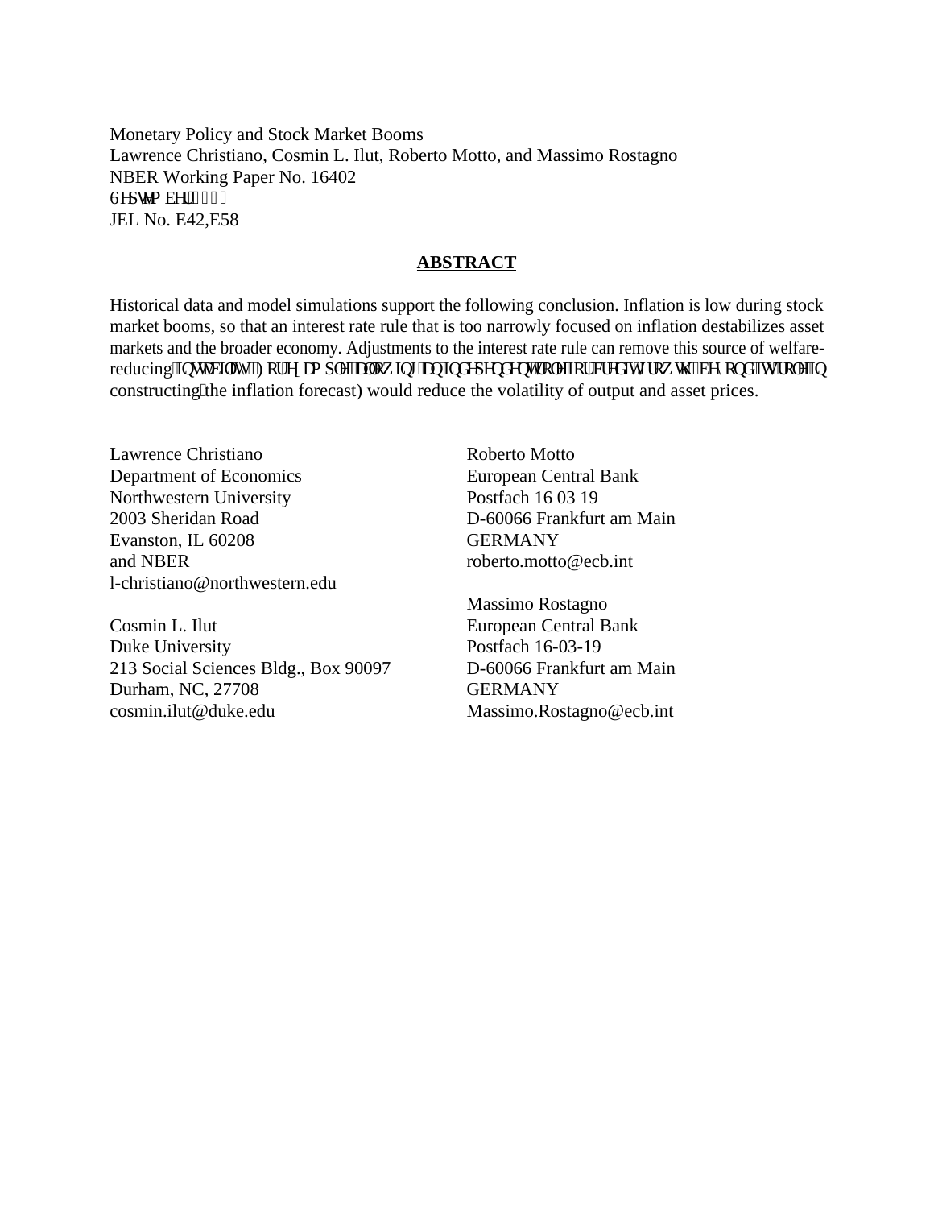Monetary Policy and Stock Market Booms
Lawrence Christiano, Cosmin L. Ilut, Roberto Motto, and Massimo Rostagno
NBER Working Paper No. 16402
September 2010
JEL No. E42,E58

## ABSTRACT

Historical data and model simulations support the following conclusion. Inflation is low during stock market booms, so that an interest rate rule that is too narrowly focused on inflation destabilizes asset markets and the broader economy. Adjustments to the interest rate rule can remove this source of welfare-reducing instability. For example, allowing an independent role for credit growth (beyond its role in constructing the inflation forecast) would reduce the volatility of output and asset prices.

Lawrence Christiano
Department of Economics
Northwestern University
2003 Sheridan Road
Evanston, IL 60208
and NBER
l-christiano@northwestern.edu

Cosmin L. Ilut
Duke University
213 Social Sciences Bldg., Box 90097
Durham, NC, 27708
cosmin.ilut@duke.edu

Roberto Motto
European Central Bank
Postfach 16 03 19
D-60066 Frankfurt am Main
GERMANY
roberto.motto@ecb.int

Massimo Rostagno
European Central Bank
Postfach 16-03-19
D-60066 Frankfurt am Main
GERMANY
Massimo.Rostagno@ecb.int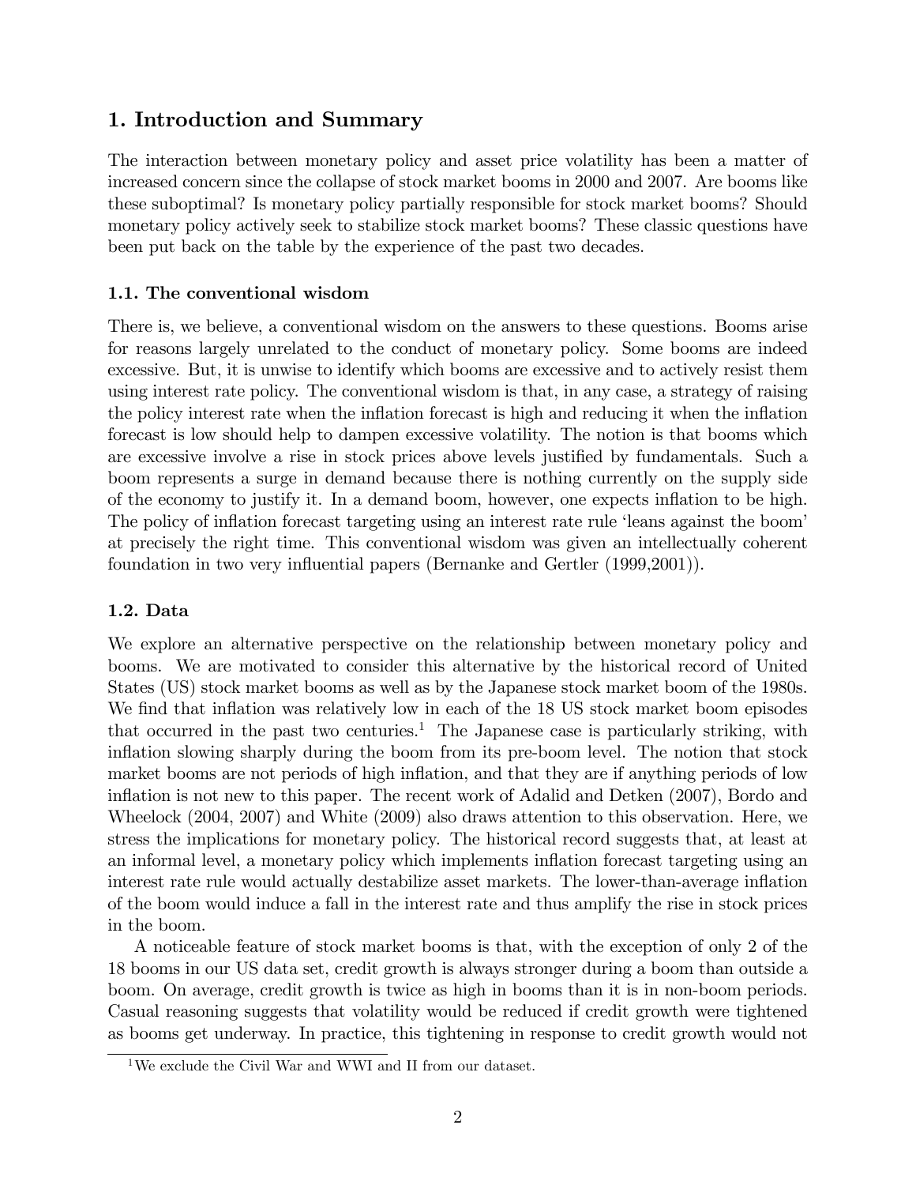## 1. Introduction and Summary

The interaction between monetary policy and asset price volatility has been a matter of increased concern since the collapse of stock market booms in 2000 and 2007. Are booms like these suboptimal? Is monetary policy partially responsible for stock market booms? Should monetary policy actively seek to stabilize stock market booms? These classic questions have been put back on the table by the experience of the past two decades.

### 1.1. The conventional wisdom

There is, we believe, a conventional wisdom on the answers to these questions. Booms arise for reasons largely unrelated to the conduct of monetary policy. Some booms are indeed excessive. But, it is unwise to identify which booms are excessive and to actively resist them using interest rate policy. The conventional wisdom is that, in any case, a strategy of raising the policy interest rate when the inflation forecast is high and reducing it when the inflation forecast is low should help to dampen excessive volatility. The notion is that booms which are excessive involve a rise in stock prices above levels justified by fundamentals. Such a boom represents a surge in demand because there is nothing currently on the supply side of the economy to justify it. In a demand boom, however, one expects inflation to be high. The policy of inflation forecast targeting using an interest rate rule 'leans against the boom' at precisely the right time. This conventional wisdom was given an intellectually coherent foundation in two very influential papers (Bernanke and Gertler (1999,2001)).

### 1.2. Data

We explore an alternative perspective on the relationship between monetary policy and booms. We are motivated to consider this alternative by the historical record of United States (US) stock market booms as well as by the Japanese stock market boom of the 1980s. We find that inflation was relatively low in each of the 18 US stock market boom episodes that occurred in the past two centuries.[1] The Japanese case is particularly striking, with inflation slowing sharply during the boom from its pre-boom level. The notion that stock market booms are not periods of high inflation, and that they are if anything periods of low inflation is not new to this paper. The recent work of Adalid and Detken (2007), Bordo and Wheelock (2004, 2007) and White (2009) also draws attention to this observation. Here, we stress the implications for monetary policy. The historical record suggests that, at least at an informal level, a monetary policy which implements inflation forecast targeting using an interest rate rule would actually destabilize asset markets. The lower-than-average inflation of the boom would induce a fall in the interest rate and thus amplify the rise in stock prices in the boom.

A noticeable feature of stock market booms is that, with the exception of only 2 of the 18 booms in our US data set, credit growth is always stronger during a boom than outside a boom. On average, credit growth is twice as high in booms than it is in non-boom periods. Casual reasoning suggests that volatility would be reduced if credit growth were tightened as booms get underway. In practice, this tightening in response to credit growth would not

[1] We exclude the Civil War and WWI and II from our dataset.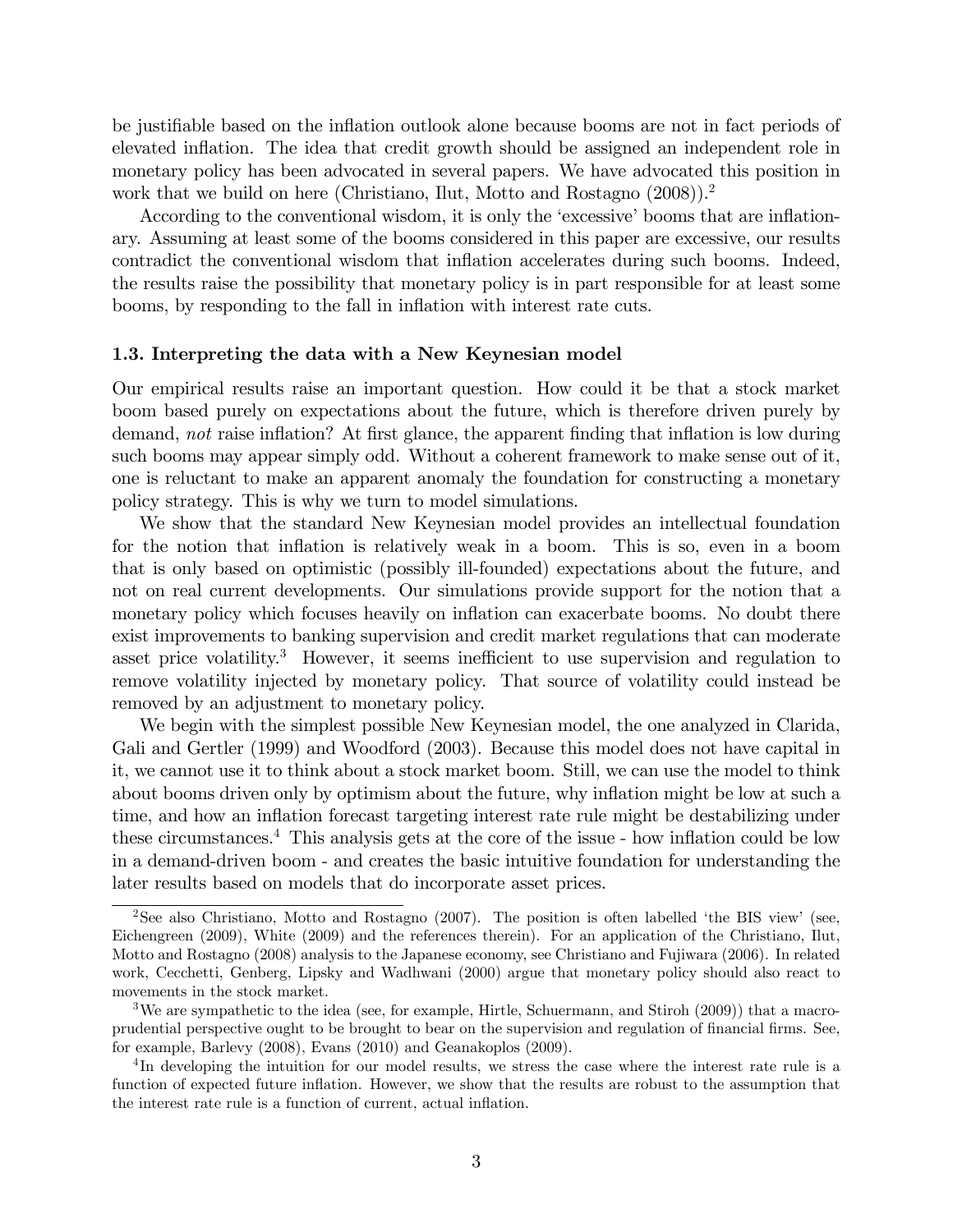be justifiable based on the inflation outlook alone because booms are not in fact periods of elevated inflation. The idea that credit growth should be assigned an independent role in monetary policy has been advocated in several papers. We have advocated this position in work that we build on here (Christiano, Ilut, Motto and Rostagno (2008)).[2]

According to the conventional wisdom, it is only the 'excessive' booms that are inflationary. Assuming at least some of the booms considered in this paper are excessive, our results contradict the conventional wisdom that inflation accelerates during such booms. Indeed, the results raise the possibility that monetary policy is in part responsible for at least some booms, by responding to the fall in inflation with interest rate cuts.

### 1.3. Interpreting the data with a New Keynesian model

Our empirical results raise an important question. How could it be that a stock market boom based purely on expectations about the future, which is therefore driven purely by demand, *not* raise inflation? At first glance, the apparent finding that inflation is low during such booms may appear simply odd. Without a coherent framework to make sense out of it, one is reluctant to make an apparent anomaly the foundation for constructing a monetary policy strategy. This is why we turn to model simulations.

We show that the standard New Keynesian model provides an intellectual foundation for the notion that inflation is relatively weak in a boom. This is so, even in a boom that is only based on optimistic (possibly ill-founded) expectations about the future, and not on real current developments. Our simulations provide support for the notion that a monetary policy which focuses heavily on inflation can exacerbate booms. No doubt there exist improvements to banking supervision and credit market regulations that can moderate asset price volatility.[3] However, it seems inefficient to use supervision and regulation to remove volatility injected by monetary policy. That source of volatility could instead be removed by an adjustment to monetary policy.

We begin with the simplest possible New Keynesian model, the one analyzed in Clarida, Gali and Gertler (1999) and Woodford (2003). Because this model does not have capital in it, we cannot use it to think about a stock market boom. Still, we can use the model to think about booms driven only by optimism about the future, why inflation might be low at such a time, and how an inflation forecast targeting interest rate rule might be destabilizing under these circumstances.[4] This analysis gets at the core of the issue - how inflation could be low in a demand-driven boom - and creates the basic intuitive foundation for understanding the later results based on models that do incorporate asset prices.

---

[2] See also Christiano, Motto and Rostagno (2007). The position is often labelled 'the BIS view' (see, Eichengreen (2009), White (2009) and the references therein). For an application of the Christiano, Ilut, Motto and Rostagno (2008) analysis to the Japanese economy, see Christiano and Fujiwara (2006). In related work, Cecchetti, Genberg, Lipsky and Wadhwani (2000) argue that monetary policy should also react to movements in the stock market.

[3] We are sympathetic to the idea (see, for example, Hirtle, Schuermann, and Stiroh (2009)) that a macroprudential perspective ought to be brought to bear on the supervision and regulation of financial firms. See, for example, Barlevy (2008), Evans (2010) and Geanakoplos (2009).

[4] In developing the intuition for our model results, we stress the case where the interest rate rule is a function of expected future inflation. However, we show that the results are robust to the assumption that the interest rate rule is a function of current, actual inflation.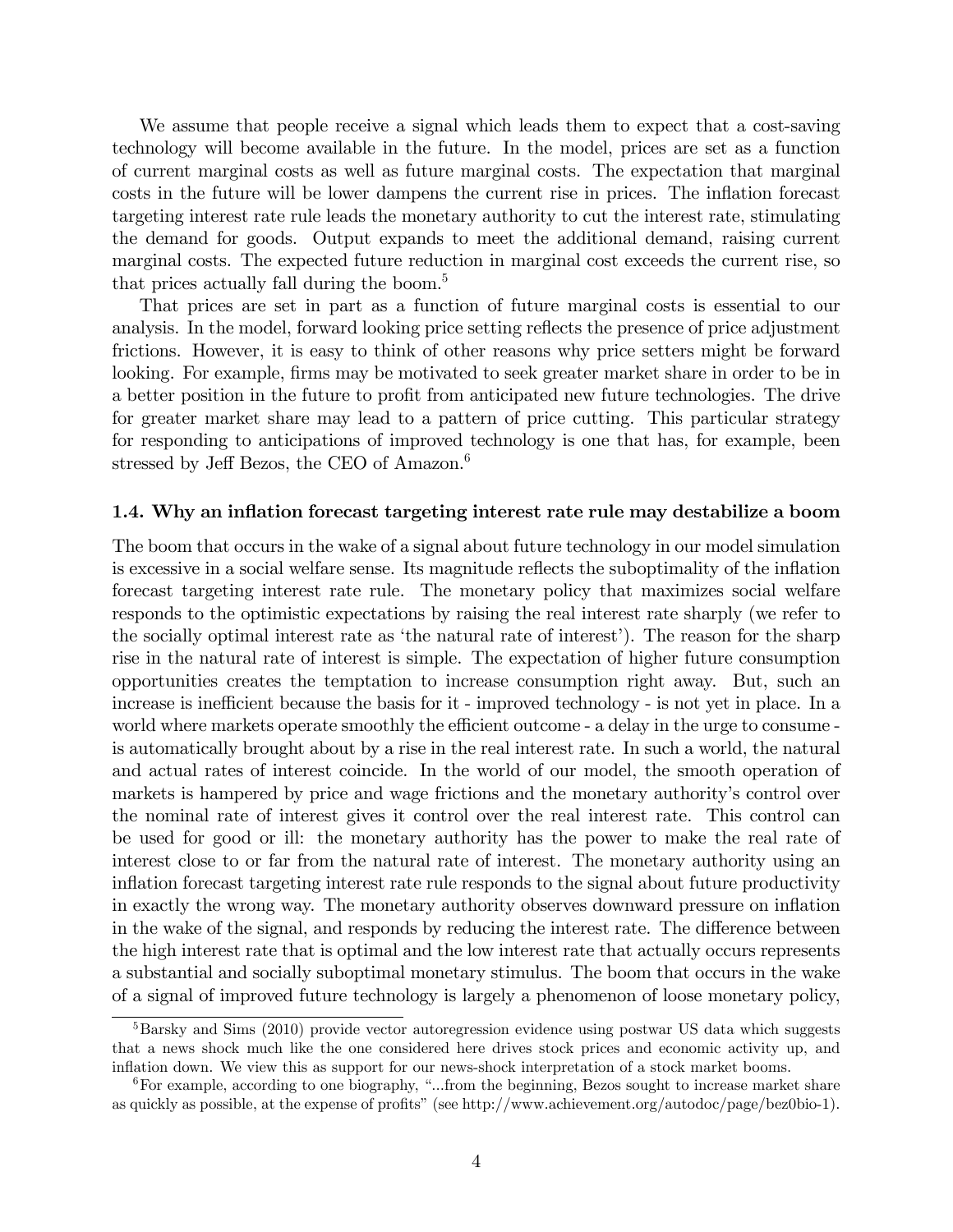We assume that people receive a signal which leads them to expect that a cost-saving technology will become available in the future. In the model, prices are set as a function of current marginal costs as well as future marginal costs. The expectation that marginal costs in the future will be lower dampens the current rise in prices. The inflation forecast targeting interest rate rule leads the monetary authority to cut the interest rate, stimulating the demand for goods. Output expands to meet the additional demand, raising current marginal costs. The expected future reduction in marginal cost exceeds the current rise, so that prices actually fall during the boom.[5]

That prices are set in part as a function of future marginal costs is essential to our analysis. In the model, forward looking price setting reflects the presence of price adjustment frictions. However, it is easy to think of other reasons why price setters might be forward looking. For example, firms may be motivated to seek greater market share in order to be in a better position in the future to profit from anticipated new future technologies. The drive for greater market share may lead to a pattern of price cutting. This particular strategy for responding to anticipations of improved technology is one that has, for example, been stressed by Jeff Bezos, the CEO of Amazon.[6]

### 1.4. Why an inflation forecast targeting interest rate rule may destabilize a boom

The boom that occurs in the wake of a signal about future technology in our model simulation is excessive in a social welfare sense. Its magnitude reflects the suboptimality of the inflation forecast targeting interest rate rule. The monetary policy that maximizes social welfare responds to the optimistic expectations by raising the real interest rate sharply (we refer to the socially optimal interest rate as 'the natural rate of interest'). The reason for the sharp rise in the natural rate of interest is simple. The expectation of higher future consumption opportunities creates the temptation to increase consumption right away. But, such an increase is inefficient because the basis for it - improved technology - is not yet in place. In a world where markets operate smoothly the efficient outcome - a delay in the urge to consume - is automatically brought about by a rise in the real interest rate. In such a world, the natural and actual rates of interest coincide. In the world of our model, the smooth operation of markets is hampered by price and wage frictions and the monetary authority's control over the nominal rate of interest gives it control over the real interest rate. This control can be used for good or ill: the monetary authority has the power to make the real rate of interest close to or far from the natural rate of interest. The monetary authority using an inflation forecast targeting interest rate rule responds to the signal about future productivity in exactly the wrong way. The monetary authority observes downward pressure on inflation in the wake of the signal, and responds by reducing the interest rate. The difference between the high interest rate that is optimal and the low interest rate that actually occurs represents a substantial and socially suboptimal monetary stimulus. The boom that occurs in the wake of a signal of improved future technology is largely a phenomenon of loose monetary policy,

[5] Barsky and Sims (2010) provide vector autoregression evidence using postwar US data which suggests that a news shock much like the one considered here drives stock prices and economic activity up, and inflation down. We view this as support for our news-shock interpretation of a stock market booms.

[6] For example, according to one biography, "...from the beginning, Bezos sought to increase market share as quickly as possible, at the expense of profits" (see http://www.achievement.org/autodoc/page/bez0bio-1).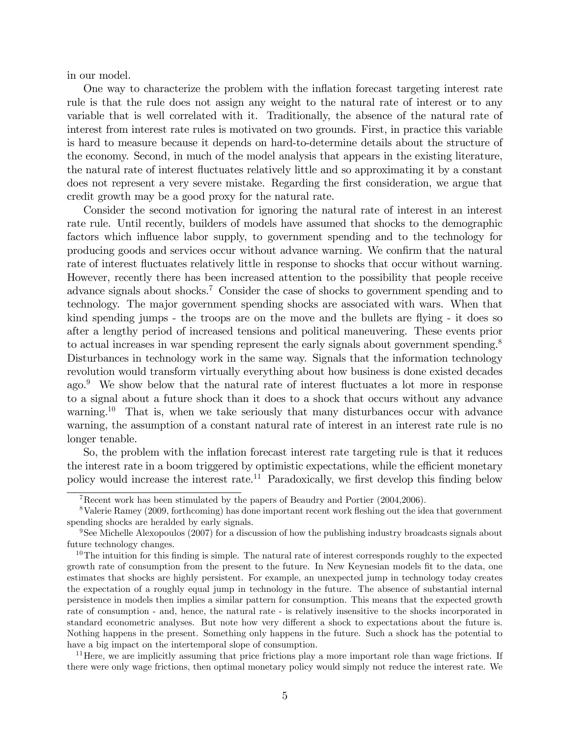in our model.

One way to characterize the problem with the inflation forecast targeting interest rate rule is that the rule does not assign any weight to the natural rate of interest or to any variable that is well correlated with it. Traditionally, the absence of the natural rate of interest from interest rate rules is motivated on two grounds. First, in practice this variable is hard to measure because it depends on hard-to-determine details about the structure of the economy. Second, in much of the model analysis that appears in the existing literature, the natural rate of interest fluctuates relatively little and so approximating it by a constant does not represent a very severe mistake. Regarding the first consideration, we argue that credit growth may be a good proxy for the natural rate.

Consider the second motivation for ignoring the natural rate of interest in an interest rate rule. Until recently, builders of models have assumed that shocks to the demographic factors which influence labor supply, to government spending and to the technology for producing goods and services occur without advance warning. We confirm that the natural rate of interest fluctuates relatively little in response to shocks that occur without warning. However, recently there has been increased attention to the possibility that people receive advance signals about shocks.[7] Consider the case of shocks to government spending and to technology. The major government spending shocks are associated with wars. When that kind spending jumps - the troops are on the move and the bullets are flying - it does so after a lengthy period of increased tensions and political maneuvering. These events prior to actual increases in war spending represent the early signals about government spending.[8] Disturbances in technology work in the same way. Signals that the information technology revolution would transform virtually everything about how business is done existed decades ago.[9] We show below that the natural rate of interest fluctuates a lot more in response to a signal about a future shock than it does to a shock that occurs without any advance warning.[10] That is, when we take seriously that many disturbances occur with advance warning, the assumption of a constant natural rate of interest in an interest rate rule is no longer tenable.

So, the problem with the inflation forecast interest rate targeting rule is that it reduces the interest rate in a boom triggered by optimistic expectations, while the efficient monetary policy would increase the interest rate.[11] Paradoxically, we first develop this finding below

[7] Recent work has been stimulated by the papers of Beaudry and Portier (2004,2006).

[8] Valerie Ramey (2009, forthcoming) has done important recent work fleshing out the idea that government spending shocks are heralded by early signals.

[9] See Michelle Alexopoulos (2007) for a discussion of how the publishing industry broadcasts signals about future technology changes.

[10] The intuition for this finding is simple. The natural rate of interest corresponds roughly to the expected growth rate of consumption from the present to the future. In New Keynesian models fit to the data, one estimates that shocks are highly persistent. For example, an unexpected jump in technology today creates the expectation of a roughly equal jump in technology in the future. The absence of substantial internal persistence in models then implies a similar pattern for consumption. This means that the expected growth rate of consumption - and, hence, the natural rate - is relatively insensitive to the shocks incorporated in standard econometric analyses. But note how very different a shock to expectations about the future is. Nothing happens in the present. Something only happens in the future. Such a shock has the potential to have a big impact on the intertemporal slope of consumption.

[11] Here, we are implicitly assuming that price frictions play a more important role than wage frictions. If there were only wage frictions, then optimal monetary policy would simply not reduce the interest rate. We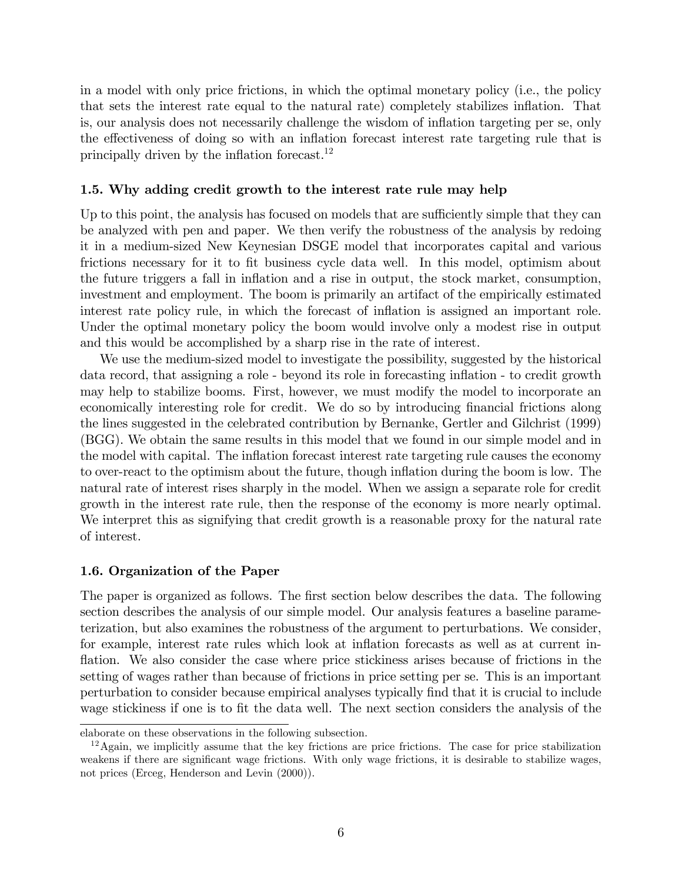in a model with only price frictions, in which the optimal monetary policy (i.e., the policy that sets the interest rate equal to the natural rate) completely stabilizes inflation. That is, our analysis does not necessarily challenge the wisdom of inflation targeting per se, only the effectiveness of doing so with an inflation forecast interest rate targeting rule that is principally driven by the inflation forecast.[12]

### 1.5. Why adding credit growth to the interest rate rule may help

Up to this point, the analysis has focused on models that are sufficiently simple that they can be analyzed with pen and paper. We then verify the robustness of the analysis by redoing it in a medium-sized New Keynesian DSGE model that incorporates capital and various frictions necessary for it to fit business cycle data well. In this model, optimism about the future triggers a fall in inflation and a rise in output, the stock market, consumption, investment and employment. The boom is primarily an artifact of the empirically estimated interest rate policy rule, in which the forecast of inflation is assigned an important role. Under the optimal monetary policy the boom would involve only a modest rise in output and this would be accomplished by a sharp rise in the rate of interest.

We use the medium-sized model to investigate the possibility, suggested by the historical data record, that assigning a role - beyond its role in forecasting inflation - to credit growth may help to stabilize booms. First, however, we must modify the model to incorporate an economically interesting role for credit. We do so by introducing financial frictions along the lines suggested in the celebrated contribution by Bernanke, Gertler and Gilchrist (1999) (BGG). We obtain the same results in this model that we found in our simple model and in the model with capital. The inflation forecast interest rate targeting rule causes the economy to over-react to the optimism about the future, though inflation during the boom is low. The natural rate of interest rises sharply in the model. When we assign a separate role for credit growth in the interest rate rule, then the response of the economy is more nearly optimal. We interpret this as signifying that credit growth is a reasonable proxy for the natural rate of interest.

### 1.6. Organization of the Paper

The paper is organized as follows. The first section below describes the data. The following section describes the analysis of our simple model. Our analysis features a baseline parameterization, but also examines the robustness of the argument to perturbations. We consider, for example, interest rate rules which look at inflation forecasts as well as at current inflation. We also consider the case where price stickiness arises because of frictions in the setting of wages rather than because of frictions in price setting per se. This is an important perturbation to consider because empirical analyses typically find that it is crucial to include wage stickiness if one is to fit the data well. The next section considers the analysis of the

elaborate on these observations in the following subsection.

[12] Again, we implicitly assume that the key frictions are price frictions. The case for price stabilization weakens if there are significant wage frictions. With only wage frictions, it is desirable to stabilize wages, not prices (Erceg, Henderson and Levin (2000)).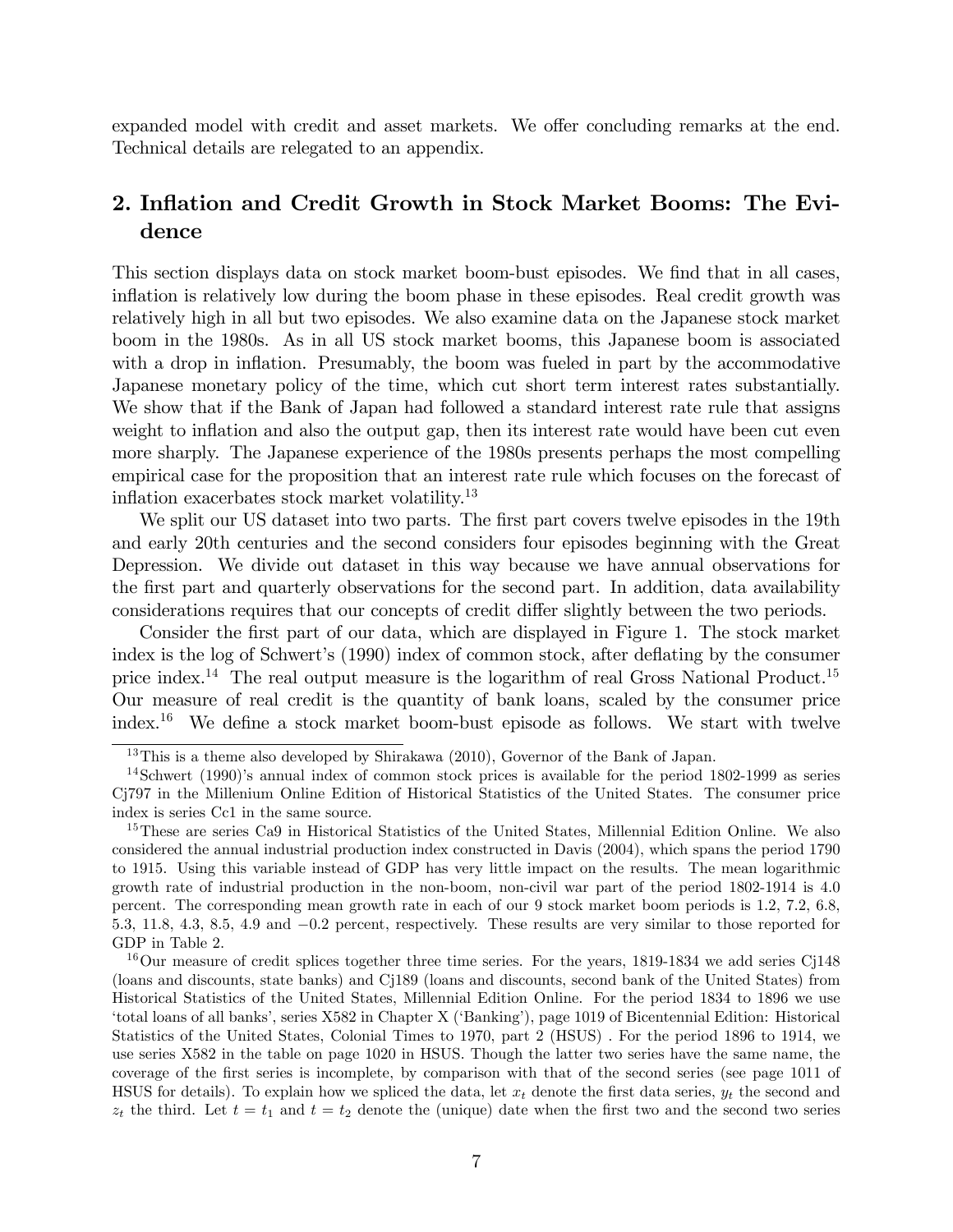expanded model with credit and asset markets. We offer concluding remarks at the end. Technical details are relegated to an appendix.

## 2. Inflation and Credit Growth in Stock Market Booms: The Evidence

This section displays data on stock market boom-bust episodes. We find that in all cases, inflation is relatively low during the boom phase in these episodes. Real credit growth was relatively high in all but two episodes. We also examine data on the Japanese stock market boom in the 1980s. As in all US stock market booms, this Japanese boom is associated with a drop in inflation. Presumably, the boom was fueled in part by the accommodative Japanese monetary policy of the time, which cut short term interest rates substantially. We show that if the Bank of Japan had followed a standard interest rate rule that assigns weight to inflation and also the output gap, then its interest rate would have been cut even more sharply. The Japanese experience of the 1980s presents perhaps the most compelling empirical case for the proposition that an interest rate rule which focuses on the forecast of inflation exacerbates stock market volatility.[13]

We split our US dataset into two parts. The first part covers twelve episodes in the 19th and early 20th centuries and the second considers four episodes beginning with the Great Depression. We divide out dataset in this way because we have annual observations for the first part and quarterly observations for the second part. In addition, data availability considerations requires that our concepts of credit differ slightly between the two periods.

Consider the first part of our data, which are displayed in Figure 1. The stock market index is the log of Schwert's (1990) index of common stock, after deflating by the consumer price index.[14] The real output measure is the logarithm of real Gross National Product.[15] Our measure of real credit is the quantity of bank loans, scaled by the consumer price index.[16] We define a stock market boom-bust episode as follows. We start with twelve

---

[13] This is a theme also developed by Shirakawa (2010), Governor of the Bank of Japan.

[14] Schwert (1990)'s annual index of common stock prices is available for the period 1802-1999 as series Cj797 in the Millenium Online Edition of Historical Statistics of the United States. The consumer price index is series Cc1 in the same source.

[15] These are series Ca9 in Historical Statistics of the United States, Millennial Edition Online. We also considered the annual industrial production index constructed in Davis (2004), which spans the period 1790 to 1915. Using this variable instead of GDP has very little impact on the results. The mean logarithmic growth rate of industrial production in the non-boom, non-civil war part of the period 1802-1914 is 4.0 percent. The corresponding mean growth rate in each of our 9 stock market boom periods is 1.2, 7.2, 6.8, 5.3, 11.8, 4.3, 8.5, 4.9 and −0.2 percent, respectively. These results are very similar to those reported for GDP in Table 2.

[16] Our measure of credit splices together three time series. For the years, 1819-1834 we add series Cj148 (loans and discounts, state banks) and Cj189 (loans and discounts, second bank of the United States) from Historical Statistics of the United States, Millennial Edition Online. For the period 1834 to 1896 we use 'total loans of all banks', series X582 in Chapter X ('Banking'), page 1019 of Bicentennial Edition: Historical Statistics of the United States, Colonial Times to 1970, part 2 (HSUS) . For the period 1896 to 1914, we use series X582 in the table on page 1020 in HSUS. Though the latter two series have the same name, the coverage of the first series is incomplete, by comparison with that of the second series (see page 1011 of HSUS for details). To explain how we spliced the data, let $x_t$ denote the first data series, $y_t$ the second and $z_t$ the third. Let $t = t_1$ and $t = t_2$ denote the (unique) date when the first two and the second two series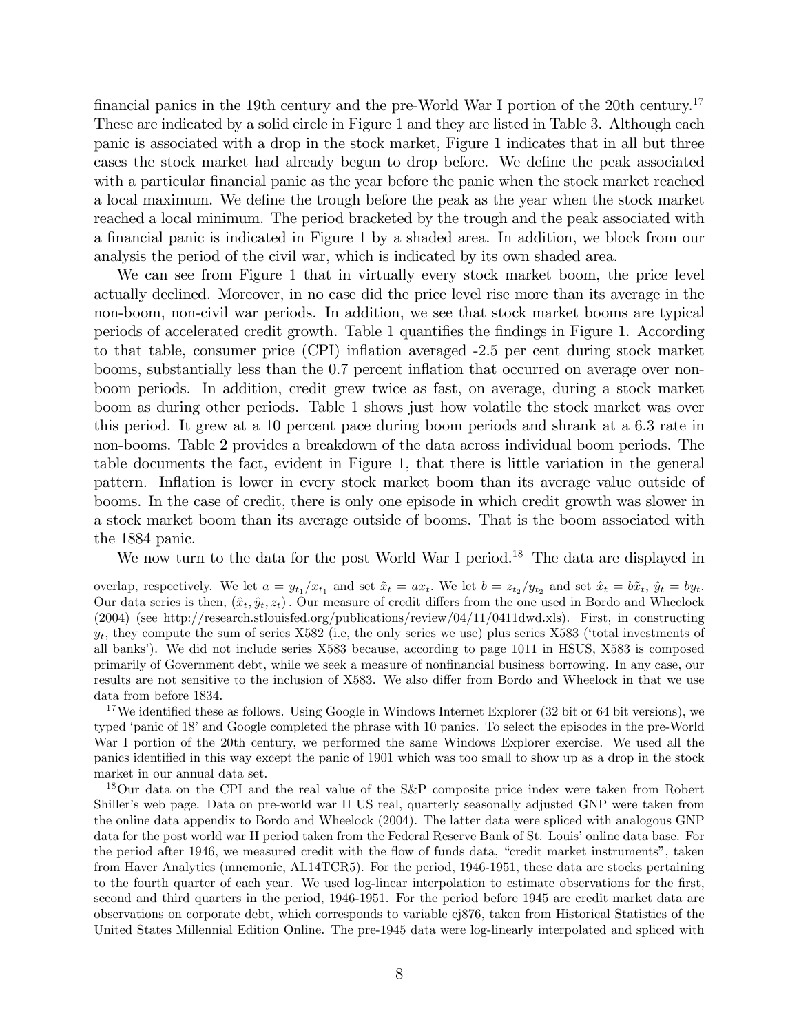financial panics in the 19th century and the pre-World War I portion of the 20th century.[17] These are indicated by a solid circle in Figure 1 and they are listed in Table 3. Although each panic is associated with a drop in the stock market, Figure 1 indicates that in all but three cases the stock market had already begun to drop before. We define the peak associated with a particular financial panic as the year before the panic when the stock market reached a local maximum. We define the trough before the peak as the year when the stock market reached a local minimum. The period bracketed by the trough and the peak associated with a financial panic is indicated in Figure 1 by a shaded area. In addition, we block from our analysis the period of the civil war, which is indicated by its own shaded area.

We can see from Figure 1 that in virtually every stock market boom, the price level actually declined. Moreover, in no case did the price level rise more than its average in the non-boom, non-civil war periods. In addition, we see that stock market booms are typical periods of accelerated credit growth. Table 1 quantifies the findings in Figure 1. According to that table, consumer price (CPI) inflation averaged -2.5 per cent during stock market booms, substantially less than the 0.7 percent inflation that occurred on average over non-boom periods. In addition, credit grew twice as fast, on average, during a stock market boom as during other periods. Table 1 shows just how volatile the stock market was over this period. It grew at a 10 percent pace during boom periods and shrank at a 6.3 rate in non-booms. Table 2 provides a breakdown of the data across individual boom periods. The table documents the fact, evident in Figure 1, that there is little variation in the general pattern. Inflation is lower in every stock market boom than its average value outside of booms. In the case of credit, there is only one episode in which credit growth was slower in a stock market boom than its average outside of booms. That is the boom associated with the 1884 panic.

We now turn to the data for the post World War I period.[18] The data are displayed in

---

overlap, respectively. We let $a = y_{t_1}/x_{t_1}$ and set $\tilde{x}_t = ax_t$. We let $b = z_{t_2}/y_{t_2}$ and set $\hat{x}_t = b\tilde{x}_t$, $\hat{y}_t = by_t$. Our data series is then, $(\hat{x}_t, \hat{y}_t, z_t)$. Our measure of credit differs from the one used in Bordo and Wheelock (2004) (see http://research.stlouisfed.org/publications/review/04/11/0411dwd.xls). First, in constructing $y_t$, they compute the sum of series X582 (i.e, the only series we use) plus series X583 ('total investments of all banks'). We did not include series X583 because, according to page 1011 in HSUS, X583 is composed primarily of Government debt, while we seek a measure of nonfinancial business borrowing. In any case, our results are not sensitive to the inclusion of X583. We also differ from Bordo and Wheelock in that we use data from before 1834.

[17] We identified these as follows. Using Google in Windows Internet Explorer (32 bit or 64 bit versions), we typed 'panic of 18' and Google completed the phrase with 10 panics. To select the episodes in the pre-World War I portion of the 20th century, we performed the same Windows Explorer exercise. We used all the panics identified in this way except the panic of 1901 which was too small to show up as a drop in the stock market in our annual data set.

[18] Our data on the CPI and the real value of the S&P composite price index were taken from Robert Shiller's web page. Data on pre-world war II US real, quarterly seasonally adjusted GNP were taken from the online data appendix to Bordo and Wheelock (2004). The latter data were spliced with analogous GNP data for the post world war II period taken from the Federal Reserve Bank of St. Louis' online data base. For the period after 1946, we measured credit with the flow of funds data, "credit market instruments", taken from Haver Analytics (mnemonic, AL14TCR5). For the period, 1946-1951, these data are stocks pertaining to the fourth quarter of each year. We used log-linear interpolation to estimate observations for the first, second and third quarters in the period, 1946-1951. For the period before 1945 are credit market data are observations on corporate debt, which corresponds to variable cj876, taken from Historical Statistics of the United States Millennial Edition Online. The pre-1945 data were log-linearly interpolated and spliced with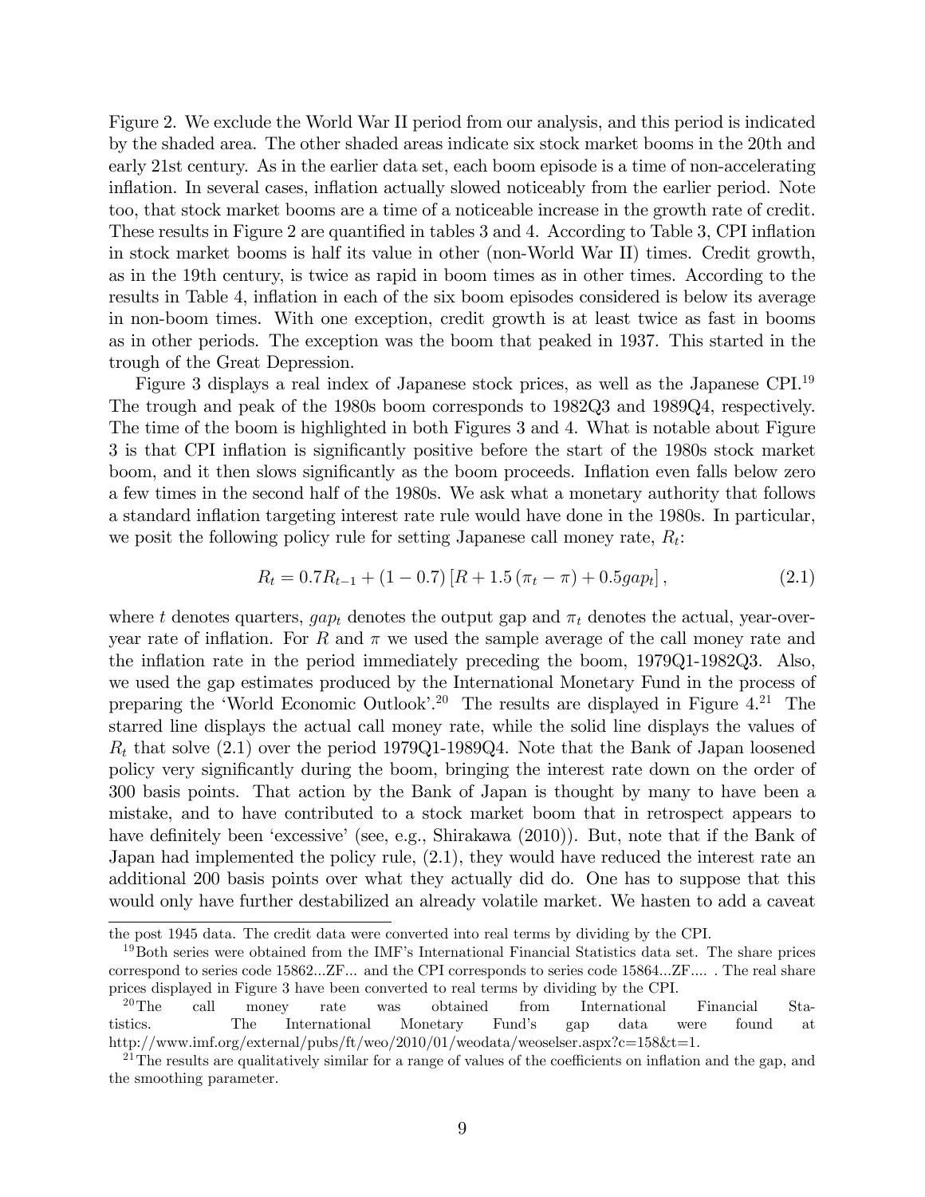Figure 2. We exclude the World War II period from our analysis, and this period is indicated by the shaded area. The other shaded areas indicate six stock market booms in the 20th and early 21st century. As in the earlier data set, each boom episode is a time of non-accelerating inflation. In several cases, inflation actually slowed noticeably from the earlier period. Note too, that stock market booms are a time of a noticeable increase in the growth rate of credit. These results in Figure 2 are quantified in tables 3 and 4. According to Table 3, CPI inflation in stock market booms is half its value in other (non-World War II) times. Credit growth, as in the 19th century, is twice as rapid in boom times as in other times. According to the results in Table 4, inflation in each of the six boom episodes considered is below its average in non-boom times. With one exception, credit growth is at least twice as fast in booms as in other periods. The exception was the boom that peaked in 1937. This started in the trough of the Great Depression.

Figure 3 displays a real index of Japanese stock prices, as well as the Japanese CPI.[19] The trough and peak of the 1980s boom corresponds to 1982Q3 and 1989Q4, respectively. The time of the boom is highlighted in both Figures 3 and 4. What is notable about Figure 3 is that CPI inflation is significantly positive before the start of the 1980s stock market boom, and it then slows significantly as the boom proceeds. Inflation even falls below zero a few times in the second half of the 1980s. We ask what a monetary authority that follows a standard inflation targeting interest rate rule would have done in the 1980s. In particular, we posit the following policy rule for setting Japanese call money rate, $R_t$:

$$R_t = 0.7R_{t-1} + (1 - 0.7)\left[R + 1.5\left(\pi_t - \pi\right) + 0.5gap_t\right], \tag{2.1}$$

where $t$ denotes quarters, $gap_t$ denotes the output gap and $\pi_t$ denotes the actual, year-over-year rate of inflation. For $R$ and $\pi$ we used the sample average of the call money rate and the inflation rate in the period immediately preceding the boom, 1979Q1-1982Q3. Also, we used the gap estimates produced by the International Monetary Fund in the process of preparing the 'World Economic Outlook'.[20] The results are displayed in Figure 4.[21] The starred line displays the actual call money rate, while the solid line displays the values of $R_t$ that solve (2.1) over the period 1979Q1-1989Q4. Note that the Bank of Japan loosened policy very significantly during the boom, bringing the interest rate down on the order of 300 basis points. That action by the Bank of Japan is thought by many to have been a mistake, and to have contributed to a stock market boom that in retrospect appears to have definitely been 'excessive' (see, e.g., Shirakawa (2010)). But, note that if the Bank of Japan had implemented the policy rule, (2.1), they would have reduced the interest rate an additional 200 basis points over what they actually did do. One has to suppose that this would only have further destabilized an already volatile market. We hasten to add a caveat

---

the post 1945 data. The credit data were converted into real terms by dividing by the CPI.

[19] Both series were obtained from the IMF's International Financial Statistics data set. The share prices correspond to series code 15862...ZF... and the CPI corresponds to series code 15864...ZF.... . The real share prices displayed in Figure 3 have been converted to real terms by dividing by the CPI.

[20] The call money rate was obtained from International Financial Statistics. The International Monetary Fund's gap data were found at http://www.imf.org/external/pubs/ft/weo/2010/01/weodata/weoselser.aspx?c=158&t=1.

[21] The results are qualitatively similar for a range of values of the coefficients on inflation and the gap, and the smoothing parameter.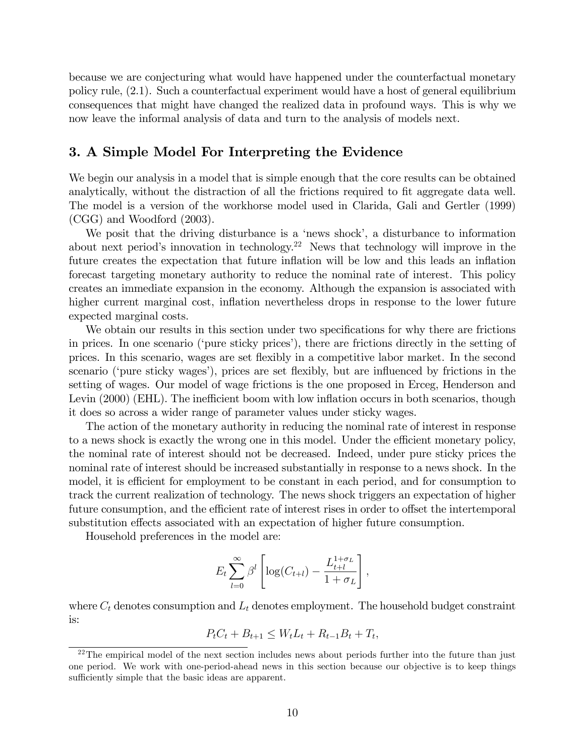because we are conjecturing what would have happened under the counterfactual monetary policy rule, (2.1). Such a counterfactual experiment would have a host of general equilibrium consequences that might have changed the realized data in profound ways. This is why we now leave the informal analysis of data and turn to the analysis of models next.

## 3. A Simple Model For Interpreting the Evidence

We begin our analysis in a model that is simple enough that the core results can be obtained analytically, without the distraction of all the frictions required to fit aggregate data well. The model is a version of the workhorse model used in Clarida, Gali and Gertler (1999) (CGG) and Woodford (2003).

We posit that the driving disturbance is a 'news shock', a disturbance to information about next period's innovation in technology.[22] News that technology will improve in the future creates the expectation that future inflation will be low and this leads an inflation forecast targeting monetary authority to reduce the nominal rate of interest. This policy creates an immediate expansion in the economy. Although the expansion is associated with higher current marginal cost, inflation nevertheless drops in response to the lower future expected marginal costs.

We obtain our results in this section under two specifications for why there are frictions in prices. In one scenario ('pure sticky prices'), there are frictions directly in the setting of prices. In this scenario, wages are set flexibly in a competitive labor market. In the second scenario ('pure sticky wages'), prices are set flexibly, but are influenced by frictions in the setting of wages. Our model of wage frictions is the one proposed in Erceg, Henderson and Levin (2000) (EHL). The inefficient boom with low inflation occurs in both scenarios, though it does so across a wider range of parameter values under sticky wages.

The action of the monetary authority in reducing the nominal rate of interest in response to a news shock is exactly the wrong one in this model. Under the efficient monetary policy, the nominal rate of interest should not be decreased. Indeed, under pure sticky prices the nominal rate of interest should be increased substantially in response to a news shock. In the model, it is efficient for employment to be constant in each period, and for consumption to track the current realization of technology. The news shock triggers an expectation of higher future consumption, and the efficient rate of interest rises in order to offset the intertemporal substitution effects associated with an expectation of higher future consumption.

Household preferences in the model are:

$$E_t \sum_{l=0}^{\infty} \beta^l \left[ \log(C_{t+l}) - \frac{L_{t+l}^{1+\sigma_L}}{1+\sigma_L} \right],$$

where $C_t$ denotes consumption and $L_t$ denotes employment. The household budget constraint is:

$$P_t C_t + B_{t+1} \leq W_t L_t + R_{t-1} B_t + T_t,$$

[22] The empirical model of the next section includes news about periods further into the future than just one period. We work with one-period-ahead news in this section because our objective is to keep things sufficiently simple that the basic ideas are apparent.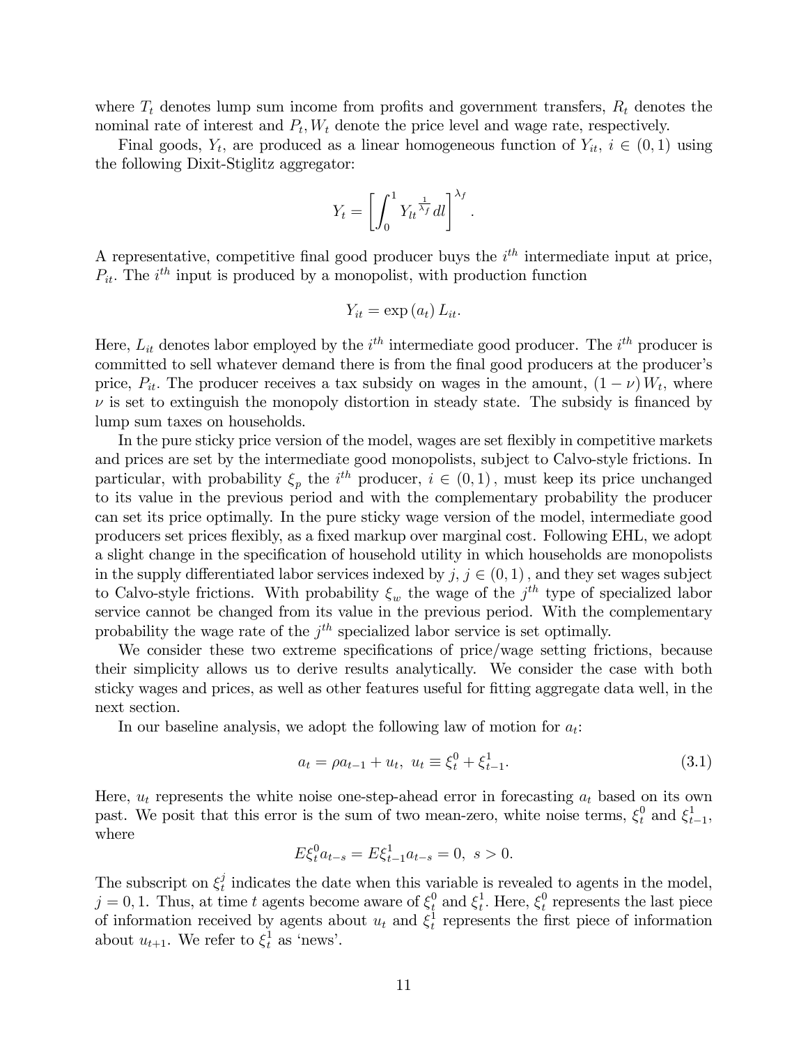where $T_t$ denotes lump sum income from profits and government transfers, $R_t$ denotes the nominal rate of interest and $P_t, W_t$ denote the price level and wage rate, respectively.

Final goods, $Y_t$, are produced as a linear homogeneous function of $Y_{it}$, $i \in (0,1)$ using the following Dixit-Stiglitz aggregator:

$$Y_t = \left[ \int_0^1 Y_{lt}{}^{\frac{1}{\lambda_f}} dl \right]^{\lambda_f}.$$

A representative, competitive final good producer buys the $i^{th}$ intermediate input at price, $P_{it}$. The $i^{th}$ input is produced by a monopolist, with production function

$$Y_{it} = \exp(a_t) L_{it}.$$

Here, $L_{it}$ denotes labor employed by the $i^{th}$ intermediate good producer. The $i^{th}$ producer is committed to sell whatever demand there is from the final good producers at the producer's price, $P_{it}$. The producer receives a tax subsidy on wages in the amount, $(1-\nu) W_t$, where $\nu$ is set to extinguish the monopoly distortion in steady state. The subsidy is financed by lump sum taxes on households.

In the pure sticky price version of the model, wages are set flexibly in competitive markets and prices are set by the intermediate good monopolists, subject to Calvo-style frictions. In particular, with probability $\xi_p$ the $i^{th}$ producer, $i \in (0,1)$, must keep its price unchanged to its value in the previous period and with the complementary probability the producer can set its price optimally. In the pure sticky wage version of the model, intermediate good producers set prices flexibly, as a fixed markup over marginal cost. Following EHL, we adopt a slight change in the specification of household utility in which households are monopolists in the supply differentiated labor services indexed by $j$, $j \in (0,1)$, and they set wages subject to Calvo-style frictions. With probability $\xi_w$ the wage of the $j^{th}$ type of specialized labor service cannot be changed from its value in the previous period. With the complementary probability the wage rate of the $j^{th}$ specialized labor service is set optimally.

We consider these two extreme specifications of price/wage setting frictions, because their simplicity allows us to derive results analytically. We consider the case with both sticky wages and prices, as well as other features useful for fitting aggregate data well, in the next section.

In our baseline analysis, we adopt the following law of motion for $a_t$:

$$a_t = \rho a_{t-1} + u_t, \; u_t \equiv \xi_t^0 + \xi_{t-1}^1. \tag{3.1}$$

Here, $u_t$ represents the white noise one-step-ahead error in forecasting $a_t$ based on its own past. We posit that this error is the sum of two mean-zero, white noise terms, $\xi_t^0$ and $\xi_{t-1}^1$, where

$$E\xi_t^0 a_{t-s} = E\xi_{t-1}^1 a_{t-s} = 0, \; s > 0.$$

The subscript on $\xi_t^j$ indicates the date when this variable is revealed to agents in the model, $j = 0, 1$. Thus, at time $t$ agents become aware of $\xi_t^0$ and $\xi_t^1$. Here, $\xi_t^0$ represents the last piece of information received by agents about $u_t$ and $\xi_t^1$ represents the first piece of information about $u_{t+1}$. We refer to $\xi_t^1$ as 'news'.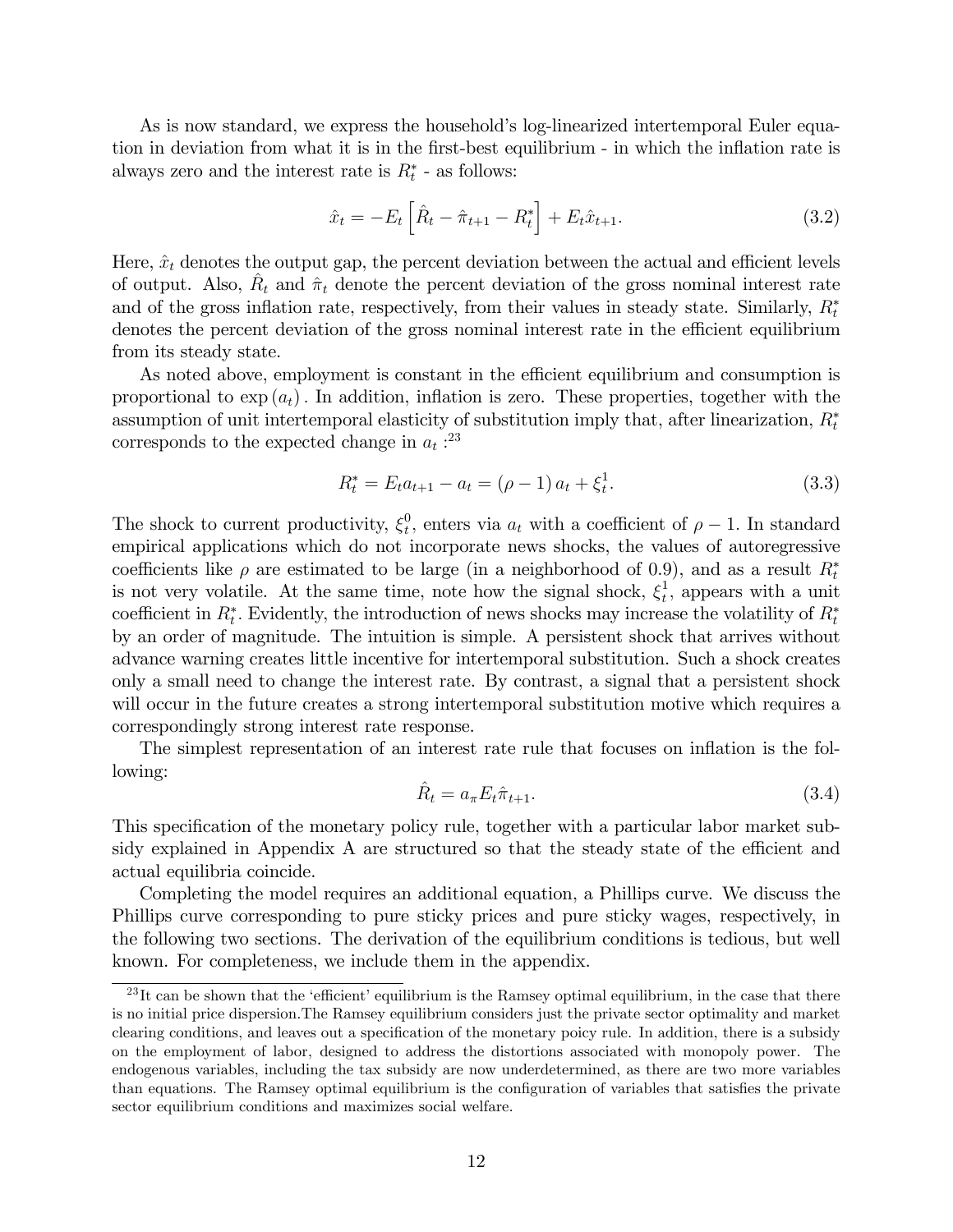As is now standard, we express the household's log-linearized intertemporal Euler equation in deviation from what it is in the first-best equilibrium - in which the inflation rate is always zero and the interest rate is $R_t^*$ - as follows:

$$\hat{x}_t = -E_t\left[\hat{R}_t - \hat{\pi}_{t+1} - R_t^*\right] + E_t\hat{x}_{t+1}. \tag{3.2}$$

Here, $\hat{x}_t$ denotes the output gap, the percent deviation between the actual and efficient levels of output. Also, $\hat{R}_t$ and $\hat{\pi}_t$ denote the percent deviation of the gross nominal interest rate and of the gross inflation rate, respectively, from their values in steady state. Similarly, $R_t^*$ denotes the percent deviation of the gross nominal interest rate in the efficient equilibrium from its steady state.

As noted above, employment is constant in the efficient equilibrium and consumption is proportional to $\exp(a_t)$. In addition, inflation is zero. These properties, together with the assumption of unit intertemporal elasticity of substitution imply that, after linearization, $R_t^*$ corresponds to the expected change in $a_t$ :[23]

$$R_t^* = E_t a_{t+1} - a_t = (\rho - 1)\, a_t + \xi_t^1. \tag{3.3}$$

The shock to current productivity, $\xi_t^0$, enters via $a_t$ with a coefficient of $\rho - 1$. In standard empirical applications which do not incorporate news shocks, the values of autoregressive coefficients like $\rho$ are estimated to be large (in a neighborhood of 0.9), and as a result $R_t^*$ is not very volatile. At the same time, note how the signal shock, $\xi_t^1$, appears with a unit coefficient in $R_t^*$. Evidently, the introduction of news shocks may increase the volatility of $R_t^*$ by an order of magnitude. The intuition is simple. A persistent shock that arrives without advance warning creates little incentive for intertemporal substitution. Such a shock creates only a small need to change the interest rate. By contrast, a signal that a persistent shock will occur in the future creates a strong intertemporal substitution motive which requires a correspondingly strong interest rate response.

The simplest representation of an interest rate rule that focuses on inflation is the following:

$$\hat{R}_t = a_\pi E_t \hat{\pi}_{t+1}. \tag{3.4}$$

This specification of the monetary policy rule, together with a particular labor market subsidy explained in Appendix A are structured so that the steady state of the efficient and actual equilibria coincide.

Completing the model requires an additional equation, a Phillips curve. We discuss the Phillips curve corresponding to pure sticky prices and pure sticky wages, respectively, in the following two sections. The derivation of the equilibrium conditions is tedious, but well known. For completeness, we include them in the appendix.

[23] It can be shown that the 'efficient' equilibrium is the Ramsey optimal equilibrium, in the case that there is no initial price dispersion.The Ramsey equilibrium considers just the private sector optimality and market clearing conditions, and leaves out a specification of the monetary poicy rule. In addition, there is a subsidy on the employment of labor, designed to address the distortions associated with monopoly power. The endogenous variables, including the tax subsidy are now underdetermined, as there are two more variables than equations. The Ramsey optimal equilibrium is the configuration of variables that satisfies the private sector equilibrium conditions and maximizes social welfare.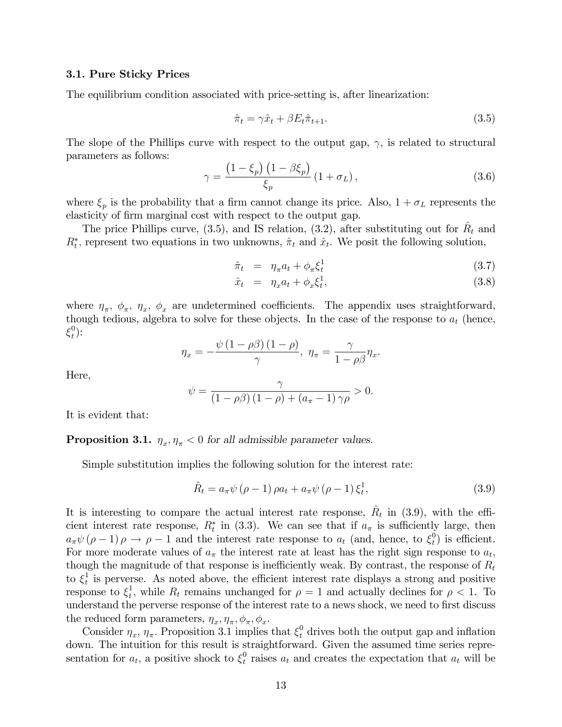### 3.1. Pure Sticky Prices

The equilibrium condition associated with price-setting is, after linearization:

$$\hat{\pi}_t = \gamma \hat{x}_t + \beta E_t \hat{\pi}_{t+1}. \tag{3.5}$$

The slope of the Phillips curve with respect to the output gap, $\gamma$, is related to structural parameters as follows:

$$\gamma = \frac{\left(1 - \xi_p\right)\left(1 - \beta \xi_p\right)}{\xi_p}\left(1 + \sigma_L\right), \tag{3.6}$$

where $\xi_p$ is the probability that a firm cannot change its price. Also, $1 + \sigma_L$ represents the elasticity of firm marginal cost with respect to the output gap.

The price Phillips curve, (3.5), and IS relation, (3.2), after substituting out for $\hat{R}_t$ and $R_t^*$, represent two equations in two unknowns, $\hat{\pi}_t$ and $\hat{x}_t$. We posit the following solution,

$$\hat{\pi}_t = \eta_\pi a_t + \phi_\pi \xi_t^1 \tag{3.7}$$

$$\hat{x}_t = \eta_x a_t + \phi_x \xi_t^1, \tag{3.8}$$

where $\eta_\pi$, $\phi_\pi$, $\eta_x$, $\phi_x$ are undetermined coefficients. The appendix uses straightforward, though tedious, algebra to solve for these objects. In the case of the response to $a_t$ (hence, $\xi_t^0$):

$$\eta_x = -\frac{\psi\left(1 - \rho\beta\right)\left(1 - \rho\right)}{\gamma}, \quad \eta_\pi = \frac{\gamma}{1 - \rho\beta}\eta_x.$$

Here,

$$\psi = \frac{\gamma}{\left(1 - \rho\beta\right)\left(1 - \rho\right) + \left(a_\pi - 1\right)\gamma\rho} > 0.$$

It is evident that:

**Proposition 3.1.** *$\eta_x, \eta_\pi < 0$ for all admissible parameter values.*

Simple substitution implies the following solution for the interest rate:

$$\hat{R}_t = a_\pi \psi \left(\rho - 1\right)\rho a_t + a_\pi \psi \left(\rho - 1\right)\xi_t^1, \tag{3.9}$$

It is interesting to compare the actual interest rate response, $\hat{R}_t$ in (3.9), with the efficient interest rate response, $R_t^*$ in (3.3). We can see that if $a_\pi$ is sufficiently large, then $a_\pi \psi \left(\rho - 1\right)\rho \to \rho - 1$ and the interest rate response to $a_t$ (and, hence, to $\xi_t^0$) is efficient. For more moderate values of $a_\pi$ the interest rate at least has the right sign response to $a_t$, though the magnitude of that response is inefficiently weak. By contrast, the response of $R_t$ to $\xi_t^1$ is perverse. As noted above, the efficient interest rate displays a strong and positive response to $\xi_t^1$, while $R_t$ remains unchanged for $\rho = 1$ and actually declines for $\rho < 1$. To understand the perverse response of the interest rate to a news shock, we need to first discuss the reduced form parameters, $\eta_x, \eta_\pi, \phi_\pi, \phi_x$.

Consider $\eta_x$, $\eta_\pi$. Proposition 3.1 implies that $\xi_t^0$ drives both the output gap and inflation down. The intuition for this result is straightforward. Given the assumed time series representation for $a_t$, a positive shock to $\xi_t^0$ raises $a_t$ and creates the expectation that $a_t$ will be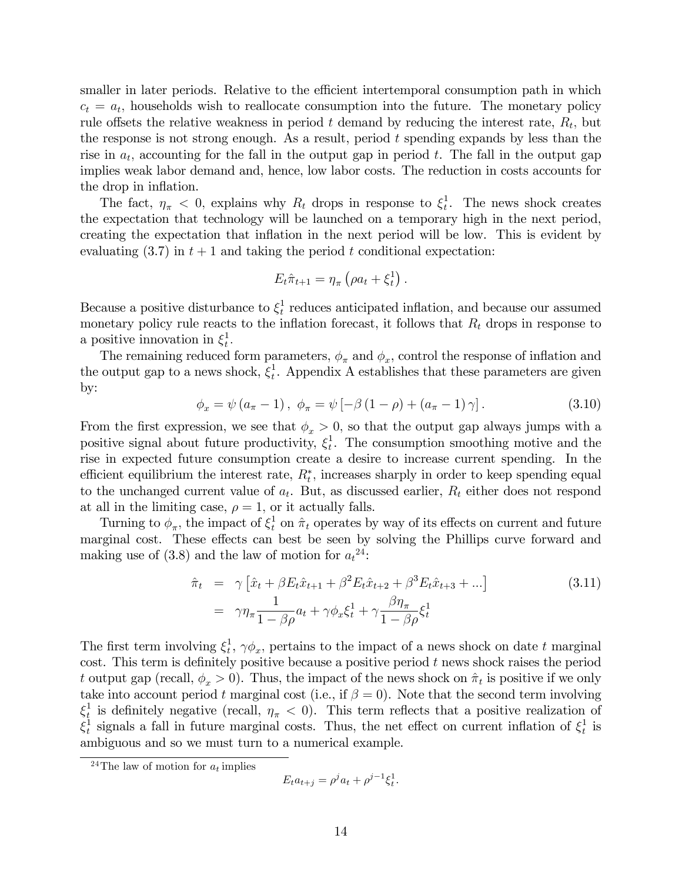smaller in later periods. Relative to the efficient intertemporal consumption path in which $c_t = a_t$, households wish to reallocate consumption into the future. The monetary policy rule offsets the relative weakness in period $t$ demand by reducing the interest rate, $R_t$, but the response is not strong enough. As a result, period $t$ spending expands by less than the rise in $a_t$, accounting for the fall in the output gap in period $t$. The fall in the output gap implies weak labor demand and, hence, low labor costs. The reduction in costs accounts for the drop in inflation.

The fact, $\eta_\pi < 0$, explains why $R_t$ drops in response to $\xi_t^1$. The news shock creates the expectation that technology will be launched on a temporary high in the next period, creating the expectation that inflation in the next period will be low. This is evident by evaluating (3.7) in $t+1$ and taking the period $t$ conditional expectation:

$$E_t \hat{\pi}_{t+1} = \eta_\pi \left( \rho a_t + \xi_t^1 \right).$$

Because a positive disturbance to $\xi_t^1$ reduces anticipated inflation, and because our assumed monetary policy rule reacts to the inflation forecast, it follows that $R_t$ drops in response to a positive innovation in $\xi_t^1$.

The remaining reduced form parameters, $\phi_\pi$ and $\phi_x$, control the response of inflation and the output gap to a news shock, $\xi_t^1$. Appendix A establishes that these parameters are given by:

$$\phi_x = \psi \left( a_\pi - 1 \right), \ \phi_\pi = \psi \left[ -\beta \left( 1 - \rho \right) + \left( a_\pi - 1 \right) \gamma \right]. \tag{3.10}$$

From the first expression, we see that $\phi_x > 0$, so that the output gap always jumps with a positive signal about future productivity, $\xi_t^1$. The consumption smoothing motive and the rise in expected future consumption create a desire to increase current spending. In the efficient equilibrium the interest rate, $R_t^*$, increases sharply in order to keep spending equal to the unchanged current value of $a_t$. But, as discussed earlier, $R_t$ either does not respond at all in the limiting case, $\rho = 1$, or it actually falls.

Turning to $\phi_\pi$, the impact of $\xi_t^1$ on $\hat{\pi}_t$ operates by way of its effects on current and future marginal cost. These effects can best be seen by solving the Phillips curve forward and making use of (3.8) and the law of motion for $a_t$[24]:

$$\begin{aligned} \hat{\pi}_t &= \gamma \left[ \hat{x}_t + \beta E_t \hat{x}_{t+1} + \beta^2 E_t \hat{x}_{t+2} + \beta^3 E_t \hat{x}_{t+3} + ... \right] \\ &= \gamma \eta_\pi \frac{1}{1 - \beta\rho} a_t + \gamma \phi_x \xi_t^1 + \gamma \frac{\beta \eta_\pi}{1 - \beta\rho} \xi_t^1 \end{aligned} \tag{3.11}$$

The first term involving $\xi_t^1$, $\gamma\phi_x$, pertains to the impact of a news shock on date $t$ marginal cost. This term is definitely positive because a positive period $t$ news shock raises the period $t$ output gap (recall, $\phi_x > 0$). Thus, the impact of the news shock on $\hat{\pi}_t$ is positive if we only take into account period $t$ marginal cost (i.e., if $\beta = 0$). Note that the second term involving $\xi_t^1$ is definitely negative (recall, $\eta_\pi < 0$). This term reflects that a positive realization of $\xi_t^1$ signals a fall in future marginal costs. Thus, the net effect on current inflation of $\xi_t^1$ is ambiguous and so we must turn to a numerical example.

[24] The law of motion for $a_t$ implies

$$E_t a_{t+j} = \rho^j a_t + \rho^{j-1} \xi_t^1.$$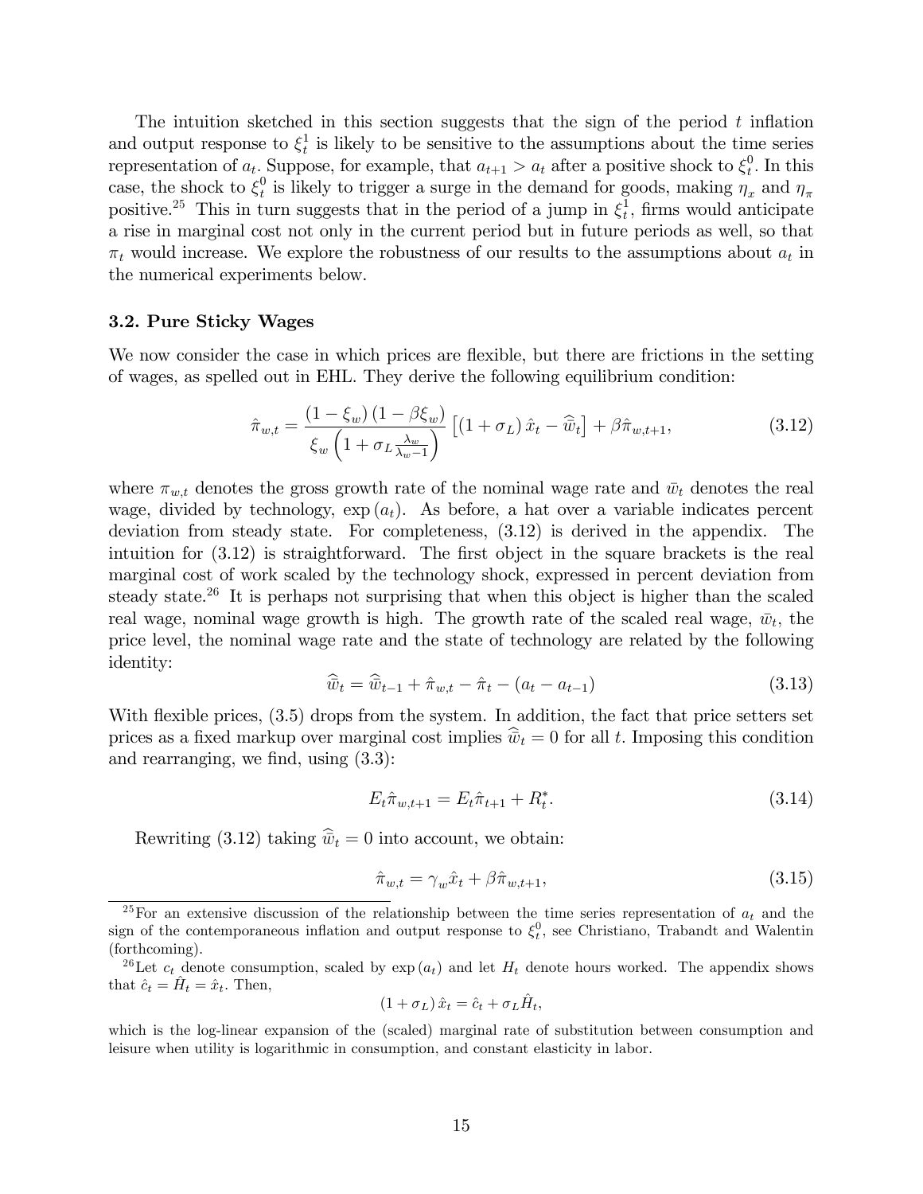The intuition sketched in this section suggests that the sign of the period $t$ inflation and output response to $\xi_t^1$ is likely to be sensitive to the assumptions about the time series representation of $a_t$. Suppose, for example, that $a_{t+1} > a_t$ after a positive shock to $\xi_t^0$. In this case, the shock to $\xi_t^0$ is likely to trigger a surge in the demand for goods, making $\eta_x$ and $\eta_\pi$ positive.[25] This in turn suggests that in the period of a jump in $\xi_t^1$, firms would anticipate a rise in marginal cost not only in the current period but in future periods as well, so that $\pi_t$ would increase. We explore the robustness of our results to the assumptions about $a_t$ in the numerical experiments below.

### 3.2. Pure Sticky Wages

We now consider the case in which prices are flexible, but there are frictions in the setting of wages, as spelled out in EHL. They derive the following equilibrium condition:

$$\hat{\pi}_{w,t} = \frac{(1-\xi_w)(1-\beta\xi_w)}{\xi_w\left(1+\sigma_L\frac{\lambda_w}{\lambda_w-1}\right)}\left[(1+\sigma_L)\hat{x}_t - \widehat{\bar{w}}_t\right] + \beta\hat{\pi}_{w,t+1}, \tag{3.12}$$

where $\pi_{w,t}$ denotes the gross growth rate of the nominal wage rate and $\bar{w}_t$ denotes the real wage, divided by technology, $\exp(a_t)$. As before, a hat over a variable indicates percent deviation from steady state. For completeness, (3.12) is derived in the appendix. The intuition for (3.12) is straightforward. The first object in the square brackets is the real marginal cost of work scaled by the technology shock, expressed in percent deviation from steady state.[26] It is perhaps not surprising that when this object is higher than the scaled real wage, nominal wage growth is high. The growth rate of the scaled real wage, $\bar{w}_t$, the price level, the nominal wage rate and the state of technology are related by the following identity:

$$\widehat{\bar{w}}_t = \widehat{\bar{w}}_{t-1} + \hat{\pi}_{w,t} - \hat{\pi}_t - (a_t - a_{t-1}) \tag{3.13}$$

With flexible prices, (3.5) drops from the system. In addition, the fact that price setters set prices as a fixed markup over marginal cost implies $\widehat{\bar{w}}_t = 0$ for all $t$. Imposing this condition and rearranging, we find, using (3.3):

$$E_t\hat{\pi}_{w,t+1} = E_t\hat{\pi}_{t+1} + R_t^*. \tag{3.14}$$

Rewriting (3.12) taking $\widehat{\bar{w}}_t = 0$ into account, we obtain:

$$\hat{\pi}_{w,t} = \gamma_w\hat{x}_t + \beta\hat{\pi}_{w,t+1}, \tag{3.15}$$

---

[25] For an extensive discussion of the relationship between the time series representation of $a_t$ and the sign of the contemporaneous inflation and output response to $\xi_t^0$, see Christiano, Trabandt and Walentin (forthcoming).

[26] Let $c_t$ denote consumption, scaled by $\exp(a_t)$ and let $H_t$ denote hours worked. The appendix shows that $\hat{c}_t = \hat{H}_t = \hat{x}_t$. Then,

$$(1+\sigma_L)\hat{x}_t = \hat{c}_t + \sigma_L\hat{H}_t,$$

which is the log-linear expansion of the (scaled) marginal rate of substitution between consumption and leisure when utility is logarithmic in consumption, and constant elasticity in labor.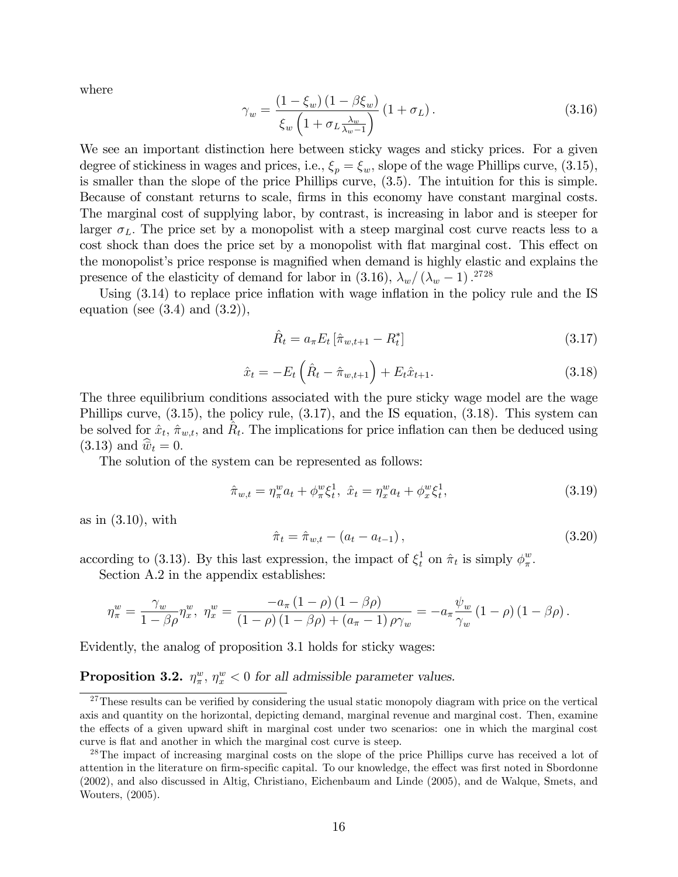where

$$\gamma_w = \frac{(1-\xi_w)(1-\beta\xi_w)}{\xi_w\left(1+\sigma_L\frac{\lambda_w}{\lambda_w-1}\right)}(1+\sigma_L). \tag{3.16}$$

We see an important distinction here between sticky wages and sticky prices. For a given degree of stickiness in wages and prices, i.e., $\xi_p = \xi_w$, slope of the wage Phillips curve, (3.15), is smaller than the slope of the price Phillips curve, (3.5). The intuition for this is simple. Because of constant returns to scale, firms in this economy have constant marginal costs. The marginal cost of supplying labor, by contrast, is increasing in labor and is steeper for larger $\sigma_L$. The price set by a monopolist with a steep marginal cost curve reacts less to a cost shock than does the price set by a monopolist with flat marginal cost. This effect on the monopolist's price response is magnified when demand is highly elastic and explains the presence of the elasticity of demand for labor in (3.16), $\lambda_w/(\lambda_w-1)$.[27][28]

Using (3.14) to replace price inflation with wage inflation in the policy rule and the IS equation (see (3.4) and (3.2)),

$$\hat{R}_t = a_\pi E_t\left[\hat{\pi}_{w,t+1} - R_t^*\right] \tag{3.17}$$

$$\hat{x}_t = -E_t\left(\hat{R}_t - \hat{\pi}_{w,t+1}\right) + E_t\hat{x}_{t+1}. \tag{3.18}$$

The three equilibrium conditions associated with the pure sticky wage model are the wage Phillips curve, (3.15), the policy rule, (3.17), and the IS equation, (3.18). This system can be solved for $\hat{x}_t$, $\hat{\pi}_{w,t}$, and $\hat{R}_t$. The implications for price inflation can then be deduced using (3.13) and $\widehat{\bar{w}}_t = 0$.

The solution of the system can be represented as follows:

$$\hat{\pi}_{w,t} = \eta_\pi^w a_t + \phi_\pi^w \xi_t^1,\ \hat{x}_t = \eta_x^w a_t + \phi_x^w \xi_t^1, \tag{3.19}$$

as in (3.10), with

$$\hat{\pi}_t = \hat{\pi}_{w,t} - (a_t - a_{t-1}), \tag{3.20}$$

according to (3.13). By this last expression, the impact of $\xi_t^1$ on $\hat{\pi}_t$ is simply $\phi_\pi^w$.

Section A.2 in the appendix establishes:

$$\eta_\pi^w = \frac{\gamma_w}{1-\beta\rho}\eta_x^w,\ \eta_x^w = \frac{-a_\pi(1-\rho)(1-\beta\rho)}{(1-\rho)(1-\beta\rho)+(a_\pi-1)\rho\gamma_w} = -a_\pi\frac{\psi_w}{\gamma_w}(1-\rho)(1-\beta\rho).$$

Evidently, the analog of proposition 3.1 holds for sticky wages:

**Proposition 3.2.** *$\eta_\pi^w$, $\eta_x^w < 0$ for all admissible parameter values.*

[27] These results can be verified by considering the usual static monopoly diagram with price on the vertical axis and quantity on the horizontal, depicting demand, marginal revenue and marginal cost. Then, examine the effects of a given upward shift in marginal cost under two scenarios: one in which the marginal cost curve is flat and another in which the marginal cost curve is steep.

[28] The impact of increasing marginal costs on the slope of the price Phillips curve has received a lot of attention in the literature on firm-specific capital. To our knowledge, the effect was first noted in Sbordonne (2002), and also discussed in Altig, Christiano, Eichenbaum and Linde (2005), and de Walque, Smets, and Wouters, (2005).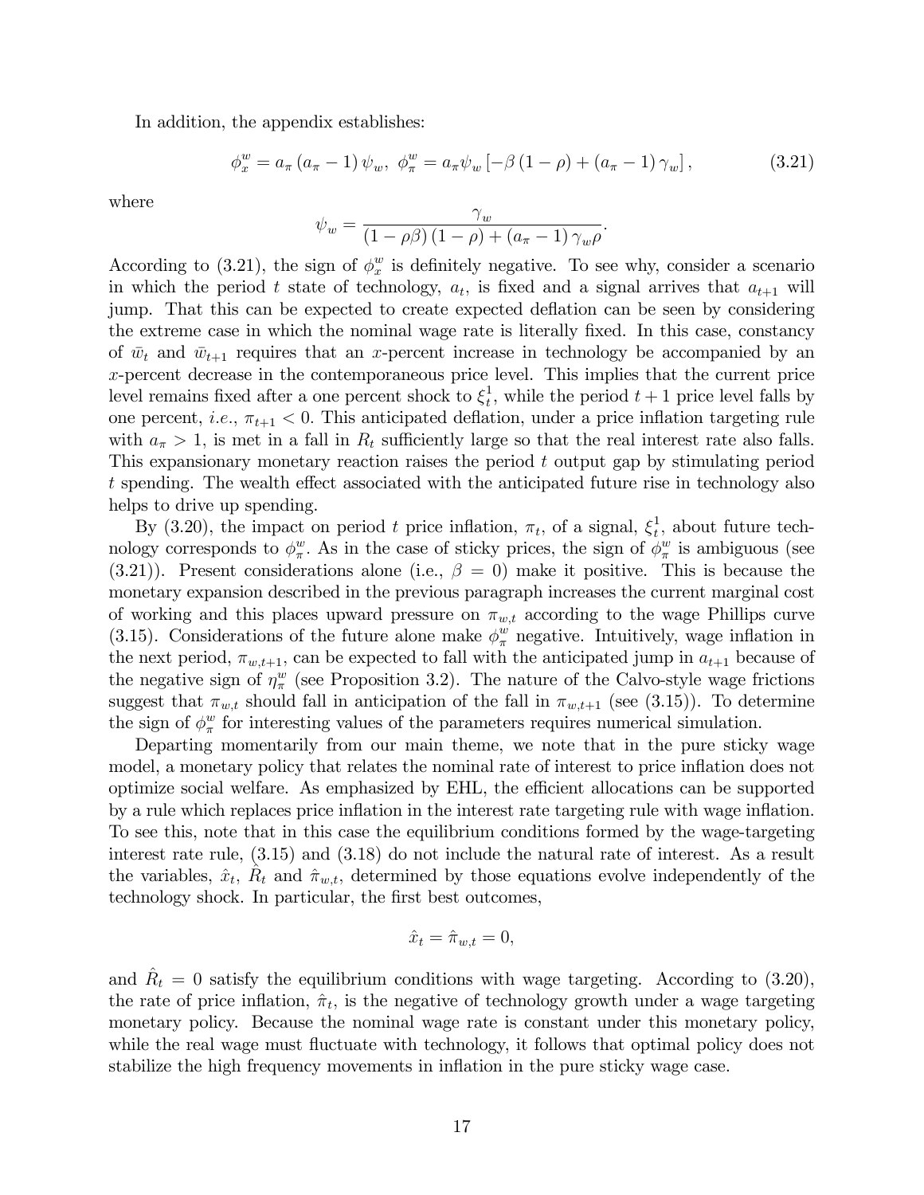In addition, the appendix establishes:

$$\phi_x^w = a_\pi (a_\pi - 1) \psi_w, \; \phi_\pi^w = a_\pi \psi_w \left[ -\beta (1-\rho) + (a_\pi - 1) \gamma_w \right], \tag{3.21}$$

where

$$\psi_w = \frac{\gamma_w}{(1-\rho\beta)(1-\rho) + (a_\pi - 1)\gamma_w \rho}.$$

According to (3.21), the sign of $\phi_x^w$ is definitely negative. To see why, consider a scenario in which the period $t$ state of technology, $a_t$, is fixed and a signal arrives that $a_{t+1}$ will jump. That this can be expected to create expected deflation can be seen by considering the extreme case in which the nominal wage rate is literally fixed. In this case, constancy of $\bar{w}_t$ and $\bar{w}_{t+1}$ requires that an $x$-percent increase in technology be accompanied by an $x$-percent decrease in the contemporaneous price level. This implies that the current price level remains fixed after a one percent shock to $\xi_t^1$, while the period $t+1$ price level falls by one percent, *i.e.*, $\pi_{t+1} < 0$. This anticipated deflation, under a price inflation targeting rule with $a_\pi > 1$, is met in a fall in $R_t$ sufficiently large so that the real interest rate also falls. This expansionary monetary reaction raises the period $t$ output gap by stimulating period $t$ spending. The wealth effect associated with the anticipated future rise in technology also helps to drive up spending.

By (3.20), the impact on period $t$ price inflation, $\pi_t$, of a signal, $\xi_t^1$, about future technology corresponds to $\phi_\pi^w$. As in the case of sticky prices, the sign of $\phi_\pi^w$ is ambiguous (see (3.21)). Present considerations alone (i.e., $\beta = 0$) make it positive. This is because the monetary expansion described in the previous paragraph increases the current marginal cost of working and this places upward pressure on $\pi_{w,t}$ according to the wage Phillips curve (3.15). Considerations of the future alone make $\phi_\pi^w$ negative. Intuitively, wage inflation in the next period, $\pi_{w,t+1}$, can be expected to fall with the anticipated jump in $a_{t+1}$ because of the negative sign of $\eta_\pi^w$ (see Proposition 3.2). The nature of the Calvo-style wage frictions suggest that $\pi_{w,t}$ should fall in anticipation of the fall in $\pi_{w,t+1}$ (see (3.15)). To determine the sign of $\phi_\pi^w$ for interesting values of the parameters requires numerical simulation.

Departing momentarily from our main theme, we note that in the pure sticky wage model, a monetary policy that relates the nominal rate of interest to price inflation does not optimize social welfare. As emphasized by EHL, the efficient allocations can be supported by a rule which replaces price inflation in the interest rate targeting rule with wage inflation. To see this, note that in this case the equilibrium conditions formed by the wage-targeting interest rate rule, (3.15) and (3.18) do not include the natural rate of interest. As a result the variables, $\hat{x}_t$, $\hat{R}_t$ and $\hat{\pi}_{w,t}$, determined by those equations evolve independently of the technology shock. In particular, the first best outcomes,

$$\hat{x}_t = \hat{\pi}_{w,t} = 0,$$

and $\hat{R}_t = 0$ satisfy the equilibrium conditions with wage targeting. According to (3.20), the rate of price inflation, $\hat{\pi}_t$, is the negative of technology growth under a wage targeting monetary policy. Because the nominal wage rate is constant under this monetary policy, while the real wage must fluctuate with technology, it follows that optimal policy does not stabilize the high frequency movements in inflation in the pure sticky wage case.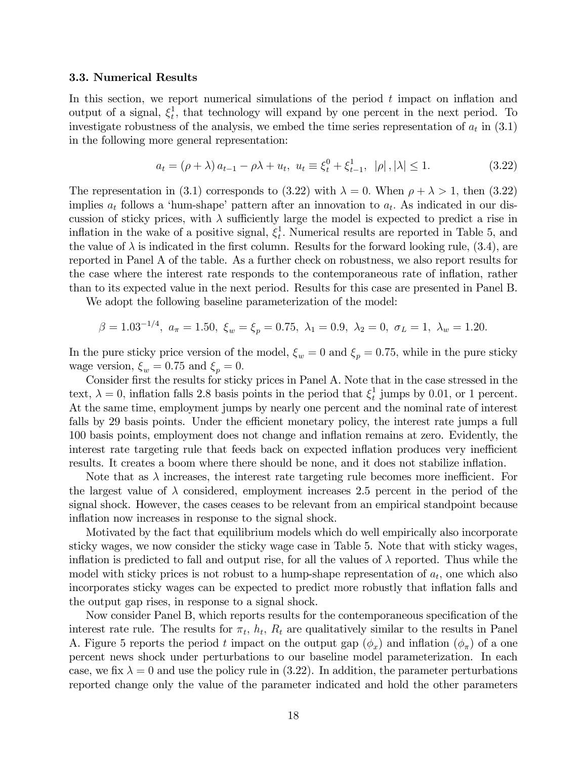### 3.3. Numerical Results

In this section, we report numerical simulations of the period $t$ impact on inflation and output of a signal, $\xi_t^1$, that technology will expand by one percent in the next period. To investigate robustness of the analysis, we embed the time series representation of $a_t$ in (3.1) in the following more general representation:

$$a_t = (\rho + \lambda) a_{t-1} - \rho\lambda + u_t, \; u_t \equiv \xi_t^0 + \xi_{t-1}^1, \; |\rho|, |\lambda| \leq 1. \tag{3.22}$$

The representation in (3.1) corresponds to (3.22) with $\lambda = 0$. When $\rho + \lambda > 1$, then (3.22) implies $a_t$ follows a 'hum-shape' pattern after an innovation to $a_t$. As indicated in our discussion of sticky prices, with $\lambda$ sufficiently large the model is expected to predict a rise in inflation in the wake of a positive signal, $\xi_t^1$. Numerical results are reported in Table 5, and the value of $\lambda$ is indicated in the first column. Results for the forward looking rule, (3.4), are reported in Panel A of the table. As a further check on robustness, we also report results for the case where the interest rate responds to the contemporaneous rate of inflation, rather than to its expected value in the next period. Results for this case are presented in Panel B.

We adopt the following baseline parameterization of the model:

$$\beta = 1.03^{-1/4}, \; a_\pi = 1.50, \; \xi_w = \xi_p = 0.75, \; \lambda_1 = 0.9, \; \lambda_2 = 0, \; \sigma_L = 1, \; \lambda_w = 1.20.$$

In the pure sticky price version of the model, $\xi_w = 0$ and $\xi_p = 0.75$, while in the pure sticky wage version, $\xi_w = 0.75$ and $\xi_p = 0$.

Consider first the results for sticky prices in Panel A. Note that in the case stressed in the text, $\lambda = 0$, inflation falls 2.8 basis points in the period that $\xi_t^1$ jumps by 0.01, or 1 percent. At the same time, employment jumps by nearly one percent and the nominal rate of interest falls by 29 basis points. Under the efficient monetary policy, the interest rate jumps a full 100 basis points, employment does not change and inflation remains at zero. Evidently, the interest rate targeting rule that feeds back on expected inflation produces very inefficient results. It creates a boom where there should be none, and it does not stabilize inflation.

Note that as $\lambda$ increases, the interest rate targeting rule becomes more inefficient. For the largest value of $\lambda$ considered, employment increases 2.5 percent in the period of the signal shock. However, the cases ceases to be relevant from an empirical standpoint because inflation now increases in response to the signal shock.

Motivated by the fact that equilibrium models which do well empirically also incorporate sticky wages, we now consider the sticky wage case in Table 5. Note that with sticky wages, inflation is predicted to fall and output rise, for all the values of $\lambda$ reported. Thus while the model with sticky prices is not robust to a hump-shape representation of $a_t$, one which also incorporates sticky wages can be expected to predict more robustly that inflation falls and the output gap rises, in response to a signal shock.

Now consider Panel B, which reports results for the contemporaneous specification of the interest rate rule. The results for $\pi_t$, $h_t$, $R_t$ are qualitatively similar to the results in Panel A. Figure 5 reports the period $t$ impact on the output gap ($\phi_x$) and inflation ($\phi_\pi$) of a one percent news shock under perturbations to our baseline model parameterization. In each case, we fix $\lambda = 0$ and use the policy rule in (3.22). In addition, the parameter perturbations reported change only the value of the parameter indicated and hold the other parameters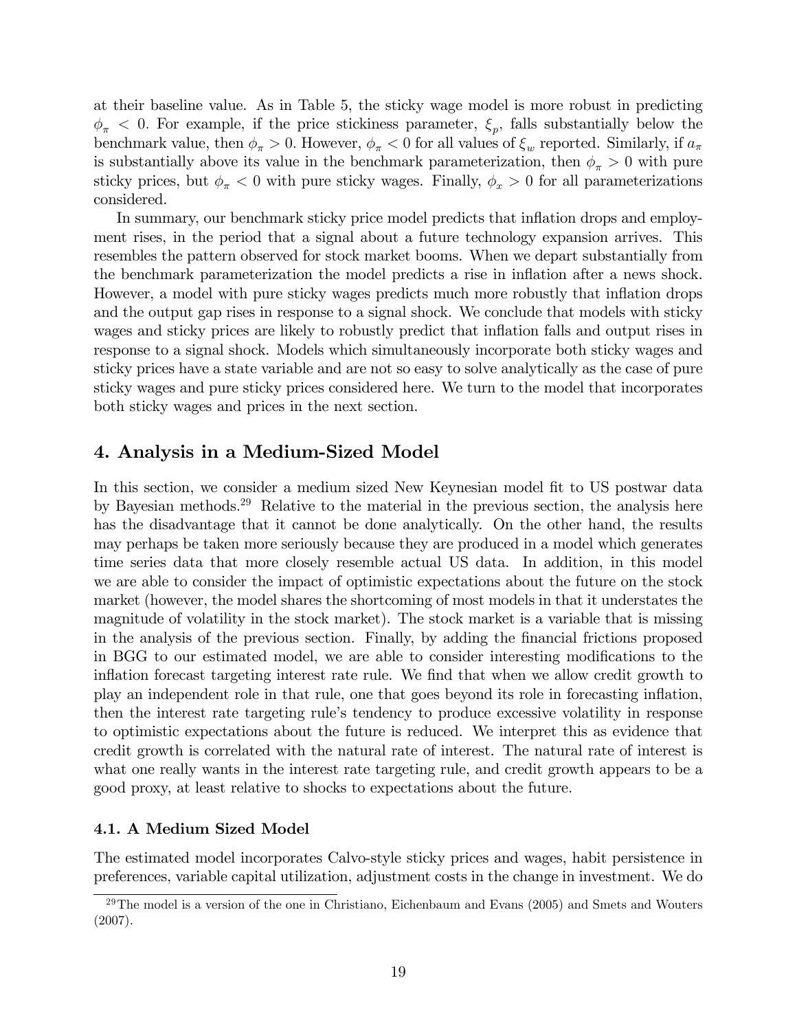at their baseline value. As in Table 5, the sticky wage model is more robust in predicting $\phi_\pi < 0$. For example, if the price stickiness parameter, $\xi_p$, falls substantially below the benchmark value, then $\phi_\pi > 0$. However, $\phi_\pi < 0$ for all values of $\xi_w$ reported. Similarly, if $a_\pi$ is substantially above its value in the benchmark parameterization, then $\phi_\pi > 0$ with pure sticky prices, but $\phi_\pi < 0$ with pure sticky wages. Finally, $\phi_x > 0$ for all parameterizations considered.

In summary, our benchmark sticky price model predicts that inflation drops and employment rises, in the period that a signal about a future technology expansion arrives. This resembles the pattern observed for stock market booms. When we depart substantially from the benchmark parameterization the model predicts a rise in inflation after a news shock. However, a model with pure sticky wages predicts much more robustly that inflation drops and the output gap rises in response to a signal shock. We conclude that models with sticky wages and sticky prices are likely to robustly predict that inflation falls and output rises in response to a signal shock. Models which simultaneously incorporate both sticky wages and sticky prices have a state variable and are not so easy to solve analytically as the case of pure sticky wages and pure sticky prices considered here. We turn to the model that incorporates both sticky wages and prices in the next section.

## 4. Analysis in a Medium-Sized Model

In this section, we consider a medium sized New Keynesian model fit to US postwar data by Bayesian methods.[29] Relative to the material in the previous section, the analysis here has the disadvantage that it cannot be done analytically. On the other hand, the results may perhaps be taken more seriously because they are produced in a model which generates time series data that more closely resemble actual US data. In addition, in this model we are able to consider the impact of optimistic expectations about the future on the stock market (however, the model shares the shortcoming of most models in that it understates the magnitude of volatility in the stock market). The stock market is a variable that is missing in the analysis of the previous section. Finally, by adding the financial frictions proposed in BGG to our estimated model, we are able to consider interesting modifications to the inflation forecast targeting interest rate rule. We find that when we allow credit growth to play an independent role in that rule, one that goes beyond its role in forecasting inflation, then the interest rate targeting rule's tendency to produce excessive volatility in response to optimistic expectations about the future is reduced. We interpret this as evidence that credit growth is correlated with the natural rate of interest. The natural rate of interest is what one really wants in the interest rate targeting rule, and credit growth appears to be a good proxy, at least relative to shocks to expectations about the future.

### 4.1. A Medium Sized Model

The estimated model incorporates Calvo-style sticky prices and wages, habit persistence in preferences, variable capital utilization, adjustment costs in the change in investment. We do

[29] The model is a version of the one in Christiano, Eichenbaum and Evans (2005) and Smets and Wouters (2007).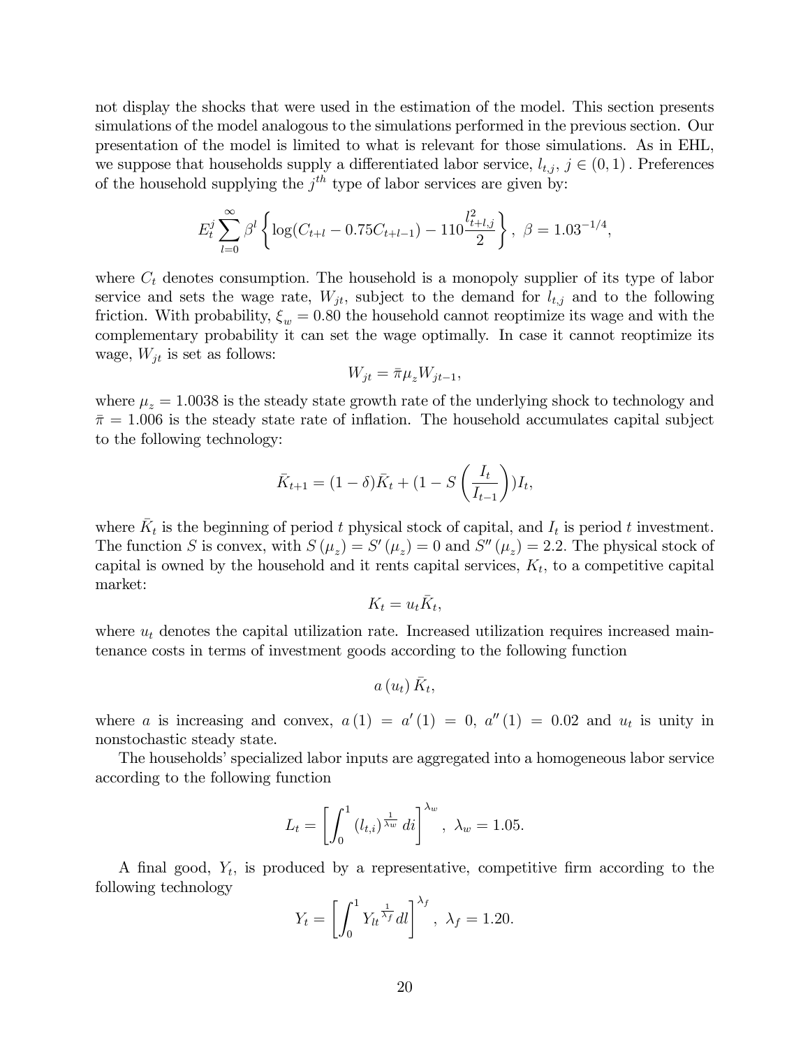not display the shocks that were used in the estimation of the model. This section presents simulations of the model analogous to the simulations performed in the previous section. Our presentation of the model is limited to what is relevant for those simulations. As in EHL, we suppose that households supply a differentiated labor service, $l_{t,j}$, $j \in (0,1)$. Preferences of the household supplying the $j^{th}$ type of labor services are given by:

$$E_t^j \sum_{l=0}^{\infty} \beta^l \left\{ \log(C_{t+l} - 0.75 C_{t+l-1}) - 110 \frac{l_{t+l,j}^2}{2} \right\},\ \beta = 1.03^{-1/4},$$

where $C_t$ denotes consumption. The household is a monopoly supplier of its type of labor service and sets the wage rate, $W_{jt}$, subject to the demand for $l_{t,j}$ and to the following friction. With probability, $\xi_w = 0.80$ the household cannot reoptimize its wage and with the complementary probability it can set the wage optimally. In case it cannot reoptimize its wage, $W_{jt}$ is set as follows:

$$W_{jt} = \bar{\pi} \mu_z W_{jt-1},$$

where $\mu_z = 1.0038$ is the steady state growth rate of the underlying shock to technology and $\bar{\pi} = 1.006$ is the steady state rate of inflation. The household accumulates capital subject to the following technology:

$$\bar{K}_{t+1} = (1-\delta)\bar{K}_t + (1 - S\left(\frac{I_t}{I_{t-1}}\right))I_t,$$

where $\bar{K}_t$ is the beginning of period $t$ physical stock of capital, and $I_t$ is period $t$ investment. The function $S$ is convex, with $S(\mu_z) = S'(\mu_z) = 0$ and $S''(\mu_z) = 2.2$. The physical stock of capital is owned by the household and it rents capital services, $K_t$, to a competitive capital market:

$$K_t = u_t \bar{K}_t,$$

where $u_t$ denotes the capital utilization rate. Increased utilization requires increased maintenance costs in terms of investment goods according to the following function

$$a(u_t)\bar{K}_t,$$

where $a$ is increasing and convex, $a(1) = a'(1) = 0$, $a''(1) = 0.02$ and $u_t$ is unity in nonstochastic steady state.

The households' specialized labor inputs are aggregated into a homogeneous labor service according to the following function

$$L_t = \left[ \int_0^1 (l_{t,i})^{\frac{1}{\lambda_w}} di \right]^{\lambda_w},\ \lambda_w = 1.05.$$

A final good, $Y_t$, is produced by a representative, competitive firm according to the following technology

$$Y_t = \left[ \int_0^1 Y_{lt}^{\frac{1}{\lambda_f}} dl \right]^{\lambda_f},\ \lambda_f = 1.20.$$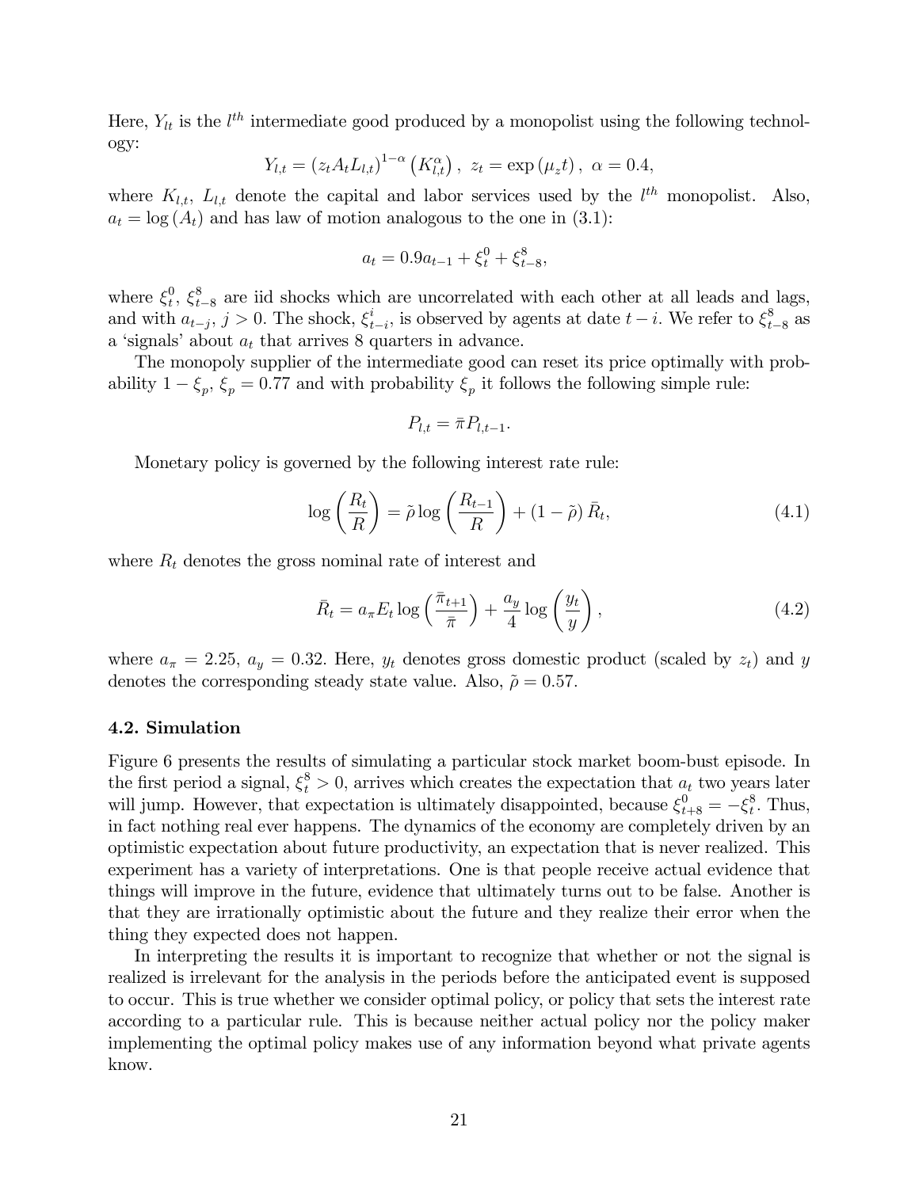Here, $Y_{lt}$ is the $l^{th}$ intermediate good produced by a monopolist using the following technology:

$$Y_{l,t} = (z_t A_t L_{l,t})^{1-\alpha} \left(K_{l,t}^{\alpha}\right), \; z_t = \exp(\mu_z t), \; \alpha = 0.4,$$

where $K_{l,t}$, $L_{l,t}$ denote the capital and labor services used by the $l^{th}$ monopolist. Also, $a_t = \log(A_t)$ and has law of motion analogous to the one in (3.1):

$$a_t = 0.9 a_{t-1} + \xi_t^0 + \xi_{t-8}^8,$$

where $\xi_t^0$, $\xi_{t-8}^8$ are iid shocks which are uncorrelated with each other at all leads and lags, and with $a_{t-j}$, $j > 0$. The shock, $\xi_{t-i}^i$, is observed by agents at date $t - i$. We refer to $\xi_{t-8}^8$ as a 'signals' about $a_t$ that arrives 8 quarters in advance.

The monopoly supplier of the intermediate good can reset its price optimally with probability $1 - \xi_p$, $\xi_p = 0.77$ and with probability $\xi_p$ it follows the following simple rule:

$$P_{l,t} = \bar{\pi} P_{l,t-1}.$$

Monetary policy is governed by the following interest rate rule:

$$\log\left(\frac{R_t}{R}\right) = \tilde{\rho} \log\left(\frac{R_{t-1}}{R}\right) + (1 - \tilde{\rho}) \bar{R}_t, \tag{4.1}$$

where $R_t$ denotes the gross nominal rate of interest and

$$\bar{R}_t = a_\pi E_t \log\left(\frac{\bar{\pi}_{t+1}}{\bar{\pi}}\right) + \frac{a_y}{4} \log\left(\frac{y_t}{y}\right), \tag{4.2}$$

where $a_\pi = 2.25$, $a_y = 0.32$. Here, $y_t$ denotes gross domestic product (scaled by $z_t$) and $y$ denotes the corresponding steady state value. Also, $\tilde{\rho} = 0.57$.

### 4.2. Simulation

Figure 6 presents the results of simulating a particular stock market boom-bust episode. In the first period a signal, $\xi_t^8 > 0$, arrives which creates the expectation that $a_t$ two years later will jump. However, that expectation is ultimately disappointed, because $\xi_{t+8}^0 = -\xi_t^8$. Thus, in fact nothing real ever happens. The dynamics of the economy are completely driven by an optimistic expectation about future productivity, an expectation that is never realized. This experiment has a variety of interpretations. One is that people receive actual evidence that things will improve in the future, evidence that ultimately turns out to be false. Another is that they are irrationally optimistic about the future and they realize their error when the thing they expected does not happen.

In interpreting the results it is important to recognize that whether or not the signal is realized is irrelevant for the analysis in the periods before the anticipated event is supposed to occur. This is true whether we consider optimal policy, or policy that sets the interest rate according to a particular rule. This is because neither actual policy nor the policy maker implementing the optimal policy makes use of any information beyond what private agents know.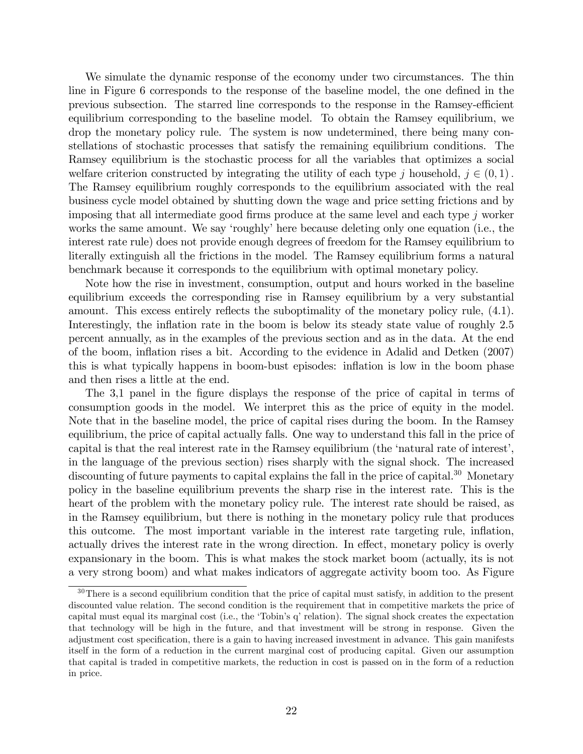We simulate the dynamic response of the economy under two circumstances. The thin line in Figure 6 corresponds to the response of the baseline model, the one defined in the previous subsection. The starred line corresponds to the response in the Ramsey-efficient equilibrium corresponding to the baseline model. To obtain the Ramsey equilibrium, we drop the monetary policy rule. The system is now undetermined, there being many constellations of stochastic processes that satisfy the remaining equilibrium conditions. The Ramsey equilibrium is the stochastic process for all the variables that optimizes a social welfare criterion constructed by integrating the utility of each type $j$ household, $j \in (0, 1)$. The Ramsey equilibrium roughly corresponds to the equilibrium associated with the real business cycle model obtained by shutting down the wage and price setting frictions and by imposing that all intermediate good firms produce at the same level and each type $j$ worker works the same amount. We say 'roughly' here because deleting only one equation (i.e., the interest rate rule) does not provide enough degrees of freedom for the Ramsey equilibrium to literally extinguish all the frictions in the model. The Ramsey equilibrium forms a natural benchmark because it corresponds to the equilibrium with optimal monetary policy.

Note how the rise in investment, consumption, output and hours worked in the baseline equilibrium exceeds the corresponding rise in Ramsey equilibrium by a very substantial amount. This excess entirely reflects the suboptimality of the monetary policy rule, (4.1). Interestingly, the inflation rate in the boom is below its steady state value of roughly 2.5 percent annually, as in the examples of the previous section and as in the data. At the end of the boom, inflation rises a bit. According to the evidence in Adalid and Detken (2007) this is what typically happens in boom-bust episodes: inflation is low in the boom phase and then rises a little at the end.

The 3,1 panel in the figure displays the response of the price of capital in terms of consumption goods in the model. We interpret this as the price of equity in the model. Note that in the baseline model, the price of capital rises during the boom. In the Ramsey equilibrium, the price of capital actually falls. One way to understand this fall in the price of capital is that the real interest rate in the Ramsey equilibrium (the 'natural rate of interest', in the language of the previous section) rises sharply with the signal shock. The increased discounting of future payments to capital explains the fall in the price of capital.[30] Monetary policy in the baseline equilibrium prevents the sharp rise in the interest rate. This is the heart of the problem with the monetary policy rule. The interest rate should be raised, as in the Ramsey equilibrium, but there is nothing in the monetary policy rule that produces this outcome. The most important variable in the interest rate targeting rule, inflation, actually drives the interest rate in the wrong direction. In effect, monetary policy is overly expansionary in the boom. This is what makes the stock market boom (actually, its is not a very strong boom) and what makes indicators of aggregate activity boom too. As Figure

[30] There is a second equilibrium condition that the price of capital must satisfy, in addition to the present discounted value relation. The second condition is the requirement that in competitive markets the price of capital must equal its marginal cost (i.e., the 'Tobin's q' relation). The signal shock creates the expectation that technology will be high in the future, and that investment will be strong in response. Given the adjustment cost specification, there is a gain to having increased investment in advance. This gain manifests itself in the form of a reduction in the current marginal cost of producing capital. Given our assumption that capital is traded in competitive markets, the reduction in cost is passed on in the form of a reduction in price.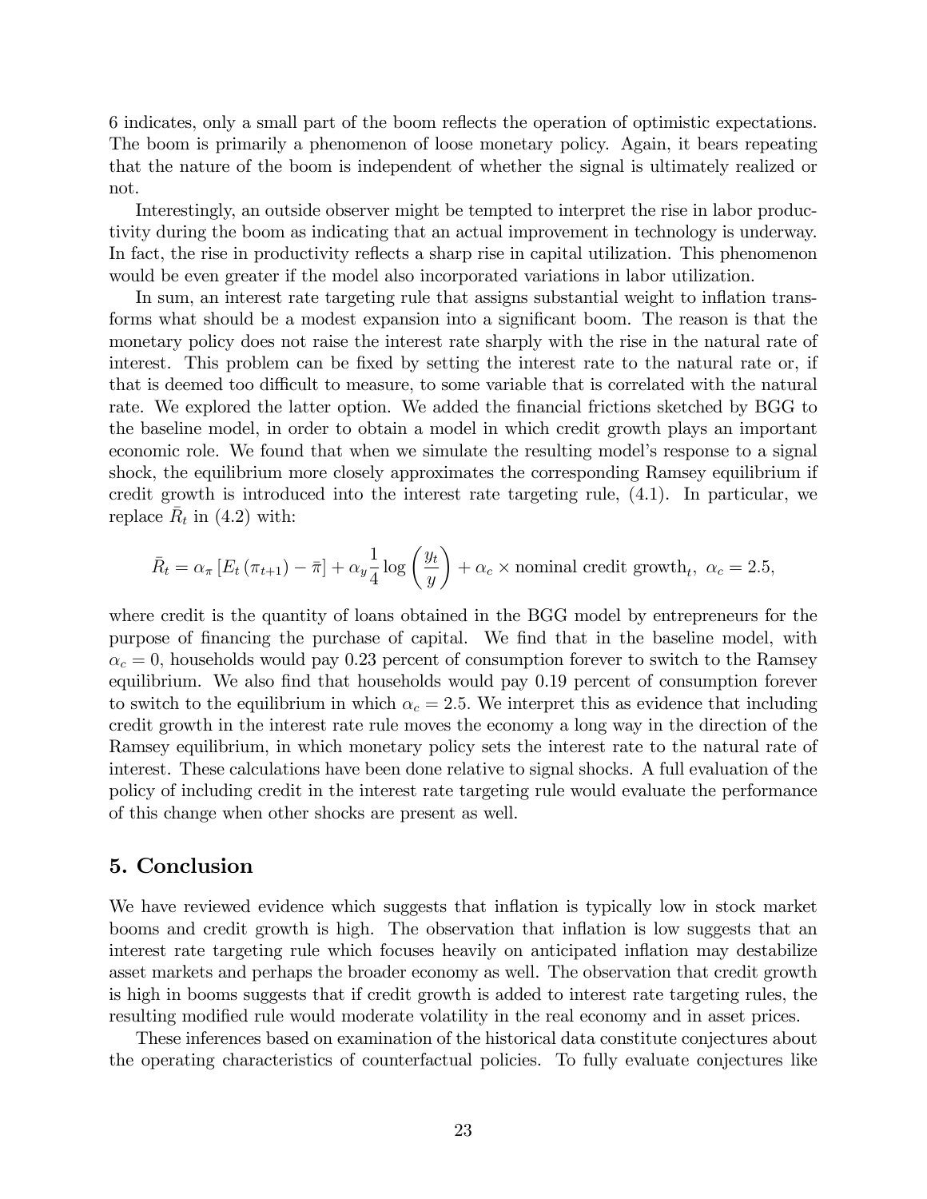6 indicates, only a small part of the boom reflects the operation of optimistic expectations. The boom is primarily a phenomenon of loose monetary policy. Again, it bears repeating that the nature of the boom is independent of whether the signal is ultimately realized or not.

Interestingly, an outside observer might be tempted to interpret the rise in labor productivity during the boom as indicating that an actual improvement in technology is underway. In fact, the rise in productivity reflects a sharp rise in capital utilization. This phenomenon would be even greater if the model also incorporated variations in labor utilization.

In sum, an interest rate targeting rule that assigns substantial weight to inflation transforms what should be a modest expansion into a significant boom. The reason is that the monetary policy does not raise the interest rate sharply with the rise in the natural rate of interest. This problem can be fixed by setting the interest rate to the natural rate or, if that is deemed too difficult to measure, to some variable that is correlated with the natural rate. We explored the latter option. We added the financial frictions sketched by BGG to the baseline model, in order to obtain a model in which credit growth plays an important economic role. We found that when we simulate the resulting model's response to a signal shock, the equilibrium more closely approximates the corresponding Ramsey equilibrium if credit growth is introduced into the interest rate targeting rule, (4.1). In particular, we replace $\bar{R}_t$ in (4.2) with:

$$\bar{R}_t = \alpha_\pi \left[ E_t \left( \pi_{t+1} \right) - \bar{\pi} \right] + \alpha_y \frac{1}{4} \log \left( \frac{y_t}{y} \right) + \alpha_c \times \text{nominal credit growth}_t, \; \alpha_c = 2.5,$$

where credit is the quantity of loans obtained in the BGG model by entrepreneurs for the purpose of financing the purchase of capital. We find that in the baseline model, with $\alpha_c = 0$, households would pay 0.23 percent of consumption forever to switch to the Ramsey equilibrium. We also find that households would pay 0.19 percent of consumption forever to switch to the equilibrium in which $\alpha_c = 2.5$. We interpret this as evidence that including credit growth in the interest rate rule moves the economy a long way in the direction of the Ramsey equilibrium, in which monetary policy sets the interest rate to the natural rate of interest. These calculations have been done relative to signal shocks. A full evaluation of the policy of including credit in the interest rate targeting rule would evaluate the performance of this change when other shocks are present as well.

## 5. Conclusion

We have reviewed evidence which suggests that inflation is typically low in stock market booms and credit growth is high. The observation that inflation is low suggests that an interest rate targeting rule which focuses heavily on anticipated inflation may destabilize asset markets and perhaps the broader economy as well. The observation that credit growth is high in booms suggests that if credit growth is added to interest rate targeting rules, the resulting modified rule would moderate volatility in the real economy and in asset prices.

These inferences based on examination of the historical data constitute conjectures about the operating characteristics of counterfactual policies. To fully evaluate conjectures like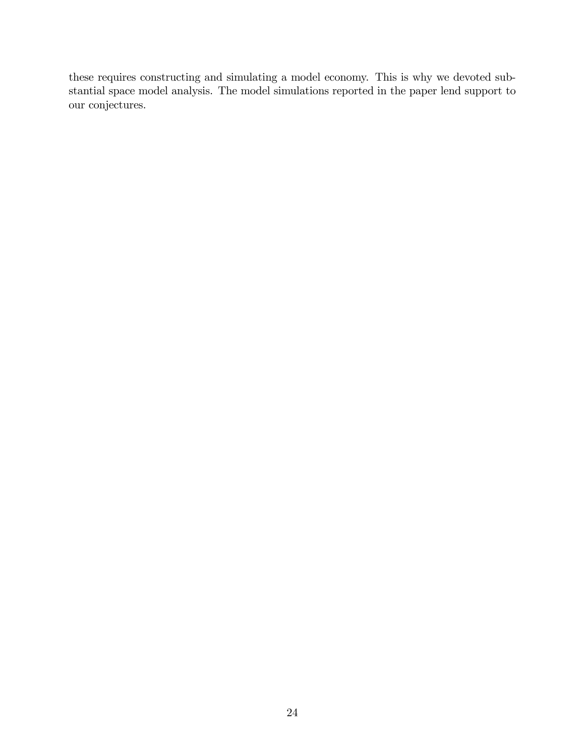these requires constructing and simulating a model economy. This is why we devoted substantial space model analysis. The model simulations reported in the paper lend support to our conjectures.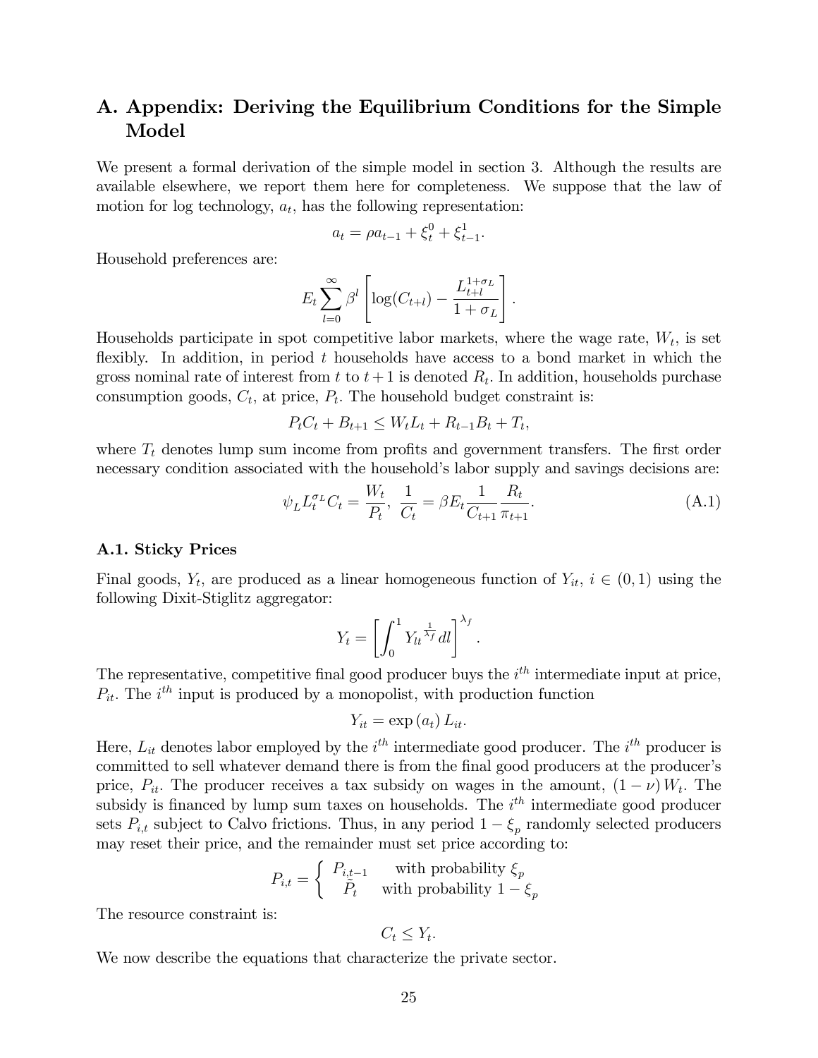# A. Appendix: Deriving the Equilibrium Conditions for the Simple Model

We present a formal derivation of the simple model in section 3. Although the results are available elsewhere, we report them here for completeness. We suppose that the law of motion for log technology, $a_t$, has the following representation:

$$a_t = \rho a_{t-1} + \xi_t^0 + \xi_{t-1}^1.$$

Household preferences are:

$$E_t \sum_{l=0}^{\infty} \beta^l \left[ \log(C_{t+l}) - \frac{L_{t+l}^{1+\sigma_L}}{1+\sigma_L} \right].$$

Households participate in spot competitive labor markets, where the wage rate, $W_t$, is set flexibly. In addition, in period $t$ households have access to a bond market in which the gross nominal rate of interest from $t$ to $t+1$ is denoted $R_t$. In addition, households purchase consumption goods, $C_t$, at price, $P_t$. The household budget constraint is:

$$P_t C_t + B_{t+1} \leq W_t L_t + R_{t-1} B_t + T_t,$$

where $T_t$ denotes lump sum income from profits and government transfers. The first order necessary condition associated with the household's labor supply and savings decisions are:

$$\psi_L L_t^{\sigma_L} C_t = \frac{W_t}{P_t}, \ \frac{1}{C_t} = \beta E_t \frac{1}{C_{t+1}} \frac{R_t}{\pi_{t+1}}. \tag{A.1}$$

### A.1. Sticky Prices

Final goods, $Y_t$, are produced as a linear homogeneous function of $Y_{it}$, $i \in (0,1)$ using the following Dixit-Stiglitz aggregator:

$$Y_t = \left[ \int_0^1 Y_{lt}^{\frac{1}{\lambda_f}} dl \right]^{\lambda_f}.$$

The representative, competitive final good producer buys the $i^{th}$ intermediate input at price, $P_{it}$. The $i^{th}$ input is produced by a monopolist, with production function

$$Y_{it} = \exp(a_t) L_{it}.$$

Here, $L_{it}$ denotes labor employed by the $i^{th}$ intermediate good producer. The $i^{th}$ producer is committed to sell whatever demand there is from the final good producers at the producer's price, $P_{it}$. The producer receives a tax subsidy on wages in the amount, $(1-\nu) W_t$. The subsidy is financed by lump sum taxes on households. The $i^{th}$ intermediate good producer sets $P_{i,t}$ subject to Calvo frictions. Thus, in any period $1-\xi_p$ randomly selected producers may reset their price, and the remainder must set price according to:

$$P_{i,t} = \begin{cases} P_{i,t-1} & \text{with probability } \xi_p \\ \tilde{P}_t & \text{with probability } 1-\xi_p \end{cases}$$

The resource constraint is:

$$C_t \leq Y_t.$$

We now describe the equations that characterize the private sector.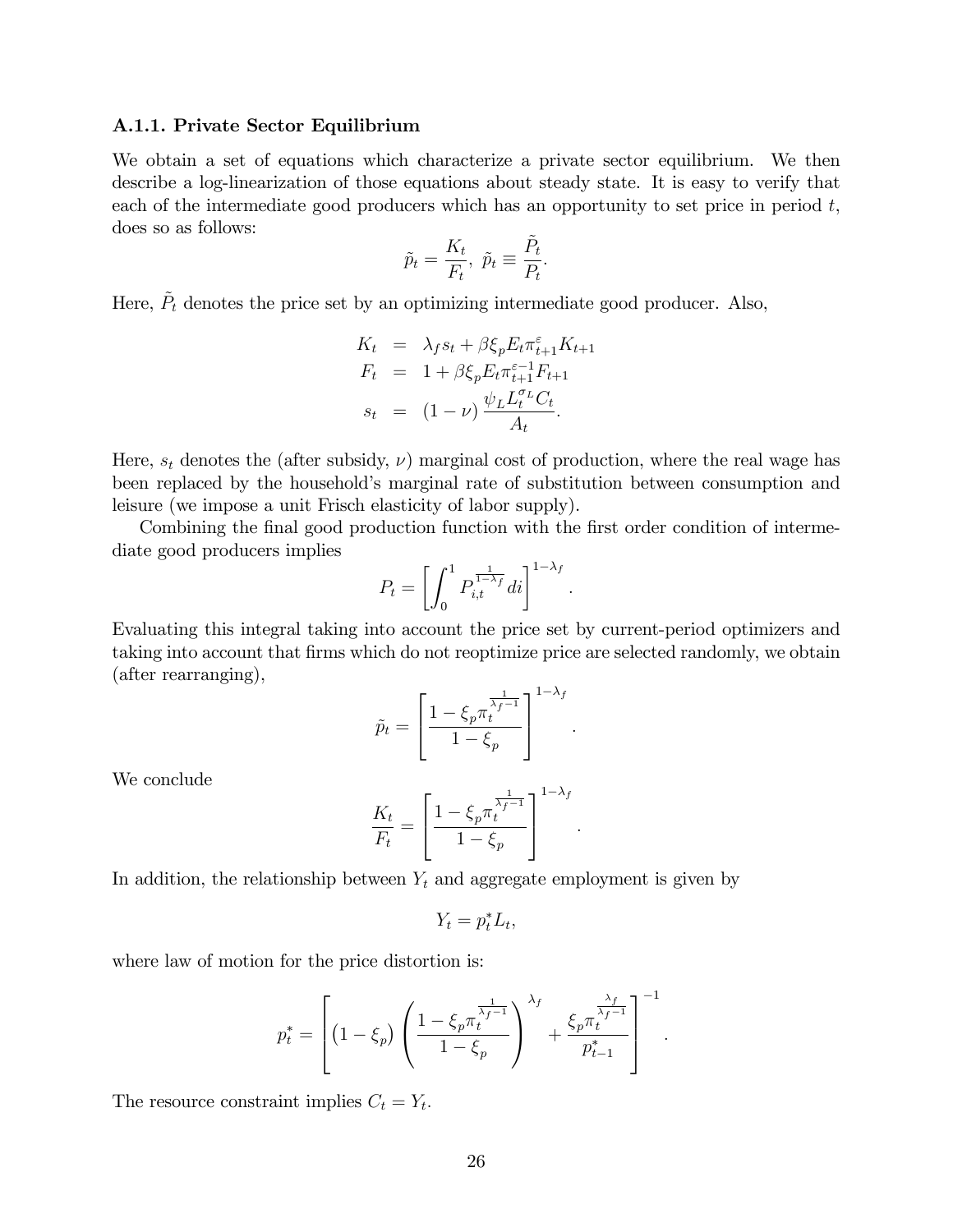### A.1.1. Private Sector Equilibrium

We obtain a set of equations which characterize a private sector equilibrium. We then describe a log-linearization of those equations about steady state. It is easy to verify that each of the intermediate good producers which has an opportunity to set price in period $t$, does so as follows:

$$\tilde{p}_t = \frac{K_t}{F_t},\ \tilde{p}_t \equiv \frac{\tilde{P}_t}{P_t}.$$

Here, $\tilde{P}_t$ denotes the price set by an optimizing intermediate good producer. Also,

$$\begin{aligned}
K_t &= \lambda_f s_t + \beta \xi_p E_t \pi_{t+1}^{\varepsilon} K_{t+1} \\
F_t &= 1 + \beta \xi_p E_t \pi_{t+1}^{\varepsilon - 1} F_{t+1} \\
s_t &= (1-\nu) \frac{\psi_L L_t^{\sigma_L} C_t}{A_t}.
\end{aligned}$$

Here, $s_t$ denotes the (after subsidy, $\nu$) marginal cost of production, where the real wage has been replaced by the household's marginal rate of substitution between consumption and leisure (we impose a unit Frisch elasticity of labor supply).

Combining the final good production function with the first order condition of intermediate good producers implies

$$P_t = \left[ \int_0^1 P_{i,t}^{\frac{1}{1-\lambda_f}} di \right]^{1-\lambda_f}.$$

Evaluating this integral taking into account the price set by current-period optimizers and taking into account that firms which do not reoptimize price are selected randomly, we obtain (after rearranging),

$$\tilde{p}_t = \left[ \frac{1 - \xi_p \pi_t^{\frac{1}{\lambda_f - 1}}}{1 - \xi_p} \right]^{1-\lambda_f}.$$

We conclude

$$\frac{K_t}{F_t} = \left[ \frac{1 - \xi_p \pi_t^{\frac{1}{\lambda_f - 1}}}{1 - \xi_p} \right]^{1-\lambda_f}.$$

In addition, the relationship between $Y_t$ and aggregate employment is given by

$$Y_t = p_t^* L_t,$$

where law of motion for the price distortion is:

$$p_t^* = \left[ (1-\xi_p) \left( \frac{1 - \xi_p \pi_t^{\frac{1}{\lambda_f - 1}}}{1 - \xi_p} \right)^{\lambda_f} + \frac{\xi_p \pi_t^{\frac{\lambda_f}{\lambda_f - 1}}}{p_{t-1}^*} \right]^{-1}.$$

The resource constraint implies $C_t = Y_t$.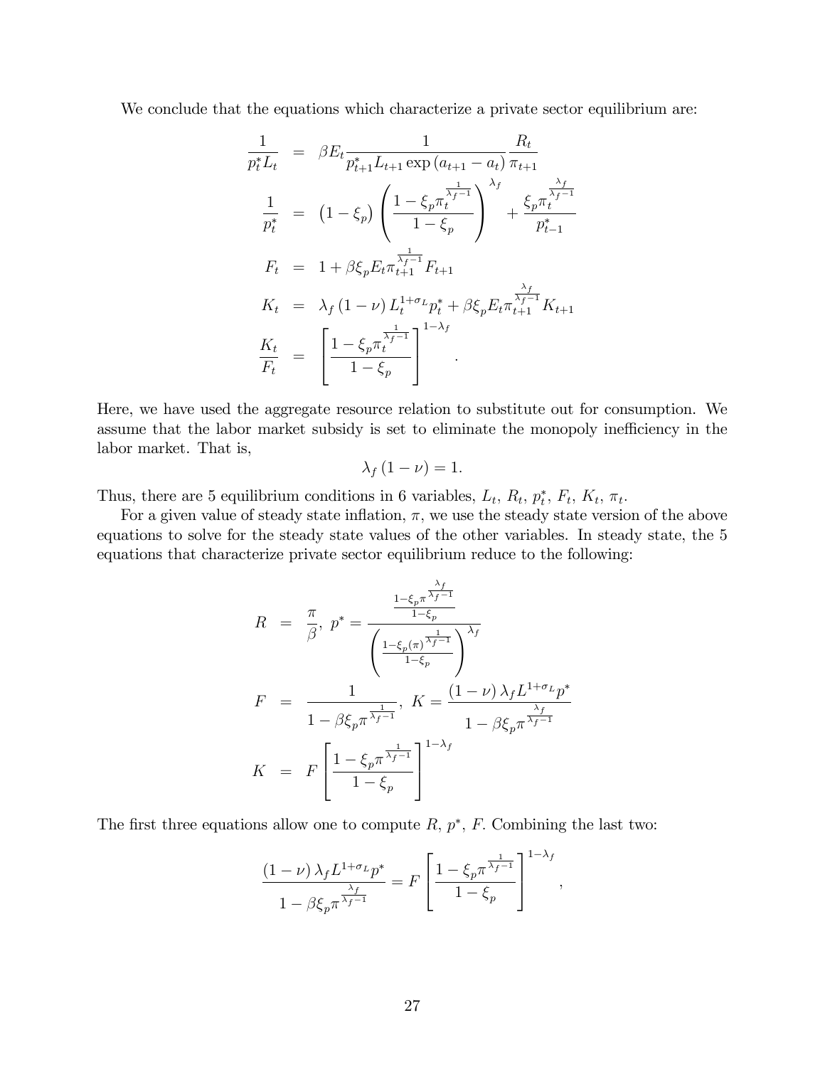We conclude that the equations which characterize a private sector equilibrium are:

$$
\begin{aligned}
\frac{1}{p_t^* L_t} &= \beta E_t \frac{1}{p_{t+1}^* L_{t+1} \exp\left(a_{t+1} - a_t\right)} \frac{R_t}{\pi_{t+1}} \\
\frac{1}{p_t^*} &= \left(1 - \xi_p\right) \left( \frac{1 - \xi_p \pi_t^{\frac{1}{\lambda_f - 1}}}{1 - \xi_p} \right)^{\lambda_f} + \frac{\xi_p \pi_t^{\frac{\lambda_f}{\lambda_f - 1}}}{p_{t-1}^*} \\
F_t &= 1 + \beta \xi_p E_t \pi_{t+1}^{\frac{1}{\lambda_f - 1}} F_{t+1} \\
K_t &= \lambda_f \left(1 - \nu\right) L_t^{1+\sigma_L} p_t^* + \beta \xi_p E_t \pi_{t+1}^{\frac{\lambda_f}{\lambda_f - 1}} K_{t+1} \\
\frac{K_t}{F_t} &= \left[ \frac{1 - \xi_p \pi_t^{\frac{1}{\lambda_f - 1}}}{1 - \xi_p} \right]^{1 - \lambda_f}.
\end{aligned}
$$

Here, we have used the aggregate resource relation to substitute out for consumption. We assume that the labor market subsidy is set to eliminate the monopoly inefficiency in the labor market. That is,

$$
\lambda_f \left(1 - \nu\right) = 1.
$$

Thus, there are 5 equilibrium conditions in 6 variables, $L_t$, $R_t$, $p_t^*$, $F_t$, $K_t$, $\pi_t$.

For a given value of steady state inflation, $\pi$, we use the steady state version of the above equations to solve for the steady state values of the other variables. In steady state, the 5 equations that characterize private sector equilibrium reduce to the following:

$$
\begin{aligned}
R &= \frac{\pi}{\beta}, \; p^* = \frac{\frac{1 - \xi_p \pi^{\frac{\lambda_f}{\lambda_f - 1}}}{1 - \xi_p}}{\left( \frac{1 - \xi_p (\pi)^{\frac{1}{\lambda_f - 1}}}{1 - \xi_p} \right)^{\lambda_f}} \\
F &= \frac{1}{1 - \beta \xi_p \pi^{\frac{1}{\lambda_f - 1}}}, \; K = \frac{\left(1 - \nu\right) \lambda_f L^{1+\sigma_L} p^*}{1 - \beta \xi_p \pi^{\frac{\lambda_f}{\lambda_f - 1}}} \\
K &= F \left[ \frac{1 - \xi_p \pi^{\frac{1}{\lambda_f - 1}}}{1 - \xi_p} \right]^{1 - \lambda_f}
\end{aligned}
$$

The first three equations allow one to compute $R$, $p^*$, $F$. Combining the last two:

$$
\frac{\left(1 - \nu\right) \lambda_f L^{1+\sigma_L} p^*}{1 - \beta \xi_p \pi^{\frac{\lambda_f}{\lambda_f - 1}}} = F \left[ \frac{1 - \xi_p \pi^{\frac{1}{\lambda_f - 1}}}{1 - \xi_p} \right]^{1 - \lambda_f},
$$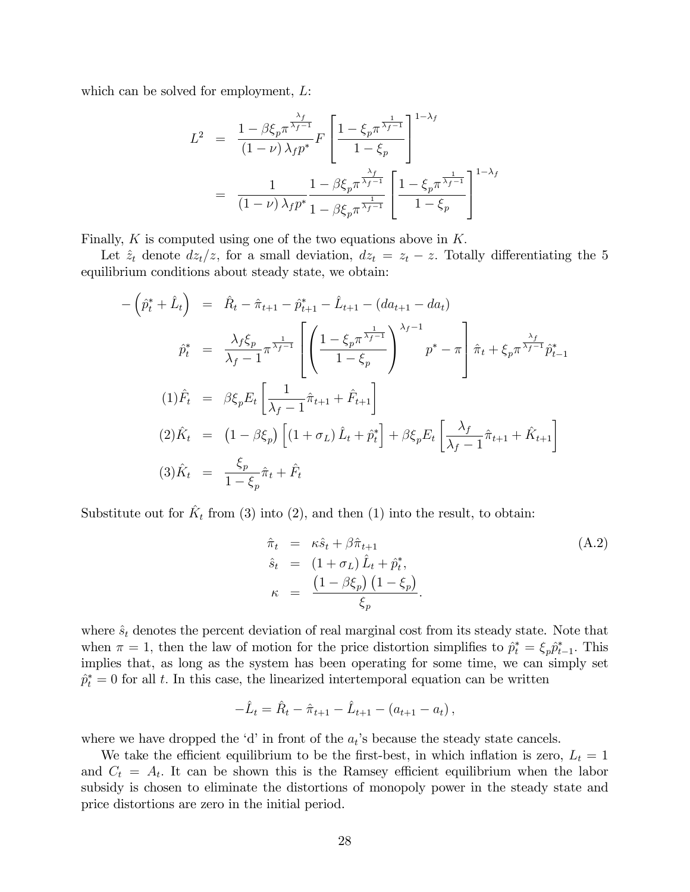which can be solved for employment, $L$:

$$
\begin{aligned}
L^2 &= \frac{1-\beta\xi_p \pi^{\frac{\lambda_f}{\lambda_f - 1}}}{(1-\nu)\lambda_f p^*} F \left[\frac{1-\xi_p \pi^{\frac{1}{\lambda_f - 1}}}{1-\xi_p}\right]^{1-\lambda_f} \\
&= \frac{1}{(1-\nu)\lambda_f p^*} \frac{1-\beta\xi_p \pi^{\frac{\lambda_f}{\lambda_f - 1}}}{1-\beta\xi_p \pi^{\frac{1}{\lambda_f - 1}}} \left[\frac{1-\xi_p \pi^{\frac{1}{\lambda_f - 1}}}{1-\xi_p}\right]^{1-\lambda_f}
\end{aligned}
$$

Finally, $K$ is computed using one of the two equations above in $K$.

Let $\hat{z}_t$ denote $dz_t/z$, for a small deviation, $dz_t = z_t - z$. Totally differentiating the 5 equilibrium conditions about steady state, we obtain:

$$
\begin{aligned}
-\left(\hat{p}_t^* + \hat{L}_t\right) &= \hat{R}_t - \hat{\pi}_{t+1} - \hat{p}_{t+1}^* - \hat{L}_{t+1} - (da_{t+1} - da_t) \\
\hat{p}_t^* &= \frac{\lambda_f \xi_p}{\lambda_f - 1} \pi^{\frac{1}{\lambda_f - 1}} \left[\left(\frac{1-\xi_p \pi^{\frac{1}{\lambda_f - 1}}}{1-\xi_p}\right)^{\lambda_f - 1} p^* - \pi\right] \hat{\pi}_t + \xi_p \pi^{\frac{\lambda_f}{\lambda_f - 1}} \hat{p}_{t-1}^* \\
(1)\hat{F}_t &= \beta\xi_p E_t \left[\frac{1}{\lambda_f - 1}\hat{\pi}_{t+1} + \hat{F}_{t+1}\right] \\
(2)\hat{K}_t &= \left(1-\beta\xi_p\right)\left[(1+\sigma_L)\hat{L}_t + \hat{p}_t^*\right] + \beta\xi_p E_t \left[\frac{\lambda_f}{\lambda_f - 1}\hat{\pi}_{t+1} + \hat{K}_{t+1}\right] \\
(3)\hat{K}_t &= \frac{\xi_p}{1-\xi_p}\hat{\pi}_t + \hat{F}_t
\end{aligned}
$$

Substitute out for $\hat{K}_t$ from (3) into (2), and then (1) into the result, to obtain:

$$
\begin{aligned}
\hat{\pi}_t &= \kappa \hat{s}_t + \beta \hat{\pi}_{t+1} \\
\hat{s}_t &= (1+\sigma_L)\hat{L}_t + \hat{p}_t^*, \\
\kappa &= \frac{\left(1-\beta\xi_p\right)\left(1-\xi_p\right)}{\xi_p}.
\end{aligned}
\tag{A.2}
$$

where $\hat{s}_t$ denotes the percent deviation of real marginal cost from its steady state. Note that when $\pi = 1$, then the law of motion for the price distortion simplifies to $\hat{p}_t^* = \xi_p \hat{p}_{t-1}^*$. This implies that, as long as the system has been operating for some time, we can simply set $\hat{p}_t^* = 0$ for all $t$. In this case, the linearized intertemporal equation can be written

$$
-\hat{L}_t = \hat{R}_t - \hat{\pi}_{t+1} - \hat{L}_{t+1} - (a_{t+1} - a_t),
$$

where we have dropped the 'd' in front of the $a_t$'s because the steady state cancels.

We take the efficient equilibrium to be the first-best, in which inflation is zero, $L_t = 1$ and $C_t = A_t$. It can be shown this is the Ramsey efficient equilibrium when the labor subsidy is chosen to eliminate the distortions of monopoly power in the steady state and price distortions are zero in the initial period.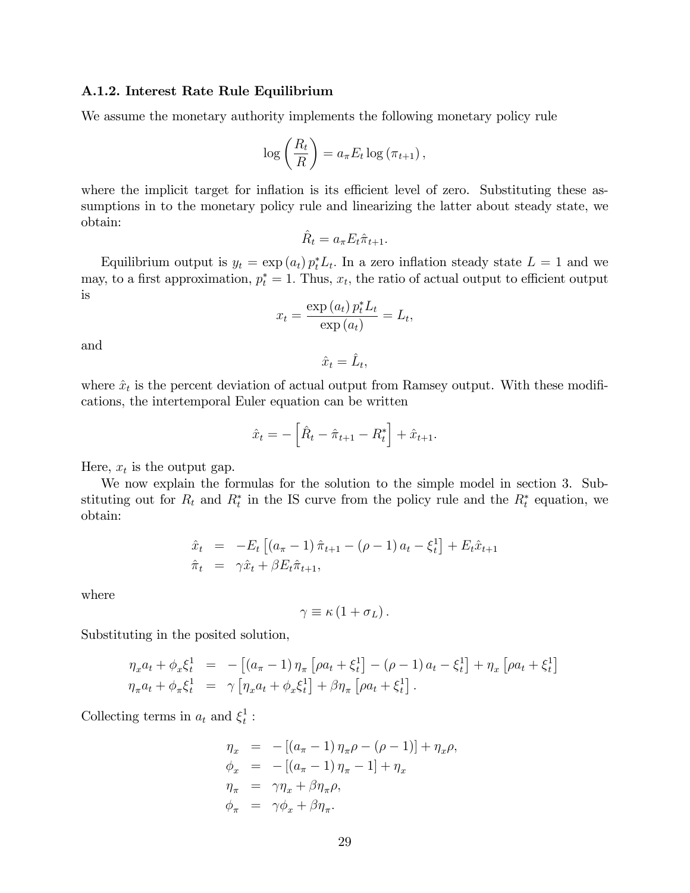### A.1.2. Interest Rate Rule Equilibrium

We assume the monetary authority implements the following monetary policy rule

$$\log\left(\frac{R_t}{R}\right) = a_\pi E_t \log\left(\pi_{t+1}\right),$$

where the implicit target for inflation is its efficient level of zero. Substituting these assumptions in to the monetary policy rule and linearizing the latter about steady state, we obtain:

$$\hat{R}_t = a_\pi E_t \hat{\pi}_{t+1}.$$

Equilibrium output is $y_t = \exp\left(a_t\right) p_t^* L_t$. In a zero inflation steady state $L = 1$ and we may, to a first approximation, $p_t^* = 1$. Thus, $x_t$, the ratio of actual output to efficient output is

$$x_t = \frac{\exp\left(a_t\right) p_t^* L_t}{\exp\left(a_t\right)} = L_t,$$

and

$$\hat{x}_t = \hat{L}_t,$$

where $\hat{x}_t$ is the percent deviation of actual output from Ramsey output. With these modifications, the intertemporal Euler equation can be written

$$\hat{x}_t = -\left[\hat{R}_t - \hat{\pi}_{t+1} - R_t^*\right] + \hat{x}_{t+1}.$$

Here, $x_t$ is the output gap.

We now explain the formulas for the solution to the simple model in section 3. Substituting out for $R_t$ and $R_t^*$ in the IS curve from the policy rule and the $R_t^*$ equation, we obtain:

$$\begin{aligned}
\hat{x}_t &= -E_t\left[\left(a_\pi - 1\right)\hat{\pi}_{t+1} - \left(\rho - 1\right) a_t - \xi_t^1\right] + E_t \hat{x}_{t+1} \\
\hat{\pi}_t &= \gamma \hat{x}_t + \beta E_t \hat{\pi}_{t+1},
\end{aligned}$$

where

$$\gamma \equiv \kappa\left(1 + \sigma_L\right).$$

Substituting in the posited solution,

$$\begin{aligned}
\eta_x a_t + \phi_x \xi_t^1 &= -\left[\left(a_\pi - 1\right)\eta_\pi\left[\rho a_t + \xi_t^1\right] - \left(\rho - 1\right) a_t - \xi_t^1\right] + \eta_x\left[\rho a_t + \xi_t^1\right] \\
\eta_\pi a_t + \phi_\pi \xi_t^1 &= \gamma\left[\eta_x a_t + \phi_x \xi_t^1\right] + \beta \eta_\pi\left[\rho a_t + \xi_t^1\right].
\end{aligned}$$

Collecting terms in $a_t$ and $\xi_t^1$ :

$$\begin{aligned}
\eta_x &= -\left[\left(a_\pi - 1\right)\eta_\pi \rho - \left(\rho - 1\right)\right] + \eta_x \rho, \\
\phi_x &= -\left[\left(a_\pi - 1\right)\eta_\pi - 1\right] + \eta_x \\
\eta_\pi &= \gamma \eta_x + \beta \eta_\pi \rho, \\
\phi_\pi &= \gamma \phi_x + \beta \eta_\pi.
\end{aligned}$$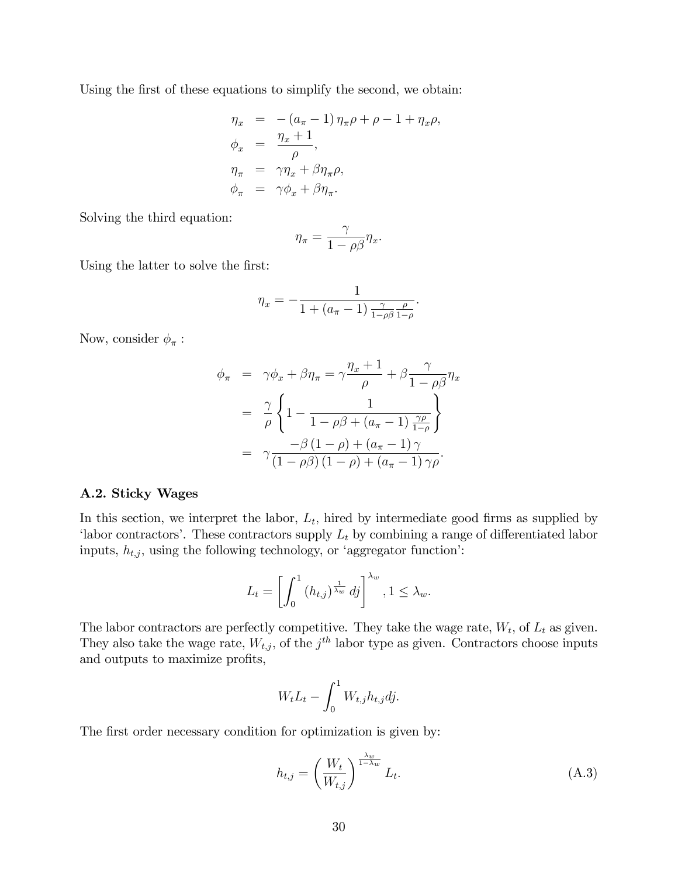Using the first of these equations to simplify the second, we obtain:

$$
\begin{aligned}
\eta_x &= -\left(a_\pi - 1\right)\eta_\pi \rho + \rho - 1 + \eta_x \rho, \\
\phi_x &= \frac{\eta_x + 1}{\rho}, \\
\eta_\pi &= \gamma \eta_x + \beta \eta_\pi \rho, \\
\phi_\pi &= \gamma \phi_x + \beta \eta_\pi .
\end{aligned}
$$

Solving the third equation:

$$
\eta_\pi = \frac{\gamma}{1 - \rho\beta}\eta_x .
$$

Using the latter to solve the first:

$$
\eta_x = -\frac{1}{1 + \left(a_\pi - 1\right)\frac{\gamma}{1-\rho\beta}\frac{\rho}{1-\rho}}.
$$

Now, consider $\phi_\pi$ :

$$
\begin{aligned}
\phi_\pi &= \gamma \phi_x + \beta \eta_\pi = \gamma \frac{\eta_x + 1}{\rho} + \beta \frac{\gamma}{1-\rho\beta}\eta_x \\
&= \frac{\gamma}{\rho}\left\{1 - \frac{1}{1 - \rho\beta + \left(a_\pi - 1\right)\frac{\gamma\rho}{1-\rho}}\right\} \\
&= \gamma \frac{-\beta\left(1-\rho\right) + \left(a_\pi - 1\right)\gamma}{\left(1-\rho\beta\right)\left(1-\rho\right) + \left(a_\pi - 1\right)\gamma\rho}.
\end{aligned}
$$

### A.2. Sticky Wages

In this section, we interpret the labor, $L_t$, hired by intermediate good firms as supplied by 'labor contractors'. These contractors supply $L_t$ by combining a range of differentiated labor inputs, $h_{t,j}$, using the following technology, or 'aggregator function':

$$
L_t = \left[\int_0^1 \left(h_{t,j}\right)^{\frac{1}{\lambda_w}} dj\right]^{\lambda_w}, 1 \leq \lambda_w .
$$

The labor contractors are perfectly competitive. They take the wage rate, $W_t$, of $L_t$ as given. They also take the wage rate, $W_{t,j}$, of the $j^{th}$ labor type as given. Contractors choose inputs and outputs to maximize profits,

$$
W_t L_t - \int_0^1 W_{t,j} h_{t,j} dj .
$$

The first order necessary condition for optimization is given by:

$$
h_{t,j} = \left(\frac{W_t}{W_{t,j}}\right)^{\frac{\lambda_w}{1-\lambda_w}} L_t . \tag{A.3}
$$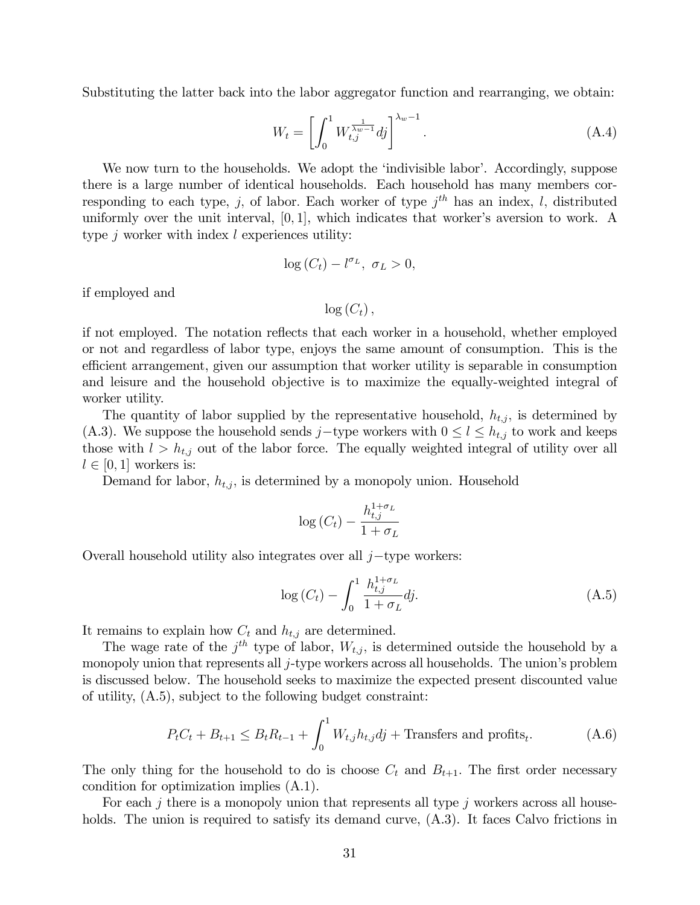Substituting the latter back into the labor aggregator function and rearranging, we obtain:

$$W_t = \left[ \int_0^1 W_{t,j}^{\frac{1}{\lambda_w - 1}} dj \right]^{\lambda_w - 1}. \tag{A.4}$$

We now turn to the households. We adopt the 'indivisible labor'. Accordingly, suppose there is a large number of identical households. Each household has many members corresponding to each type, $j$, of labor. Each worker of type $j^{th}$ has an index, $l$, distributed uniformly over the unit interval, $[0, 1]$, which indicates that worker's aversion to work. A type $j$ worker with index $l$ experiences utility:

$$\log (C_t) - l^{\sigma_L}, \ \sigma_L > 0,$$

if employed and

$$\log (C_t),$$

if not employed. The notation reflects that each worker in a household, whether employed or not and regardless of labor type, enjoys the same amount of consumption. This is the efficient arrangement, given our assumption that worker utility is separable in consumption and leisure and the household objective is to maximize the equally-weighted integral of worker utility.

The quantity of labor supplied by the representative household, $h_{t,j}$, is determined by (A.3). We suppose the household sends $j-$type workers with $0 \leq l \leq h_{t,j}$ to work and keeps those with $l > h_{t,j}$ out of the labor force. The equally weighted integral of utility over all $l \in [0, 1]$ workers is:

Demand for labor, $h_{t,j}$, is determined by a monopoly union. Household

$$\log (C_t) - \frac{h_{t,j}^{1+\sigma_L}}{1 + \sigma_L}$$

Overall household utility also integrates over all $j-$type workers:

$$\log (C_t) - \int_0^1 \frac{h_{t,j}^{1+\sigma_L}}{1 + \sigma_L} dj. \tag{A.5}$$

It remains to explain how $C_t$ and $h_{t,j}$ are determined.

The wage rate of the $j^{th}$ type of labor, $W_{t,j}$, is determined outside the household by a monopoly union that represents all $j$-type workers across all households. The union's problem is discussed below. The household seeks to maximize the expected present discounted value of utility, (A.5), subject to the following budget constraint:

$$P_t C_t + B_{t+1} \leq B_t R_{t-1} + \int_0^1 W_{t,j} h_{t,j} dj + \text{Transfers and profits}_t. \tag{A.6}$$

The only thing for the household to do is choose $C_t$ and $B_{t+1}$. The first order necessary condition for optimization implies (A.1).

For each $j$ there is a monopoly union that represents all type $j$ workers across all households. The union is required to satisfy its demand curve, (A.3). It faces Calvo frictions in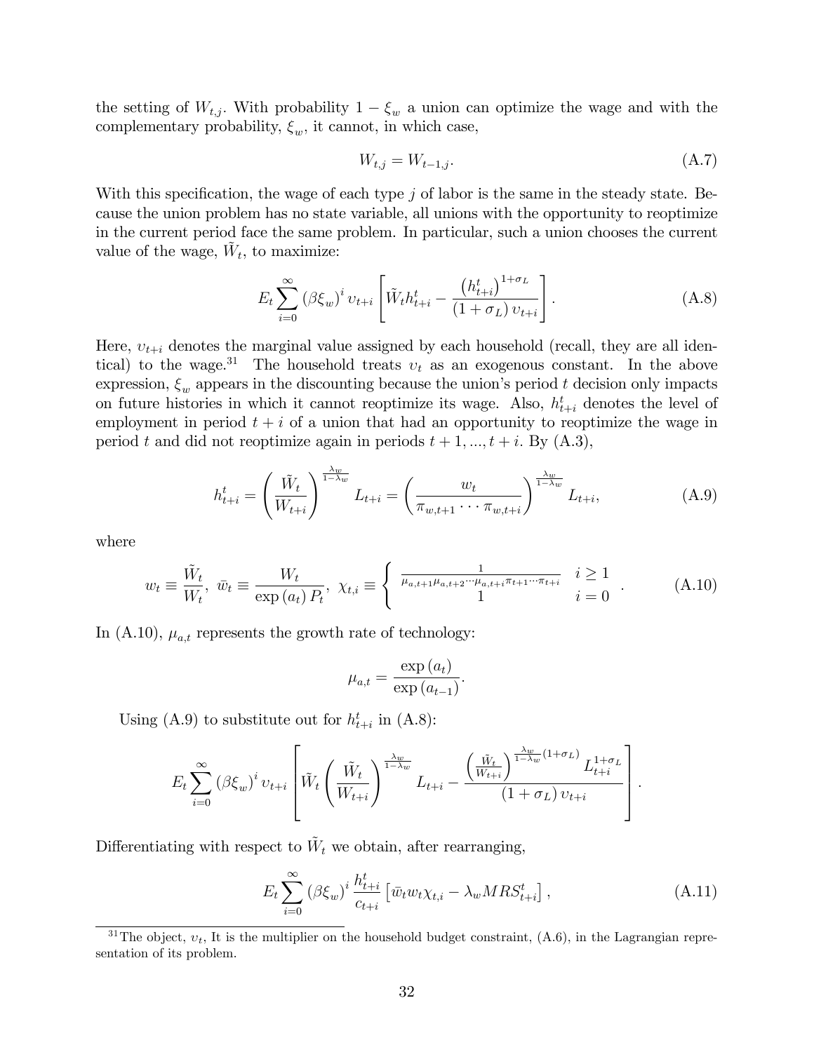the setting of $W_{t,j}$. With probability $1 - \xi_w$ a union can optimize the wage and with the complementary probability, $\xi_w$, it cannot, in which case,

$$W_{t,j} = W_{t-1,j}. \tag{A.7}$$

With this specification, the wage of each type $j$ of labor is the same in the steady state. Because the union problem has no state variable, all unions with the opportunity to reoptimize in the current period face the same problem. In particular, such a union chooses the current value of the wage, $\tilde{W}_t$, to maximize:

$$E_t \sum_{i=0}^{\infty} (\beta\xi_w)^i \upsilon_{t+i} \left[ \tilde{W}_t h_{t+i}^t - \frac{\left(h_{t+i}^t\right)^{1+\sigma_L}}{(1+\sigma_L)\,\upsilon_{t+i}} \right]. \tag{A.8}$$

Here, $\upsilon_{t+i}$ denotes the marginal value assigned by each household (recall, they are all identical) to the wage.[31] The household treats $\upsilon_t$ as an exogenous constant. In the above expression, $\xi_w$ appears in the discounting because the union's period $t$ decision only impacts on future histories in which it cannot reoptimize its wage. Also, $h_{t+i}^t$ denotes the level of employment in period $t+i$ of a union that had an opportunity to reoptimize the wage in period $t$ and did not reoptimize again in periods $t+1, ..., t+i$. By (A.3),

$$h_{t+i}^t = \left( \frac{\tilde{W}_t}{W_{t+i}} \right)^{\frac{\lambda_w}{1-\lambda_w}} L_{t+i} = \left( \frac{w_t}{\pi_{w,t+1} \cdots \pi_{w,t+i}} \right)^{\frac{\lambda_w}{1-\lambda_w}} L_{t+i}, \tag{A.9}$$

where

$$w_t \equiv \frac{\tilde{W}_t}{W_t},\ \bar{w}_t \equiv \frac{W_t}{\exp(a_t) P_t},\ \chi_{t,i} \equiv \begin{cases} \frac{1}{\mu_{a,t+1}\mu_{a,t+2}\cdots\mu_{a,t+i}\pi_{t+1}\cdots\pi_{t+i}} & i \geq 1 \\ 1 & i = 0 \end{cases}. \tag{A.10}$$

In (A.10), $\mu_{a,t}$ represents the growth rate of technology:

$$\mu_{a,t} = \frac{\exp(a_t)}{\exp(a_{t-1})}.$$

Using (A.9) to substitute out for $h_{t+i}^t$ in (A.8):

$$E_t \sum_{i=0}^{\infty} (\beta\xi_w)^i \upsilon_{t+i} \left[ \tilde{W}_t \left( \frac{\tilde{W}_t}{W_{t+i}} \right)^{\frac{\lambda_w}{1-\lambda_w}} L_{t+i} - \frac{\left(\frac{\tilde{W}_t}{W_{t+i}}\right)^{\frac{\lambda_w}{1-\lambda_w}(1+\sigma_L)} L_{t+i}^{1+\sigma_L}}{(1+\sigma_L)\,\upsilon_{t+i}} \right].$$

Differentiating with respect to $\tilde{W}_t$ we obtain, after rearranging,

$$E_t \sum_{i=0}^{\infty} (\beta\xi_w)^i \frac{h_{t+i}^t}{c_{t+i}} \left[ \bar{w}_t w_t \chi_{t,i} - \lambda_w MRS_{t+i}^t \right], \tag{A.11}$$

[31] The object, $\upsilon_t$, It is the multiplier on the household budget constraint, (A.6), in the Lagrangian representation of its problem.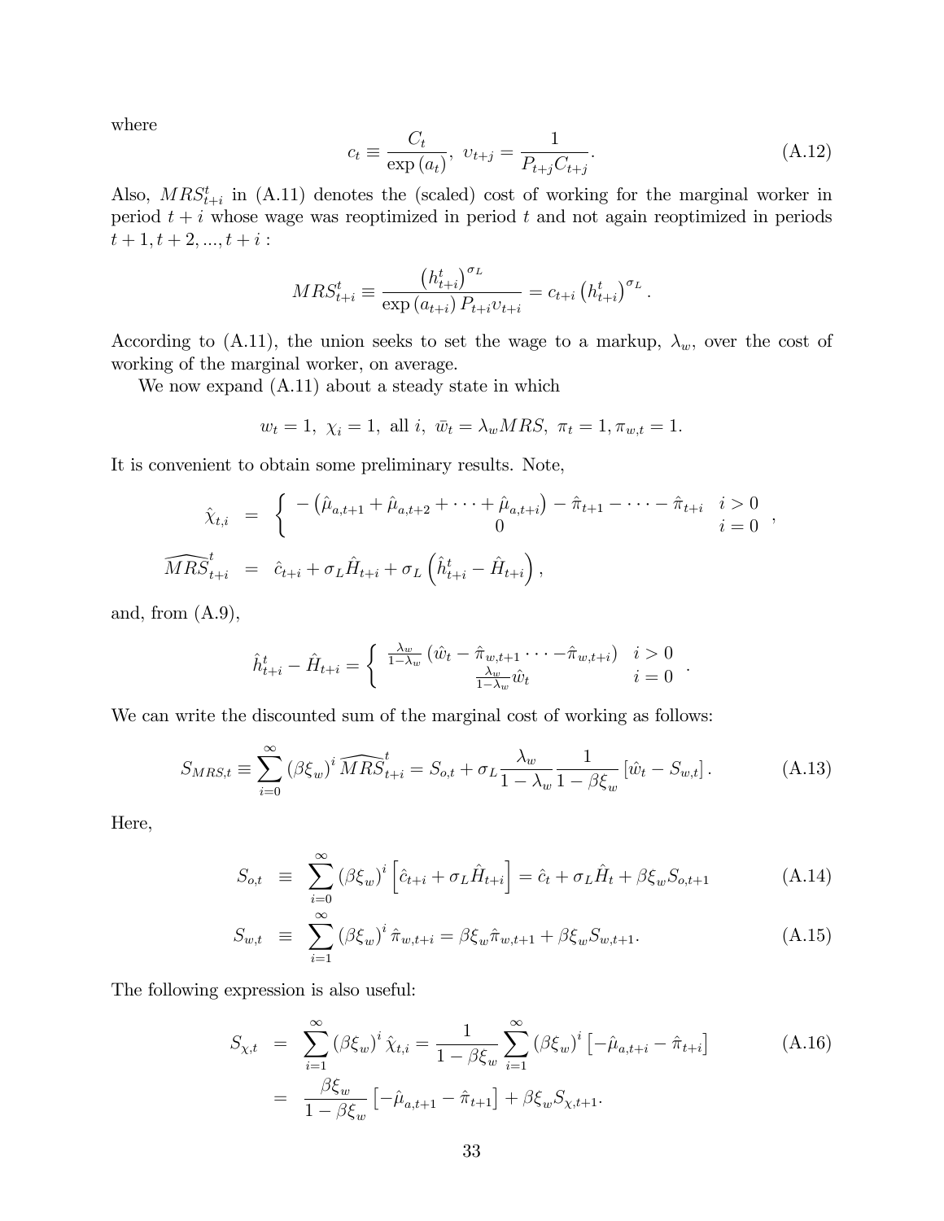where

$$c_t \equiv \frac{C_t}{\exp(a_t)},\ \upsilon_{t+j} = \frac{1}{P_{t+j}C_{t+j}}. \tag{A.12}$$

Also, $MRS_{t+i}^t$ in (A.11) denotes the (scaled) cost of working for the marginal worker in period $t+i$ whose wage was reoptimized in period $t$ and not again reoptimized in periods $t+1, t+2, ..., t+i$ :

$$MRS_{t+i}^t \equiv \frac{\left(h_{t+i}^t\right)^{\sigma_L}}{\exp(a_{t+i})\, P_{t+i}\upsilon_{t+i}} = c_{t+i}\left(h_{t+i}^t\right)^{\sigma_L}.$$

According to (A.11), the union seeks to set the wage to a markup, $\lambda_w$, over the cost of working of the marginal worker, on average.

We now expand (A.11) about a steady state in which

$$w_t = 1,\ \chi_i = 1,\ \text{all } i,\ \bar{w}_t = \lambda_w MRS,\ \pi_t = 1, \pi_{w,t} = 1.$$

It is convenient to obtain some preliminary results. Note,

$$\begin{aligned}
\hat{\chi}_{t,i} &= \begin{cases} -\left(\hat{\mu}_{a,t+1} + \hat{\mu}_{a,t+2} + \cdots + \hat{\mu}_{a,t+i}\right) - \hat{\pi}_{t+1} - \cdots - \hat{\pi}_{t+i} & i > 0 \\ 0 & i = 0 \end{cases}, \\
\widehat{MRS}_{t+i}^t &= \hat{c}_{t+i} + \sigma_L \hat{H}_{t+i} + \sigma_L\left(\hat{h}_{t+i}^t - \hat{H}_{t+i}\right),
\end{aligned}$$

and, from (A.9),

$$\hat{h}_{t+i}^t - \hat{H}_{t+i} = \begin{cases} \frac{\lambda_w}{1-\lambda_w}\left(\hat{w}_t - \hat{\pi}_{w,t+1} \cdots - \hat{\pi}_{w,t+i}\right) & i > 0 \\ \frac{\lambda_w}{1-\lambda_w}\hat{w}_t & i = 0 \end{cases}.$$

We can write the discounted sum of the marginal cost of working as follows:

$$S_{MRS,t} \equiv \sum_{i=0}^{\infty}\left(\beta\xi_w\right)^i \widehat{MRS}_{t+i}^t = S_{o,t} + \sigma_L \frac{\lambda_w}{1-\lambda_w}\frac{1}{1-\beta\xi_w}\left[\hat{w}_t - S_{w,t}\right]. \tag{A.13}$$

Here,

$$S_{o,t} \equiv \sum_{i=0}^{\infty}\left(\beta\xi_w\right)^i\left[\hat{c}_{t+i} + \sigma_L\hat{H}_{t+i}\right] = \hat{c}_t + \sigma_L\hat{H}_t + \beta\xi_w S_{o,t+1} \tag{A.14}$$

$$S_{w,t} \equiv \sum_{i=1}^{\infty}\left(\beta\xi_w\right)^i\hat{\pi}_{w,t+i} = \beta\xi_w\hat{\pi}_{w,t+1} + \beta\xi_w S_{w,t+1}. \tag{A.15}$$

The following expression is also useful:

$$\begin{aligned}
S_{\chi,t} &= \sum_{i=1}^{\infty}\left(\beta\xi_w\right)^i\hat{\chi}_{t,i} = \frac{1}{1-\beta\xi_w}\sum_{i=1}^{\infty}\left(\beta\xi_w\right)^i\left[-\hat{\mu}_{a,t+i} - \hat{\pi}_{t+i}\right] \\
&= \frac{\beta\xi_w}{1-\beta\xi_w}\left[-\hat{\mu}_{a,t+1} - \hat{\pi}_{t+1}\right] + \beta\xi_w S_{\chi,t+1}.
\end{aligned} \tag{A.16}$$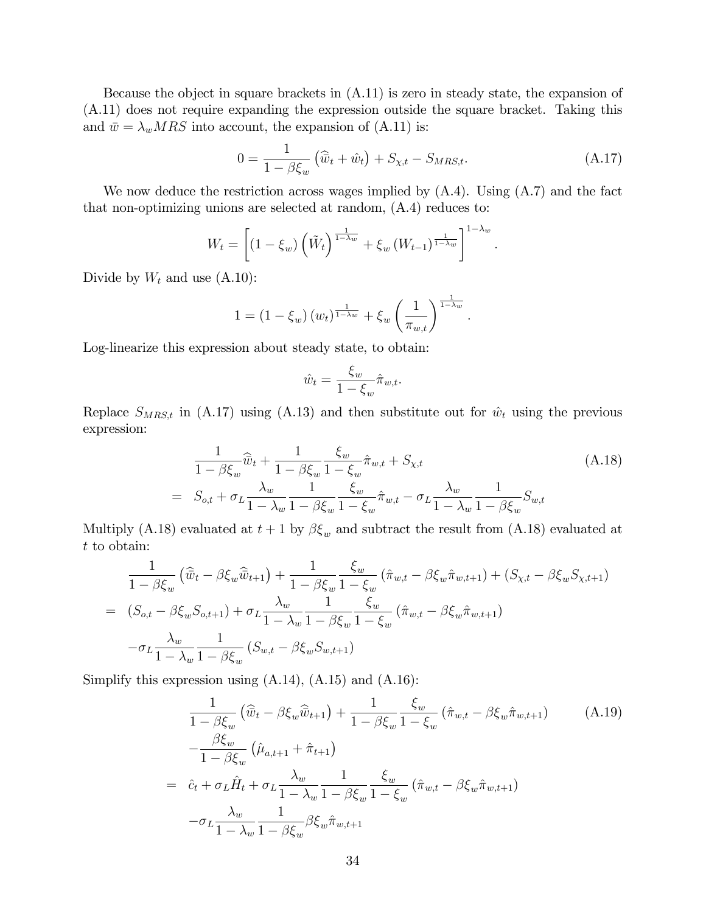Because the object in square brackets in (A.11) is zero in steady state, the expansion of (A.11) does not require expanding the expression outside the square bracket. Taking this and $\bar{w} = \lambda_w MRS$ into account, the expansion of (A.11) is:

$$0 = \frac{1}{1-\beta\xi_w}\left(\widehat{\bar{w}}_t + \hat{w}_t\right) + S_{\chi,t} - S_{MRS,t}. \tag{A.17}$$

We now deduce the restriction across wages implied by (A.4). Using (A.7) and the fact that non-optimizing unions are selected at random, (A.4) reduces to:

$$W_t = \left[(1-\xi_w)\left(\tilde{W}_t\right)^{\frac{1}{1-\lambda_w}} + \xi_w \left(W_{t-1}\right)^{\frac{1}{1-\lambda_w}}\right]^{1-\lambda_w}.$$

Divide by $W_t$ and use (A.10):

$$1 = (1-\xi_w)\left(w_t\right)^{\frac{1}{1-\lambda_w}} + \xi_w\left(\frac{1}{\pi_{w,t}}\right)^{\frac{1}{1-\lambda_w}}.$$

Log-linearize this expression about steady state, to obtain:

$$\hat{w}_t = \frac{\xi_w}{1-\xi_w}\hat{\pi}_{w,t}.$$

Replace $S_{MRS,t}$ in (A.17) using (A.13) and then substitute out for $\hat{w}_t$ using the previous expression:

$$\begin{aligned}
&\frac{1}{1-\beta\xi_w}\widehat{\bar{w}}_t + \frac{1}{1-\beta\xi_w}\frac{\xi_w}{1-\xi_w}\hat{\pi}_{w,t} + S_{\chi,t} \\
=\ & S_{o,t} + \sigma_L\frac{\lambda_w}{1-\lambda_w}\frac{1}{1-\beta\xi_w}\frac{\xi_w}{1-\xi_w}\hat{\pi}_{w,t} - \sigma_L\frac{\lambda_w}{1-\lambda_w}\frac{1}{1-\beta\xi_w}S_{w,t}
\end{aligned} \tag{A.18}$$

Multiply (A.18) evaluated at $t+1$ by $\beta\xi_w$ and subtract the result from (A.18) evaluated at $t$ to obtain:

$$\begin{aligned}
&\frac{1}{1-\beta\xi_w}\left(\widehat{\bar{w}}_t - \beta\xi_w\widehat{\bar{w}}_{t+1}\right) + \frac{1}{1-\beta\xi_w}\frac{\xi_w}{1-\xi_w}\left(\hat{\pi}_{w,t} - \beta\xi_w\hat{\pi}_{w,t+1}\right) + \left(S_{\chi,t} - \beta\xi_w S_{\chi,t+1}\right) \\
=\ & \left(S_{o,t} - \beta\xi_w S_{o,t+1}\right) + \sigma_L\frac{\lambda_w}{1-\lambda_w}\frac{1}{1-\beta\xi_w}\frac{\xi_w}{1-\xi_w}\left(\hat{\pi}_{w,t} - \beta\xi_w\hat{\pi}_{w,t+1}\right) \\
& -\sigma_L\frac{\lambda_w}{1-\lambda_w}\frac{1}{1-\beta\xi_w}\left(S_{w,t} - \beta\xi_w S_{w,t+1}\right)
\end{aligned}$$

Simplify this expression using (A.14), (A.15) and (A.16):

$$\begin{aligned}
&\frac{1}{1-\beta\xi_w}\left(\widehat{\bar{w}}_t - \beta\xi_w\widehat{\bar{w}}_{t+1}\right) + \frac{1}{1-\beta\xi_w}\frac{\xi_w}{1-\xi_w}\left(\hat{\pi}_{w,t} - \beta\xi_w\hat{\pi}_{w,t+1}\right) \\
&-\frac{\beta\xi_w}{1-\beta\xi_w}\left(\hat{\mu}_{a,t+1} + \hat{\pi}_{t+1}\right) \\
=\ & \hat{c}_t + \sigma_L\hat{H}_t + \sigma_L\frac{\lambda_w}{1-\lambda_w}\frac{1}{1-\beta\xi_w}\frac{\xi_w}{1-\xi_w}\left(\hat{\pi}_{w,t} - \beta\xi_w\hat{\pi}_{w,t+1}\right) \\
&-\sigma_L\frac{\lambda_w}{1-\lambda_w}\frac{1}{1-\beta\xi_w}\beta\xi_w\hat{\pi}_{w,t+1}
\end{aligned} \tag{A.19}$$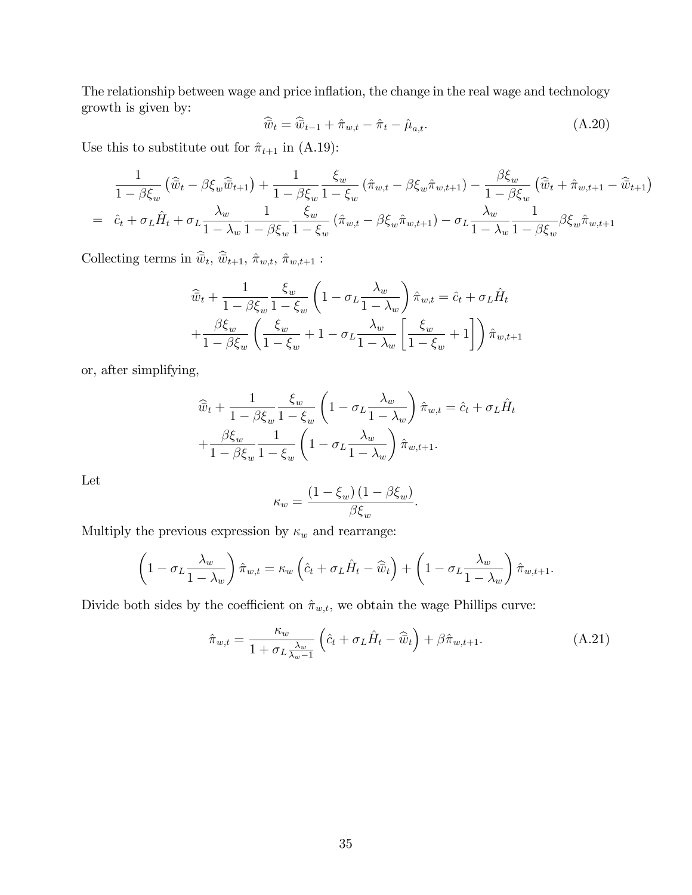The relationship between wage and price inflation, the change in the real wage and technology growth is given by:

$$\widehat{\bar{w}}_t = \widehat{\bar{w}}_{t-1} + \hat{\pi}_{w,t} - \hat{\pi}_t - \hat{\mu}_{a,t}. \tag{A.20}$$

Use this to substitute out for $\hat{\pi}_{t+1}$ in (A.19):

$$\begin{aligned}
& \frac{1}{1-\beta\xi_w}\left(\widehat{\bar{w}}_t - \beta\xi_w\widehat{\bar{w}}_{t+1}\right) + \frac{1}{1-\beta\xi_w}\frac{\xi_w}{1-\xi_w}\left(\hat{\pi}_{w,t} - \beta\xi_w\hat{\pi}_{w,t+1}\right) - \frac{\beta\xi_w}{1-\beta\xi_w}\left(\widehat{\bar{w}}_t + \hat{\pi}_{w,t+1} - \widehat{\bar{w}}_{t+1}\right) \\
= \; & \hat{c}_t + \sigma_L\hat{H}_t + \sigma_L\frac{\lambda_w}{1-\lambda_w}\frac{1}{1-\beta\xi_w}\frac{\xi_w}{1-\xi_w}\left(\hat{\pi}_{w,t} - \beta\xi_w\hat{\pi}_{w,t+1}\right) - \sigma_L\frac{\lambda_w}{1-\lambda_w}\frac{1}{1-\beta\xi_w}\beta\xi_w\hat{\pi}_{w,t+1}
\end{aligned}$$

Collecting terms in $\widehat{\bar{w}}_t$, $\widehat{\bar{w}}_{t+1}$, $\hat{\pi}_{w,t}$, $\hat{\pi}_{w,t+1}$ :

$$\begin{aligned}
& \widehat{\bar{w}}_t + \frac{1}{1-\beta\xi_w}\frac{\xi_w}{1-\xi_w}\left(1-\sigma_L\frac{\lambda_w}{1-\lambda_w}\right)\hat{\pi}_{w,t} = \hat{c}_t + \sigma_L\hat{H}_t \\
& + \frac{\beta\xi_w}{1-\beta\xi_w}\left(\frac{\xi_w}{1-\xi_w} + 1 - \sigma_L\frac{\lambda_w}{1-\lambda_w}\left[\frac{\xi_w}{1-\xi_w}+1\right]\right)\hat{\pi}_{w,t+1}
\end{aligned}$$

or, after simplifying,

$$\begin{aligned}
& \widehat{\bar{w}}_t + \frac{1}{1-\beta\xi_w}\frac{\xi_w}{1-\xi_w}\left(1-\sigma_L\frac{\lambda_w}{1-\lambda_w}\right)\hat{\pi}_{w,t} = \hat{c}_t + \sigma_L\hat{H}_t \\
& + \frac{\beta\xi_w}{1-\beta\xi_w}\frac{1}{1-\xi_w}\left(1-\sigma_L\frac{\lambda_w}{1-\lambda_w}\right)\hat{\pi}_{w,t+1}.
\end{aligned}$$

Let

$$\kappa_w = \frac{\left(1-\xi_w\right)\left(1-\beta\xi_w\right)}{\beta\xi_w}.$$

Multiply the previous expression by $\kappa_w$ and rearrange:

$$\left(1-\sigma_L\frac{\lambda_w}{1-\lambda_w}\right)\hat{\pi}_{w,t} = \kappa_w\left(\hat{c}_t + \sigma_L\hat{H}_t - \widehat{\bar{w}}_t\right) + \left(1-\sigma_L\frac{\lambda_w}{1-\lambda_w}\right)\hat{\pi}_{w,t+1}.$$

Divide both sides by the coefficient on $\hat{\pi}_{w,t}$, we obtain the wage Phillips curve:

$$\hat{\pi}_{w,t} = \frac{\kappa_w}{1+\sigma_L\frac{\lambda_w}{\lambda_w-1}}\left(\hat{c}_t + \sigma_L\hat{H}_t - \widehat{\bar{w}}_t\right) + \beta\hat{\pi}_{w,t+1}. \tag{A.21}$$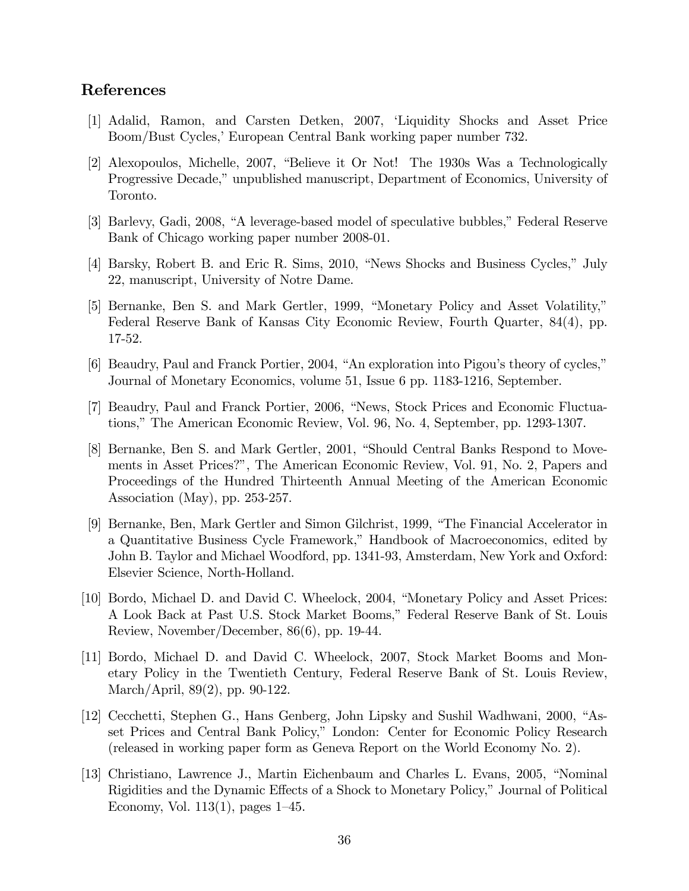## References

[1] Adalid, Ramon, and Carsten Detken, 2007, 'Liquidity Shocks and Asset Price Boom/Bust Cycles,' European Central Bank working paper number 732.

[2] Alexopoulos, Michelle, 2007, "Believe it Or Not! The 1930s Was a Technologically Progressive Decade," unpublished manuscript, Department of Economics, University of Toronto.

[3] Barlevy, Gadi, 2008, "A leverage-based model of speculative bubbles," Federal Reserve Bank of Chicago working paper number 2008-01.

[4] Barsky, Robert B. and Eric R. Sims, 2010, "News Shocks and Business Cycles," July 22, manuscript, University of Notre Dame.

[5] Bernanke, Ben S. and Mark Gertler, 1999, "Monetary Policy and Asset Volatility," Federal Reserve Bank of Kansas City Economic Review, Fourth Quarter, 84(4), pp. 17-52.

[6] Beaudry, Paul and Franck Portier, 2004, "An exploration into Pigou's theory of cycles," Journal of Monetary Economics, volume 51, Issue 6 pp. 1183-1216, September.

[7] Beaudry, Paul and Franck Portier, 2006, "News, Stock Prices and Economic Fluctuations," The American Economic Review, Vol. 96, No. 4, September, pp. 1293-1307.

[8] Bernanke, Ben S. and Mark Gertler, 2001, "Should Central Banks Respond to Movements in Asset Prices?", The American Economic Review, Vol. 91, No. 2, Papers and Proceedings of the Hundred Thirteenth Annual Meeting of the American Economic Association (May), pp. 253-257.

[9] Bernanke, Ben, Mark Gertler and Simon Gilchrist, 1999, "The Financial Accelerator in a Quantitative Business Cycle Framework," Handbook of Macroeconomics, edited by John B. Taylor and Michael Woodford, pp. 1341-93, Amsterdam, New York and Oxford: Elsevier Science, North-Holland.

[10] Bordo, Michael D. and David C. Wheelock, 2004, "Monetary Policy and Asset Prices: A Look Back at Past U.S. Stock Market Booms," Federal Reserve Bank of St. Louis Review, November/December, 86(6), pp. 19-44.

[11] Bordo, Michael D. and David C. Wheelock, 2007, Stock Market Booms and Monetary Policy in the Twentieth Century, Federal Reserve Bank of St. Louis Review, March/April, 89(2), pp. 90-122.

[12] Cecchetti, Stephen G., Hans Genberg, John Lipsky and Sushil Wadhwani, 2000, "Asset Prices and Central Bank Policy," London: Center for Economic Policy Research (released in working paper form as Geneva Report on the World Economy No. 2).

[13] Christiano, Lawrence J., Martin Eichenbaum and Charles L. Evans, 2005, "Nominal Rigidities and the Dynamic Effects of a Shock to Monetary Policy," Journal of Political Economy, Vol. 113(1), pages 1–45.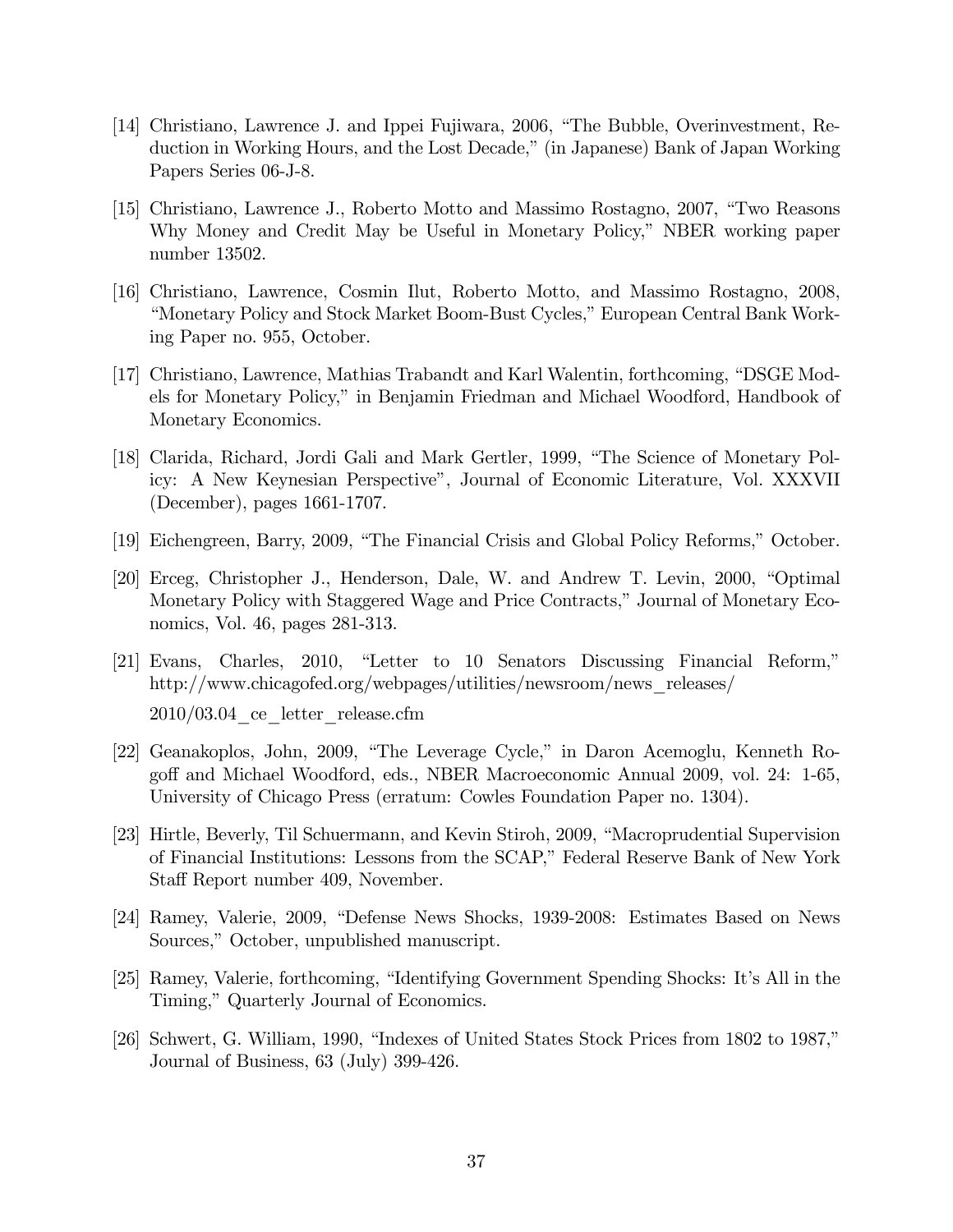[14] Christiano, Lawrence J. and Ippei Fujiwara, 2006, "The Bubble, Overinvestment, Reduction in Working Hours, and the Lost Decade," (in Japanese) Bank of Japan Working Papers Series 06-J-8.

[15] Christiano, Lawrence J., Roberto Motto and Massimo Rostagno, 2007, "Two Reasons Why Money and Credit May be Useful in Monetary Policy," NBER working paper number 13502.

[16] Christiano, Lawrence, Cosmin Ilut, Roberto Motto, and Massimo Rostagno, 2008, "Monetary Policy and Stock Market Boom-Bust Cycles," European Central Bank Working Paper no. 955, October.

[17] Christiano, Lawrence, Mathias Trabandt and Karl Walentin, forthcoming, "DSGE Models for Monetary Policy," in Benjamin Friedman and Michael Woodford, Handbook of Monetary Economics.

[18] Clarida, Richard, Jordi Gali and Mark Gertler, 1999, "The Science of Monetary Policy: A New Keynesian Perspective", Journal of Economic Literature, Vol. XXXVII (December), pages 1661-1707.

[19] Eichengreen, Barry, 2009, "The Financial Crisis and Global Policy Reforms," October.

[20] Erceg, Christopher J., Henderson, Dale, W. and Andrew T. Levin, 2000, "Optimal Monetary Policy with Staggered Wage and Price Contracts," Journal of Monetary Economics, Vol. 46, pages 281-313.

[21] Evans, Charles, 2010, "Letter to 10 Senators Discussing Financial Reform," http://www.chicagofed.org/webpages/utilities/newsroom/news_releases/2010/03.04_ce_letter_release.cfm

[22] Geanakoplos, John, 2009, "The Leverage Cycle," in Daron Acemoglu, Kenneth Rogoff and Michael Woodford, eds., NBER Macroeconomic Annual 2009, vol. 24: 1-65, University of Chicago Press (erratum: Cowles Foundation Paper no. 1304).

[23] Hirtle, Beverly, Til Schuermann, and Kevin Stiroh, 2009, "Macroprudential Supervision of Financial Institutions: Lessons from the SCAP," Federal Reserve Bank of New York Staff Report number 409, November.

[24] Ramey, Valerie, 2009, "Defense News Shocks, 1939-2008: Estimates Based on News Sources," October, unpublished manuscript.

[25] Ramey, Valerie, forthcoming, "Identifying Government Spending Shocks: It's All in the Timing," Quarterly Journal of Economics.

[26] Schwert, G. William, 1990, "Indexes of United States Stock Prices from 1802 to 1987," Journal of Business, 63 (July) 399-426.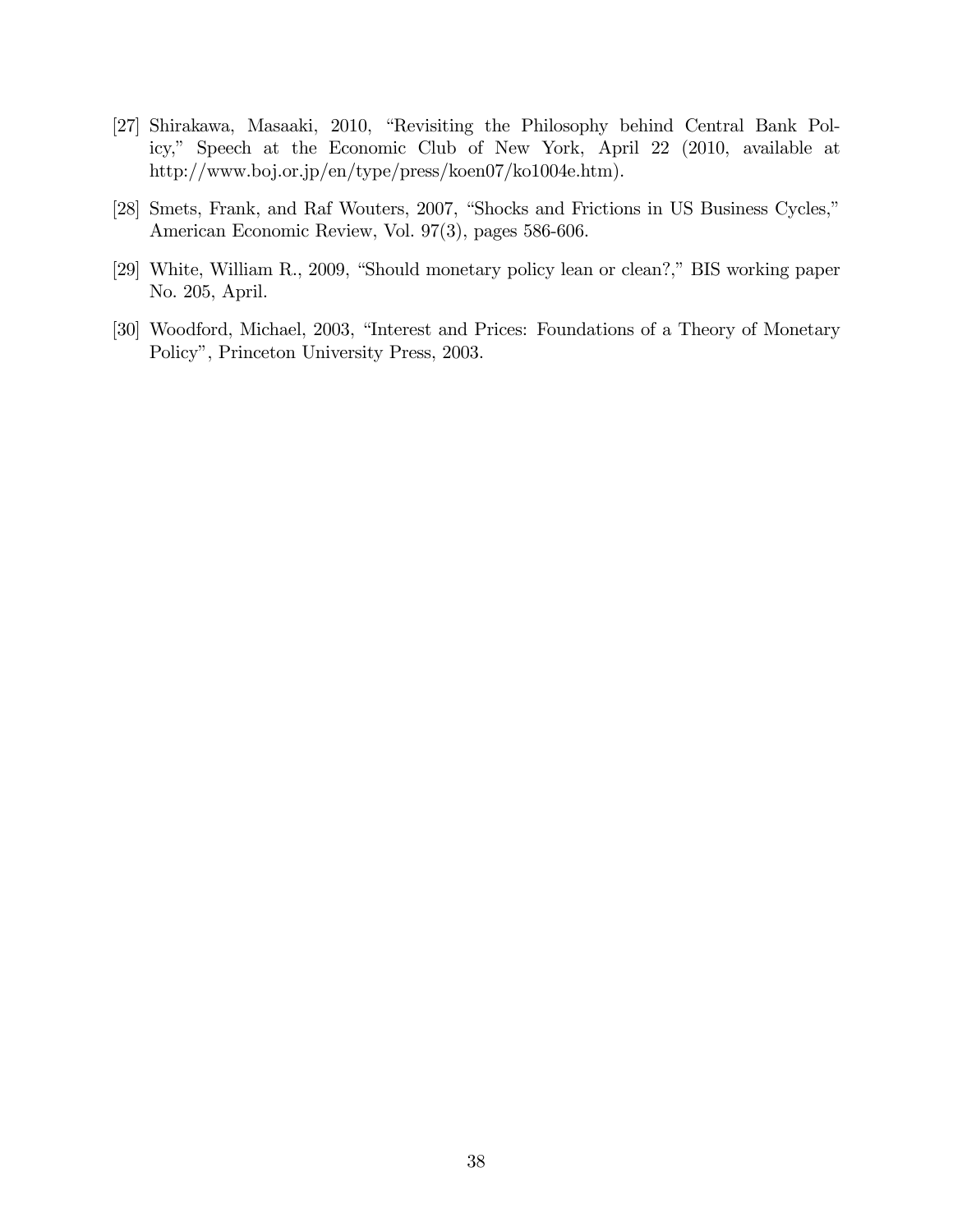[27] Shirakawa, Masaaki, 2010, "Revisiting the Philosophy behind Central Bank Policy," Speech at the Economic Club of New York, April 22 (2010, available at http://www.boj.or.jp/en/type/press/koen07/ko1004e.htm).

[28] Smets, Frank, and Raf Wouters, 2007, "Shocks and Frictions in US Business Cycles," American Economic Review, Vol. 97(3), pages 586-606.

[29] White, William R., 2009, "Should monetary policy lean or clean?," BIS working paper No. 205, April.

[30] Woodford, Michael, 2003, "Interest and Prices: Foundations of a Theory of Monetary Policy", Princeton University Press, 2003.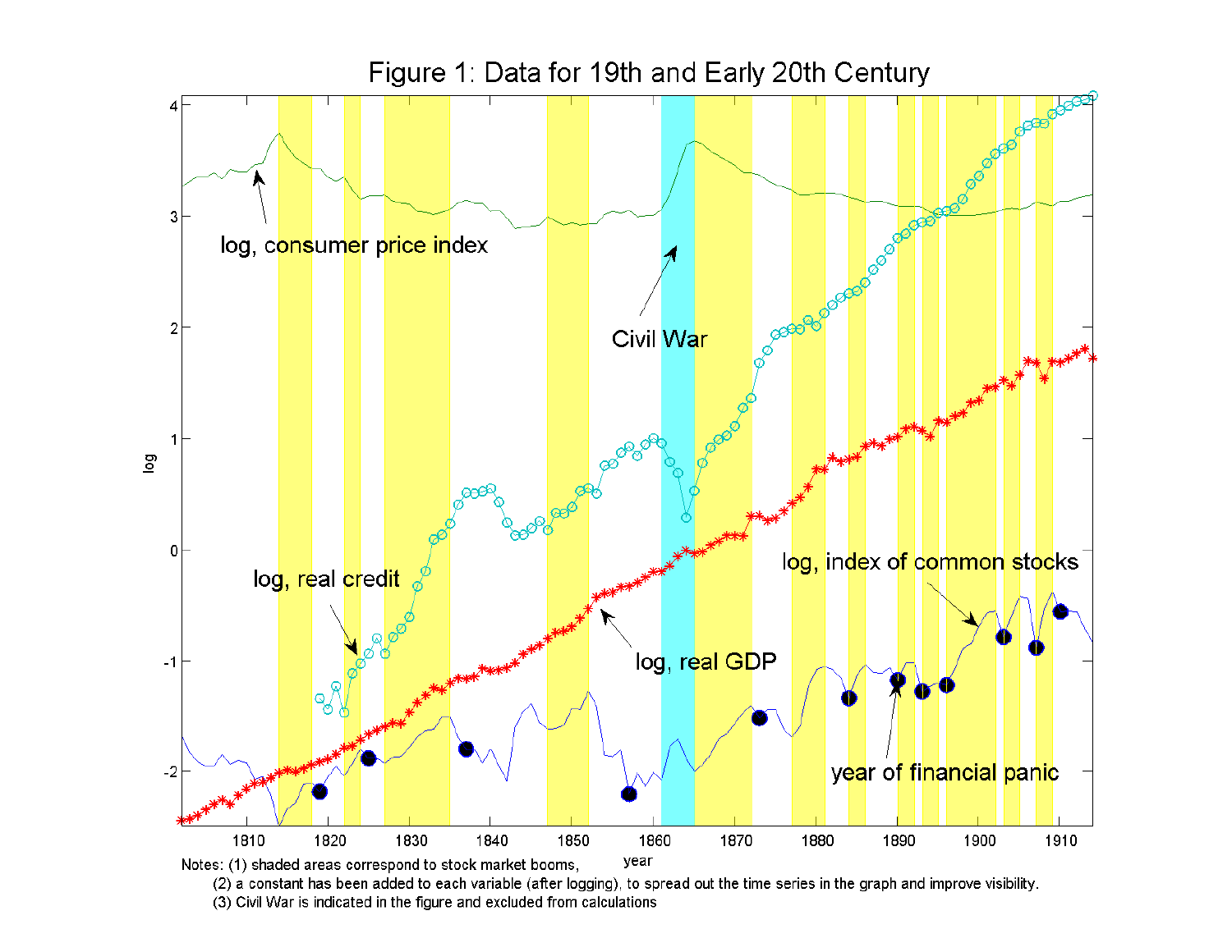# Figure 1: Data for 19th and Early 20th Century

Notes: (1) shaded areas correspond to stock market booms,

(2) a constant has been added to each variable (after logging), to spread out the time series in the graph and improve visibility.

(3) Civil War is indicated in the figure and excluded from calculations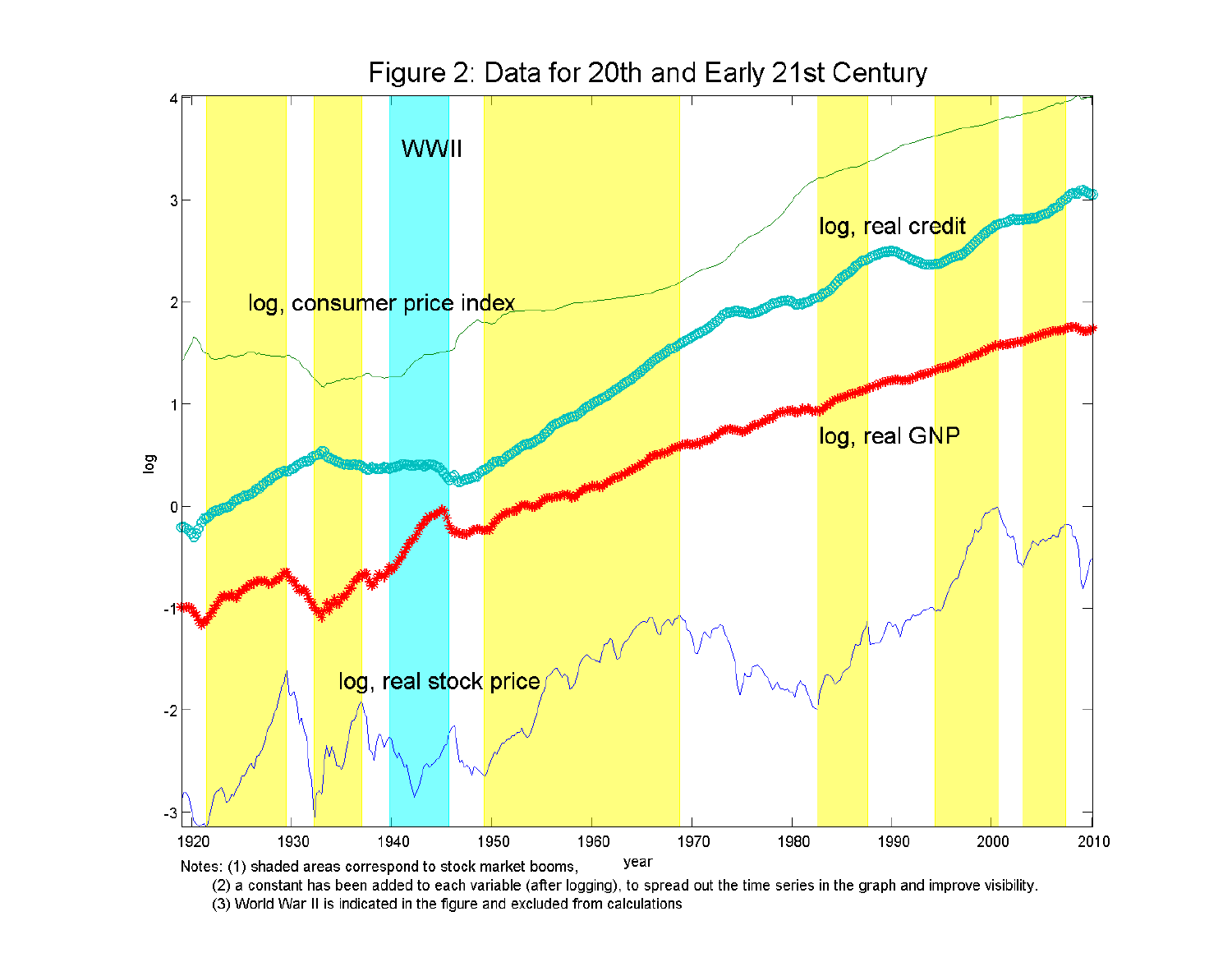# Figure 2: Data for 20th and Early 21st Century

Notes: (1) shaded areas correspond to stock market booms,

(2) a constant has been added to each variable (after logging), to spread out the time series in the graph and improve visibility.

(3) World War II is indicated in the figure and excluded from calculations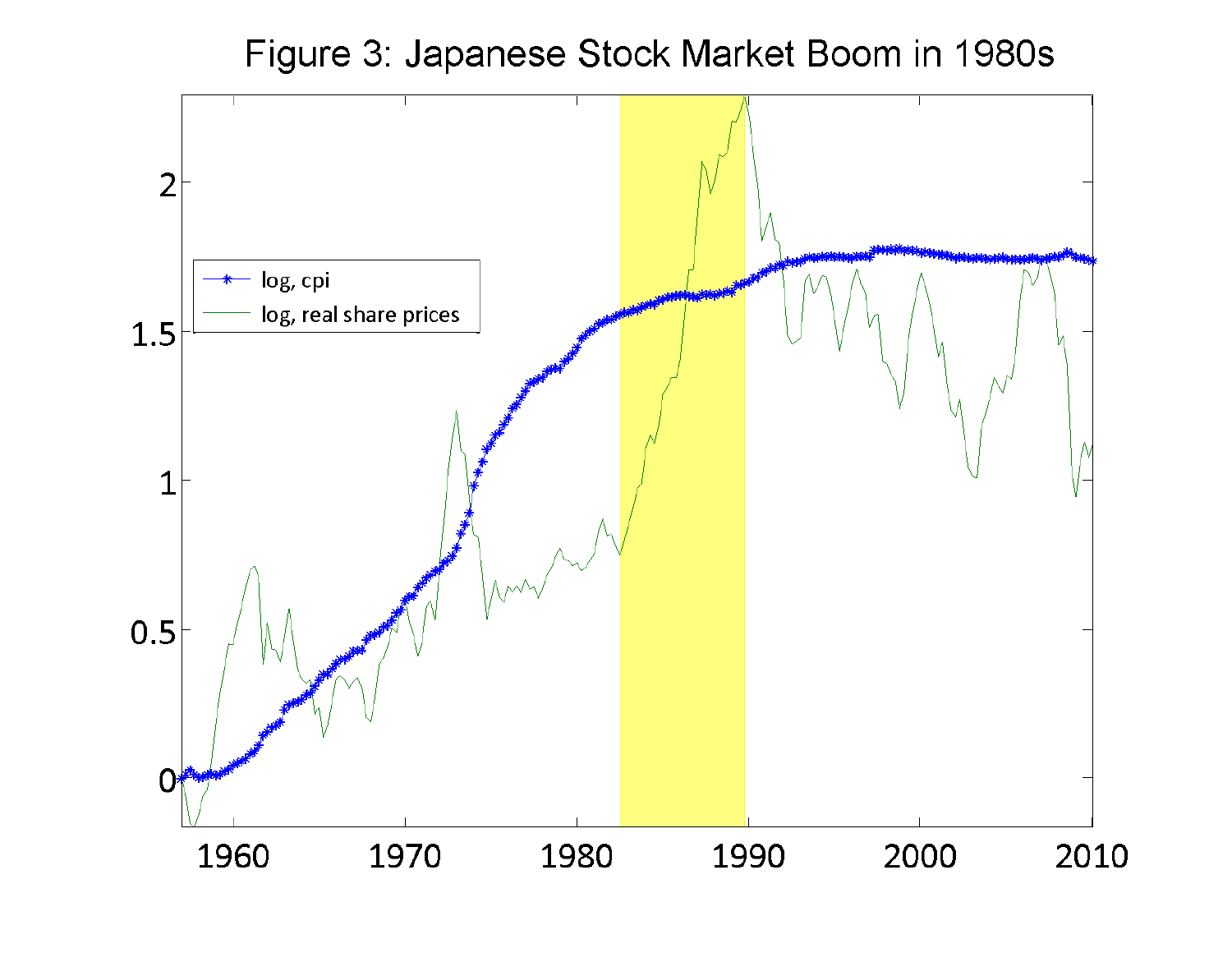Figure 3: Japanese Stock Market Boom in 1980s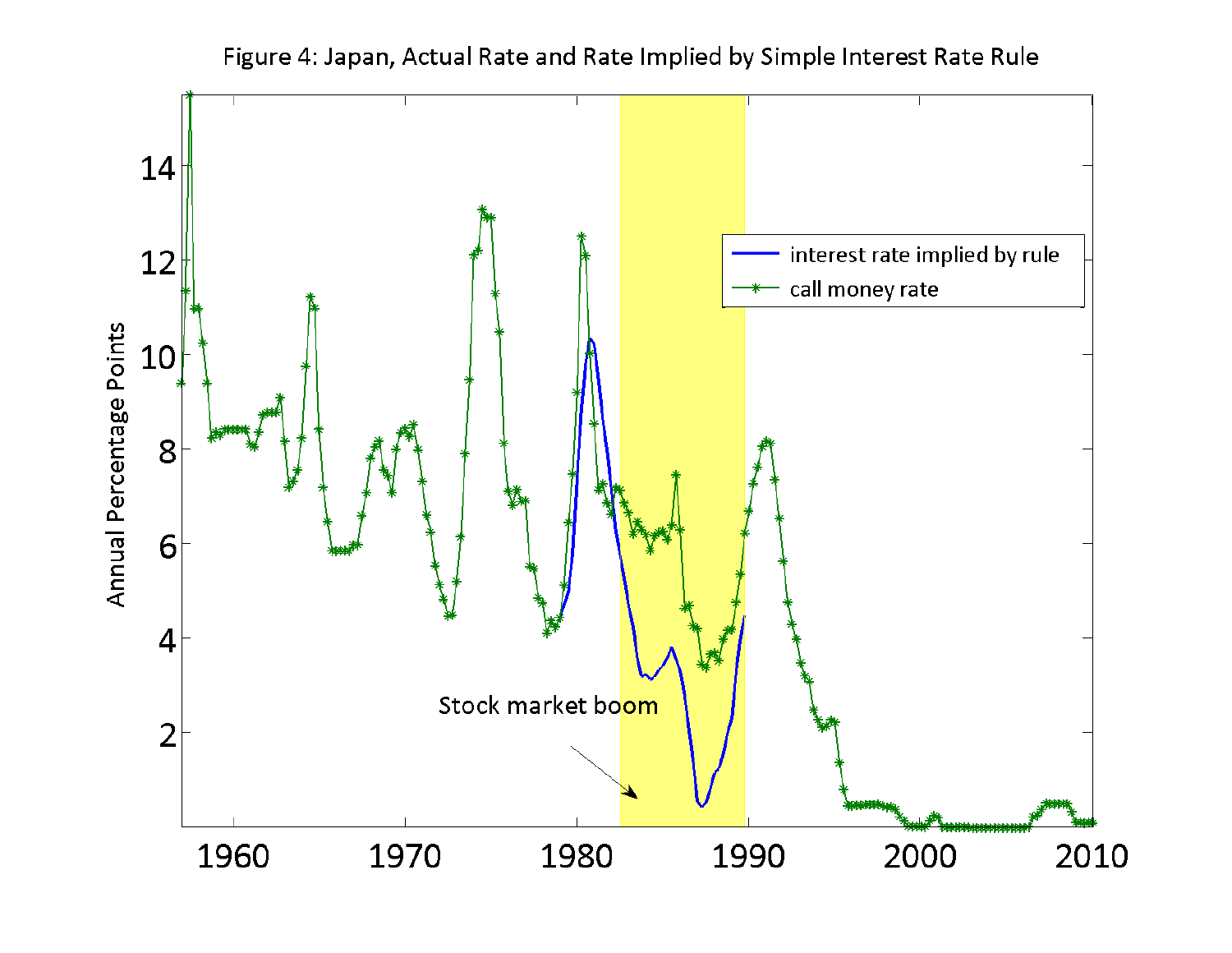Figure 4: Japan, Actual Rate and Rate Implied by Simple Interest Rate Rule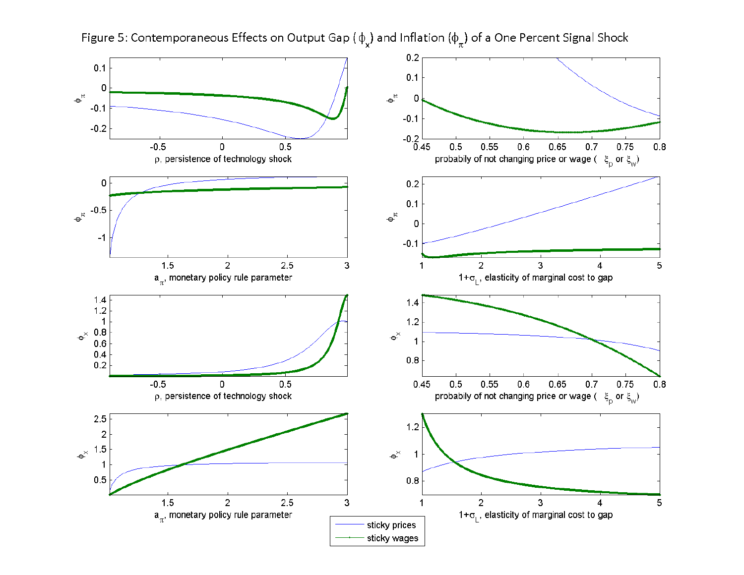Figure 5: Contemporaneous Effects on Output Gap ($\phi_x$) and Inflation ($\phi_\pi$) of a One Percent Signal Shock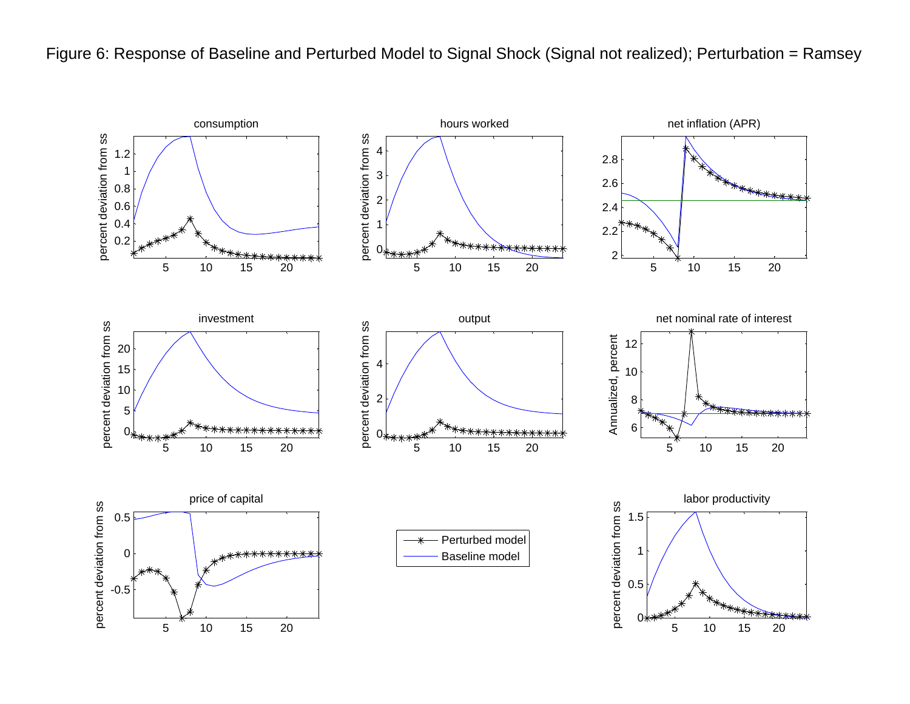Figure 6: Response of Baseline and Perturbed Model to Signal Shock (Signal not realized); Perturbation = Ramsey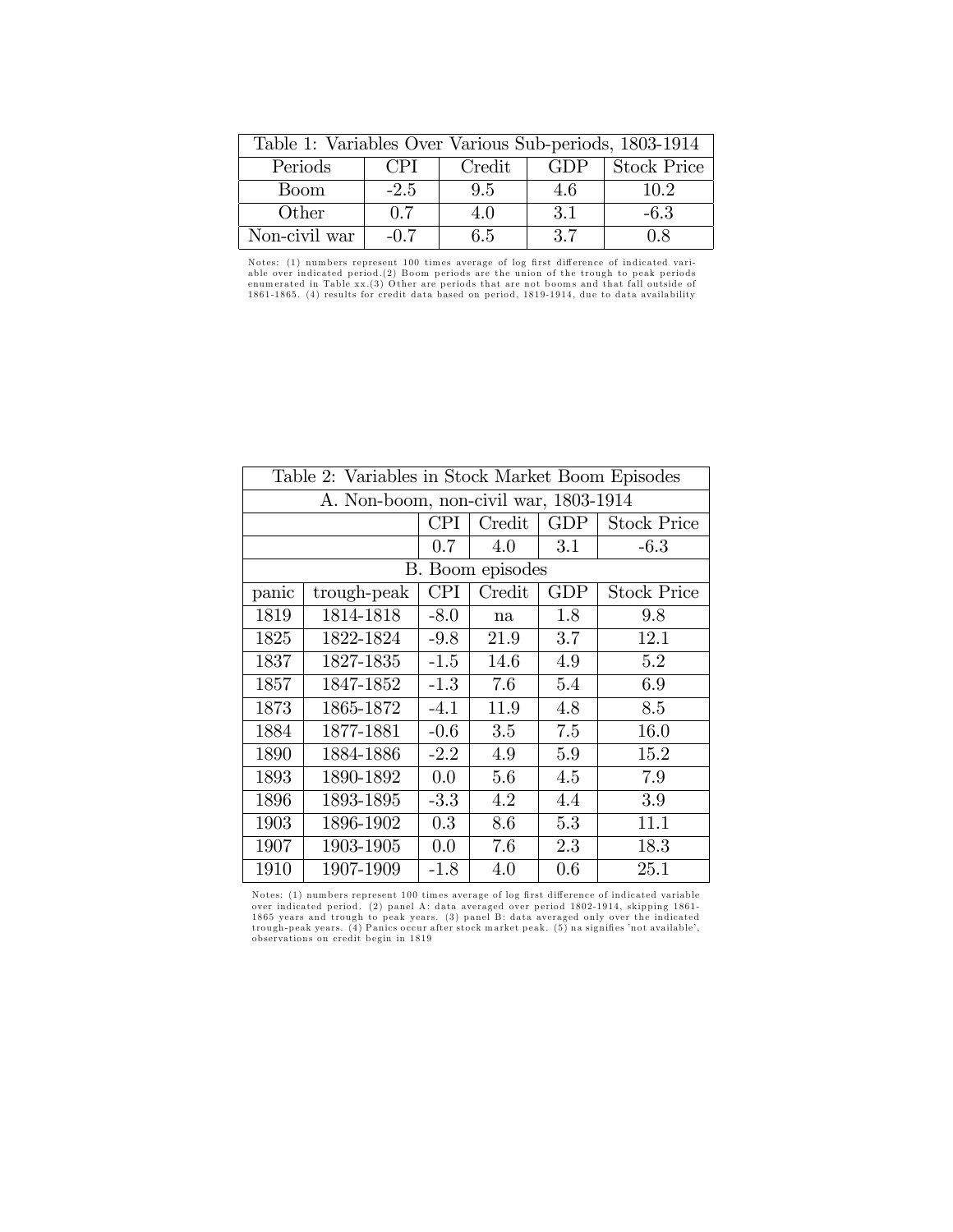| Table 1: Variables Over Various Sub-periods, 1803-1914 | | | | |
|---|---|---|---|---|
| Periods | CPI | Credit | GDP | Stock Price |
| Boom | -2.5 | 9.5 | 4.6 | 10.2 |
| Other | 0.7 | 4.0 | 3.1 | -6.3 |
| Non-civil war | -0.7 | 6.5 | 3.7 | 0.8 |

Notes: (1) numbers represent 100 times average of log first difference of indicated variable over indicated period.(2) Boom periods are the union of the trough to peak periods enumerated in Table xx.(3) Other are periods that are not booms and that fall outside of 1861-1865. (4) results for credit data based on period, 1819-1914, due to data availability

| Table 2: Variables in Stock Market Boom Episodes | | | | | |
|---|---|---|---|---|---|
| A. Non-boom, non-civil war, 1803-1914 | | | | | |
| | | CPI | Credit | GDP | Stock Price |
| | | 0.7 | 4.0 | 3.1 | -6.3 |
| B. Boom episodes | | | | | |
| panic | trough-peak | CPI | Credit | GDP | Stock Price |
| 1819 | 1814-1818 | -8.0 | na | 1.8 | 9.8 |
| 1825 | 1822-1824 | -9.8 | 21.9 | 3.7 | 12.1 |
| 1837 | 1827-1835 | -1.5 | 14.6 | 4.9 | 5.2 |
| 1857 | 1847-1852 | -1.3 | 7.6 | 5.4 | 6.9 |
| 1873 | 1865-1872 | -4.1 | 11.9 | 4.8 | 8.5 |
| 1884 | 1877-1881 | -0.6 | 3.5 | 7.5 | 16.0 |
| 1890 | 1884-1886 | -2.2 | 4.9 | 5.9 | 15.2 |
| 1893 | 1890-1892 | 0.0 | 5.6 | 4.5 | 7.9 |
| 1896 | 1893-1895 | -3.3 | 4.2 | 4.4 | 3.9 |
| 1903 | 1896-1902 | 0.3 | 8.6 | 5.3 | 11.1 |
| 1907 | 1903-1905 | 0.0 | 7.6 | 2.3 | 18.3 |
| 1910 | 1907-1909 | -1.8 | 4.0 | 0.6 | 25.1 |

Notes: (1) numbers represent 100 times average of log first difference of indicated variable over indicated period. (2) panel A: data averaged over period 1802-1914, skipping 1861-1865 years and trough to peak years. (3) panel B: data averaged only over the indicated trough-peak years. (4) Panics occur after stock market peak. (5) na signifies 'not available', observations on credit begin in 1819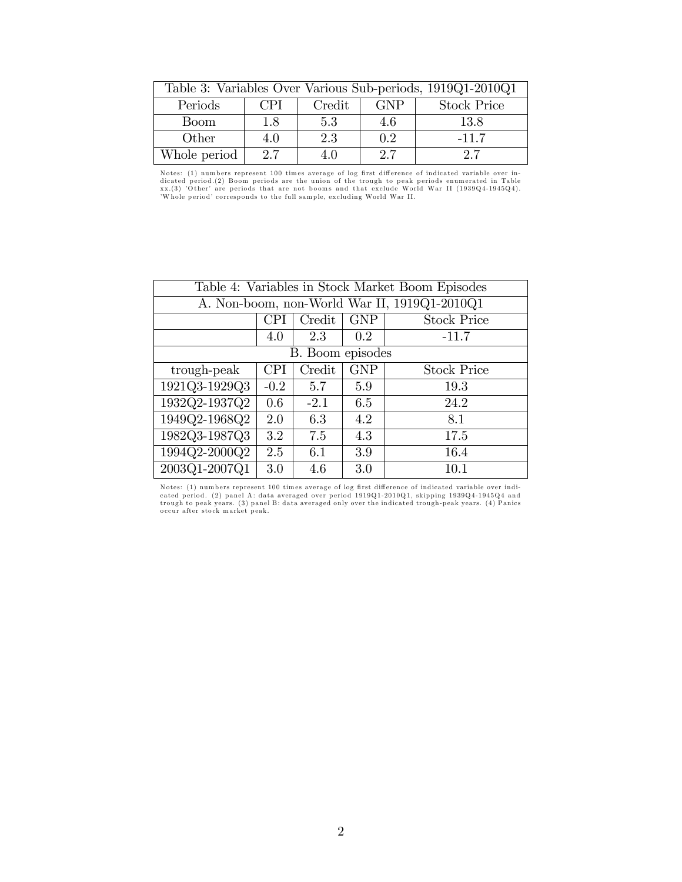| Table 3: Variables Over Various Sub-periods, 1919Q1-2010Q1 | | | | |
|---|---|---|---|---|
| Periods | CPI | Credit | GNP | Stock Price |
| Boom | 1.8 | 5.3 | 4.6 | 13.8 |
| Other | 4.0 | 2.3 | 0.2 | -11.7 |
| Whole period | 2.7 | 4.0 | 2.7 | 2.7 |

Notes: (1) numbers represent 100 times average of log first difference of indicated variable over indicated period.(2) Boom periods are the union of the trough to peak periods enumerated in Table xx.(3) 'Other' are periods that are not booms and that exclude World War II (1939Q4-1945Q4). 'Whole period' corresponds to the full sample, excluding World War II.

| Table 4: Variables in Stock Market Boom Episodes | | | | |
|---|---|---|---|---|
| A. Non-boom, non-World War II, 1919Q1-2010Q1 | | | | |
| | CPI | Credit | GNP | Stock Price |
| | 4.0 | 2.3 | 0.2 | -11.7 |
| B. Boom episodes | | | | |
| trough-peak | CPI | Credit | GNP | Stock Price |
| 1921Q3-1929Q3 | -0.2 | 5.7 | 5.9 | 19.3 |
| 1932Q2-1937Q2 | 0.6 | -2.1 | 6.5 | 24.2 |
| 1949Q2-1968Q2 | 2.0 | 6.3 | 4.2 | 8.1 |
| 1982Q3-1987Q3 | 3.2 | 7.5 | 4.3 | 17.5 |
| 1994Q2-2000Q2 | 2.5 | 6.1 | 3.9 | 16.4 |
| 2003Q1-2007Q1 | 3.0 | 4.6 | 3.0 | 10.1 |

Notes: (1) numbers represent 100 times average of log first difference of indicated variable over indicated period. (2) panel A: data averaged over period 1919Q1-2010Q1, skipping 1939Q4-1945Q4 and trough to peak years. (3) panel B: data averaged only over the indicated trough-peak years. (4) Panics occur after stock market peak.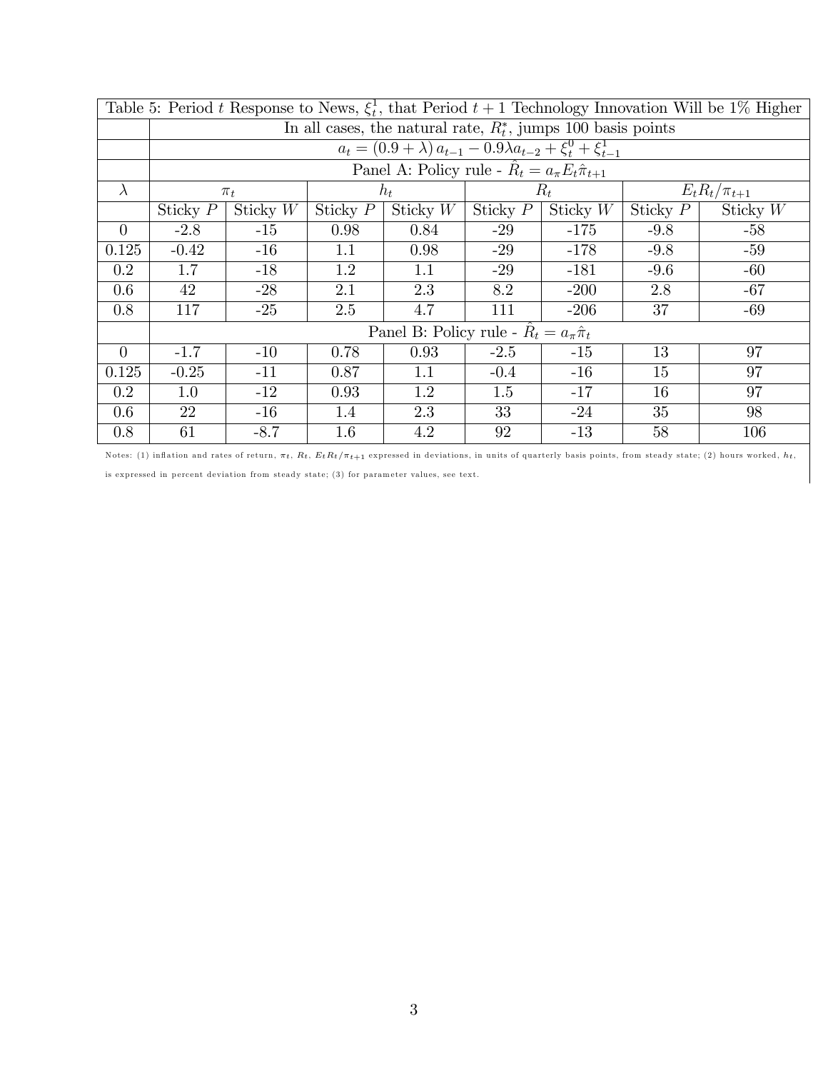| Table 5: Period $t$ Response to News, $\xi_t^1$, that Period $t+1$ Technology Innovation Will be 1% Higher | | | | | | | | |
|---|---|---|---|---|---|---|---|---|
| | In all cases, the natural rate, $R_t^*$, jumps 100 basis points | | | | | | | |
| | $a_t = (0.9+\lambda)\,a_{t-1} - 0.9\lambda a_{t-2} + \xi_t^0 + \xi_{t-1}^1$ | | | | | | | |
| | Panel A: Policy rule - $\hat{R}_t = a_\pi E_t \hat{\pi}_{t+1}$ | | | | | | | |
| $\lambda$ | $\pi_t$ | | $h_t$ | | $R_t$ | | $E_t R_t / \pi_{t+1}$ | |
| | Sticky $P$ | Sticky $W$ | Sticky $P$ | Sticky $W$ | Sticky $P$ | Sticky $W$ | Sticky $P$ | Sticky $W$ |
| 0 | -2.8 | -15 | 0.98 | 0.84 | -29 | -175 | -9.8 | -58 |
| 0.125 | -0.42 | -16 | 1.1 | 0.98 | -29 | -178 | -9.8 | -59 |
| 0.2 | 1.7 | -18 | 1.2 | 1.1 | -29 | -181 | -9.6 | -60 |
| 0.6 | 42 | -28 | 2.1 | 2.3 | 8.2 | -200 | 2.8 | -67 |
| 0.8 | 117 | -25 | 2.5 | 4.7 | 111 | -206 | 37 | -69 |
| | Panel B: Policy rule - $\hat{R}_t = a_\pi \hat{\pi}_t$ | | | | | | | |
| 0 | -1.7 | -10 | 0.78 | 0.93 | -2.5 | -15 | 13 | 97 |
| 0.125 | -0.25 | -11 | 0.87 | 1.1 | -0.4 | -16 | 15 | 97 |
| 0.2 | 1.0 | -12 | 0.93 | 1.2 | 1.5 | -17 | 16 | 97 |
| 0.6 | 22 | -16 | 1.4 | 2.3 | 33 | -24 | 35 | 98 |
| 0.8 | 61 | -8.7 | 1.6 | 4.2 | 92 | -13 | 58 | 106 |

Notes: (1) inflation and rates of return, $\pi_t$, $R_t$, $E_t R_t / \pi_{t+1}$ expressed in deviations, in units of quarterly basis points, from steady state; (2) hours worked, $h_t$, is expressed in percent deviation from steady state; (3) for parameter values, see text.